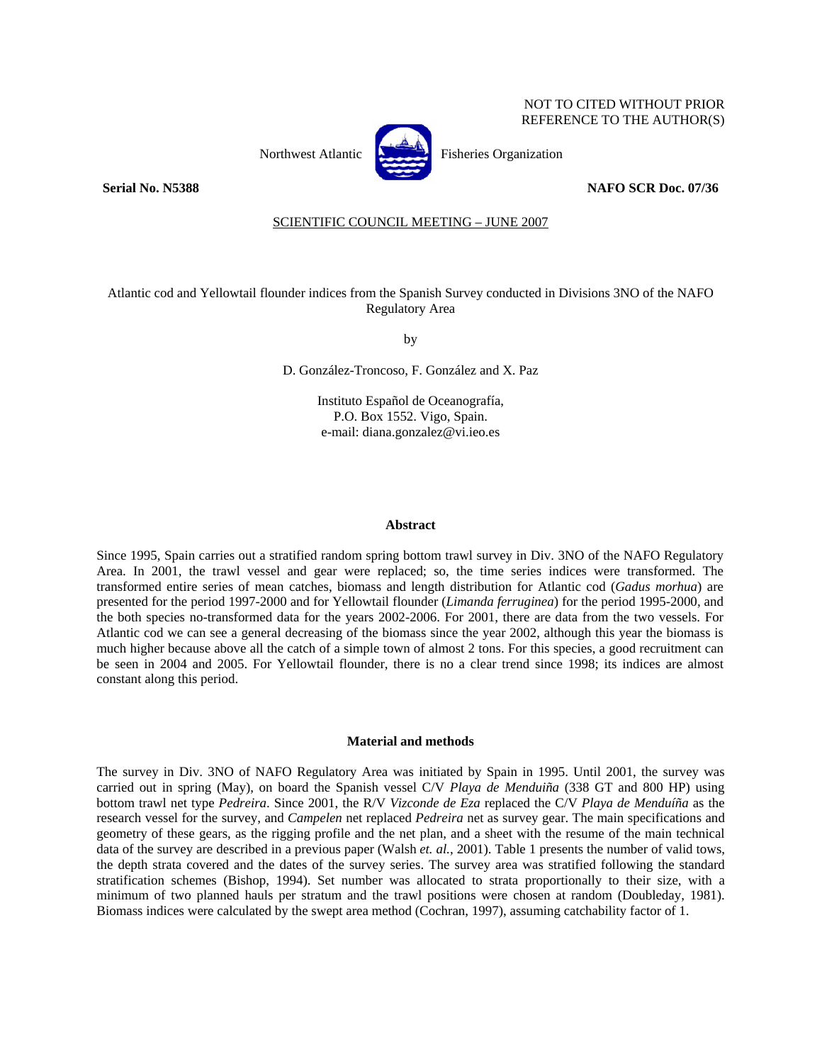NOT TO CITED WITHOUT PRIOR REFERENCE TO THE AUTHOR(S)

Northwest Atlantic Fisheries Organization

**Serial No. N5388** **NAFO SCR Doc. 07/36**

SCIENTIFIC COUNCIL MEETING – JUNE 2007

Atlantic cod and Yellowtail flounder indices from the Spanish Survey conducted in Divisions 3NO of the NAFO Regulatory Area

by

D. González-Troncoso, F. González and X. Paz

Instituto Español de Oceanografía,
P.O. Box 1552. Vigo, Spain.
e-mail: diana.gonzalez@vi.ieo.es

## Abstract

Since 1995, Spain carries out a stratified random spring bottom trawl survey in Div. 3NO of the NAFO Regulatory Area. In 2001, the trawl vessel and gear were replaced; so, the time series indices were transformed. The transformed entire series of mean catches, biomass and length distribution for Atlantic cod (*Gadus morhua*) are presented for the period 1997-2000 and for Yellowtail flounder (*Limanda ferruginea*) for the period 1995-2000, and the both species no-transformed data for the years 2002-2006. For 2001, there are data from the two vessels. For Atlantic cod we can see a general decreasing of the biomass since the year 2002, although this year the biomass is much higher because above all the catch of a simple town of almost 2 tons. For this species, a good recruitment can be seen in 2004 and 2005. For Yellowtail flounder, there is no a clear trend since 1998; its indices are almost constant along this period.

## Material and methods

The survey in Div. 3NO of NAFO Regulatory Area was initiated by Spain in 1995. Until 2001, the survey was carried out in spring (May), on board the Spanish vessel C/V *Playa de Menduiña* (338 GT and 800 HP) using bottom trawl net type *Pedreira*. Since 2001, the R/V *Vizconde de Eza* replaced the C/V *Playa de Menduíña* as the research vessel for the survey, and *Campelen* net replaced *Pedreira* net as survey gear. The main specifications and geometry of these gears, as the rigging profile and the net plan, and a sheet with the resume of the main technical data of the survey are described in a previous paper (Walsh *et. al.*, 2001). Table 1 presents the number of valid tows, the depth strata covered and the dates of the survey series. The survey area was stratified following the standard stratification schemes (Bishop, 1994). Set number was allocated to strata proportionally to their size, with a minimum of two planned hauls per stratum and the trawl positions were chosen at random (Doubleday, 1981). Biomass indices were calculated by the swept area method (Cochran, 1997), assuming catchability factor of 1.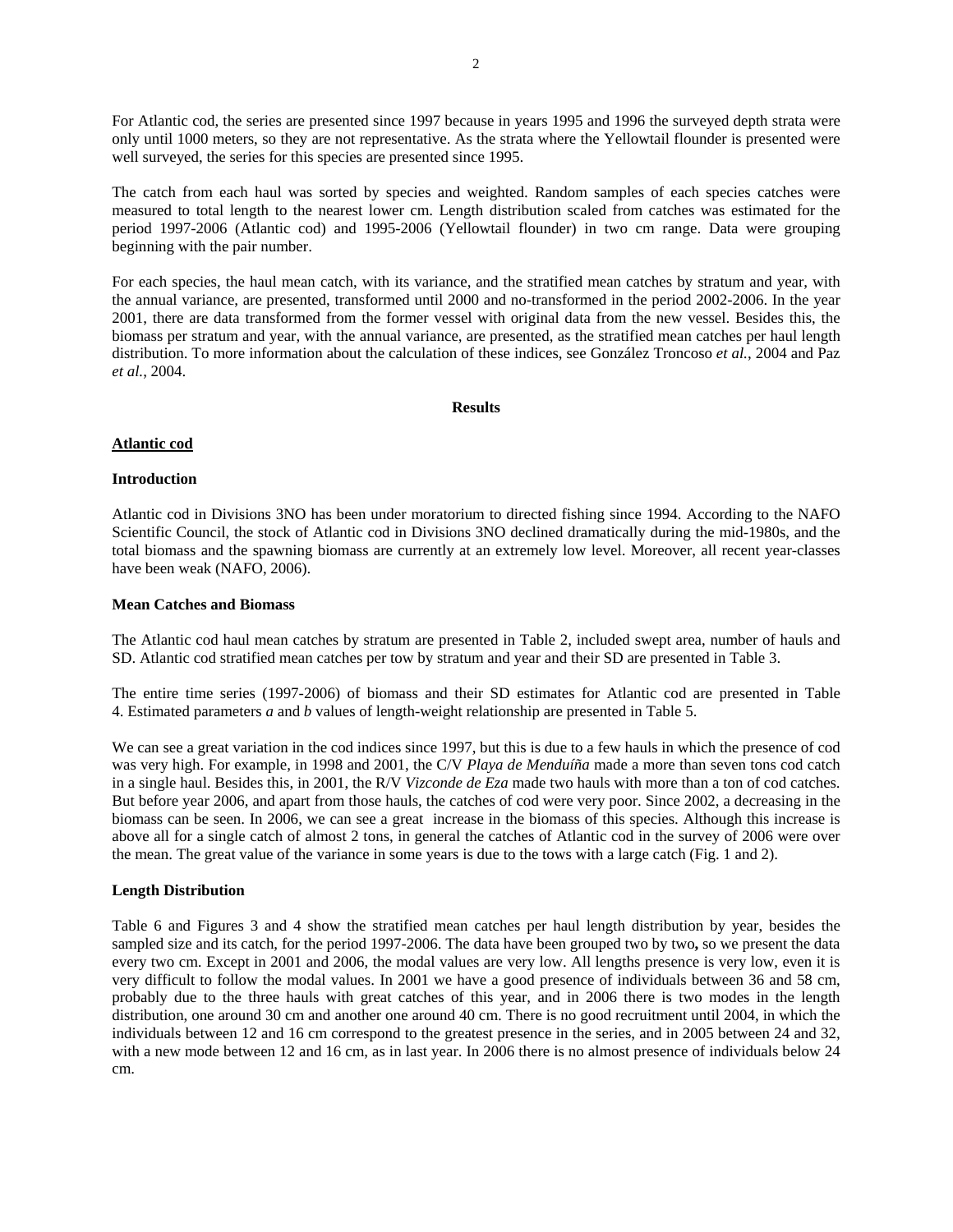For Atlantic cod, the series are presented since 1997 because in years 1995 and 1996 the surveyed depth strata were only until 1000 meters, so they are not representative. As the strata where the Yellowtail flounder is presented were well surveyed, the series for this species are presented since 1995.

The catch from each haul was sorted by species and weighted. Random samples of each species catches were measured to total length to the nearest lower cm. Length distribution scaled from catches was estimated for the period 1997-2006 (Atlantic cod) and 1995-2006 (Yellowtail flounder) in two cm range. Data were grouping beginning with the pair number.

For each species, the haul mean catch, with its variance, and the stratified mean catches by stratum and year, with the annual variance, are presented, transformed until 2000 and no-transformed in the period 2002-2006. In the year 2001, there are data transformed from the former vessel with original data from the new vessel. Besides this, the biomass per stratum and year, with the annual variance, are presented, as the stratified mean catches per haul length distribution. To more information about the calculation of these indices, see González Troncoso *et al.*, 2004 and Paz *et al.*, 2004.

## Results

### Atlantic cod

#### Introduction

Atlantic cod in Divisions 3NO has been under moratorium to directed fishing since 1994. According to the NAFO Scientific Council, the stock of Atlantic cod in Divisions 3NO declined dramatically during the mid-1980s, and the total biomass and the spawning biomass are currently at an extremely low level. Moreover, all recent year-classes have been weak (NAFO, 2006).

#### Mean Catches and Biomass

The Atlantic cod haul mean catches by stratum are presented in Table 2, included swept area, number of hauls and SD. Atlantic cod stratified mean catches per tow by stratum and year and their SD are presented in Table 3.

The entire time series (1997-2006) of biomass and their SD estimates for Atlantic cod are presented in Table 4. Estimated parameters *a* and *b* values of length-weight relationship are presented in Table 5.

We can see a great variation in the cod indices since 1997, but this is due to a few hauls in which the presence of cod was very high. For example, in 1998 and 2001, the C/V *Playa de Menduíña* made a more than seven tons cod catch in a single haul. Besides this, in 2001, the R/V *Vizconde de Eza* made two hauls with more than a ton of cod catches. But before year 2006, and apart from those hauls, the catches of cod were very poor. Since 2002, a decreasing in the biomass can be seen. In 2006, we can see a great increase in the biomass of this species. Although this increase is above all for a single catch of almost 2 tons, in general the catches of Atlantic cod in the survey of 2006 were over the mean. The great value of the variance in some years is due to the tows with a large catch (Fig. 1 and 2).

#### Length Distribution

Table 6 and Figures 3 and 4 show the stratified mean catches per haul length distribution by year, besides the sampled size and its catch, for the period 1997-2006. The data have been grouped two by two**,** so we present the data every two cm. Except in 2001 and 2006, the modal values are very low. All lengths presence is very low, even it is very difficult to follow the modal values. In 2001 we have a good presence of individuals between 36 and 58 cm, probably due to the three hauls with great catches of this year, and in 2006 there is two modes in the length distribution, one around 30 cm and another one around 40 cm. There is no good recruitment until 2004, in which the individuals between 12 and 16 cm correspond to the greatest presence in the series, and in 2005 between 24 and 32, with a new mode between 12 and 16 cm, as in last year. In 2006 there is no almost presence of individuals below 24 cm.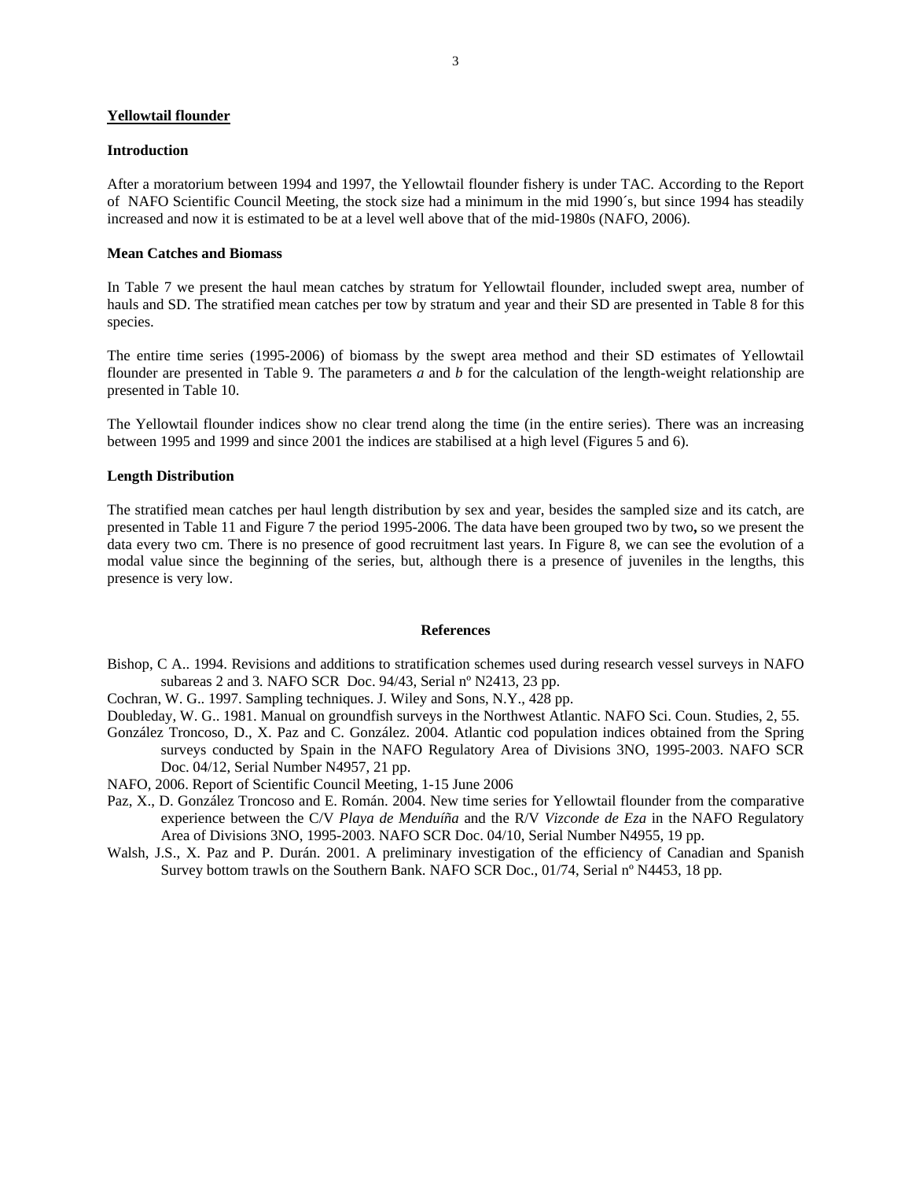## Yellowtail flounder

### Introduction

After a moratorium between 1994 and 1997, the Yellowtail flounder fishery is under TAC. According to the Report of NAFO Scientific Council Meeting, the stock size had a minimum in the mid 1990´s, but since 1994 has steadily increased and now it is estimated to be at a level well above that of the mid-1980s (NAFO, 2006).

### Mean Catches and Biomass

In Table 7 we present the haul mean catches by stratum for Yellowtail flounder, included swept area, number of hauls and SD. The stratified mean catches per tow by stratum and year and their SD are presented in Table 8 for this species.

The entire time series (1995-2006) of biomass by the swept area method and their SD estimates of Yellowtail flounder are presented in Table 9. The parameters *a* and *b* for the calculation of the length-weight relationship are presented in Table 10.

The Yellowtail flounder indices show no clear trend along the time (in the entire series). There was an increasing between 1995 and 1999 and since 2001 the indices are stabilised at a high level (Figures 5 and 6).

### Length Distribution

The stratified mean catches per haul length distribution by sex and year, besides the sampled size and its catch, are presented in Table 11 and Figure 7 the period 1995-2006. The data have been grouped two by two**,** so we present the data every two cm. There is no presence of good recruitment last years. In Figure 8, we can see the evolution of a modal value since the beginning of the series, but, although there is a presence of juveniles in the lengths, this presence is very low.

## References

Bishop, C A.. 1994. Revisions and additions to stratification schemes used during research vessel surveys in NAFO subareas 2 and 3. NAFO SCR Doc. 94/43, Serial nº N2413, 23 pp.

Cochran, W. G.. 1997. Sampling techniques. J. Wiley and Sons, N.Y., 428 pp.

Doubleday, W. G.. 1981. Manual on groundfish surveys in the Northwest Atlantic. NAFO Sci. Coun. Studies, 2, 55.

González Troncoso, D., X. Paz and C. González. 2004. Atlantic cod population indices obtained from the Spring surveys conducted by Spain in the NAFO Regulatory Area of Divisions 3NO, 1995-2003. NAFO SCR Doc. 04/12, Serial Number N4957, 21 pp.

NAFO, 2006. Report of Scientific Council Meeting, 1-15 June 2006

Paz, X., D. González Troncoso and E. Román. 2004. New time series for Yellowtail flounder from the comparative experience between the C/V *Playa de Menduíña* and the R/V *Vizconde de Eza* in the NAFO Regulatory Area of Divisions 3NO, 1995-2003. NAFO SCR Doc. 04/10, Serial Number N4955, 19 pp.

Walsh, J.S., X. Paz and P. Durán. 2001. A preliminary investigation of the efficiency of Canadian and Spanish Survey bottom trawls on the Southern Bank. NAFO SCR Doc., 01/74, Serial nº N4453, 18 pp.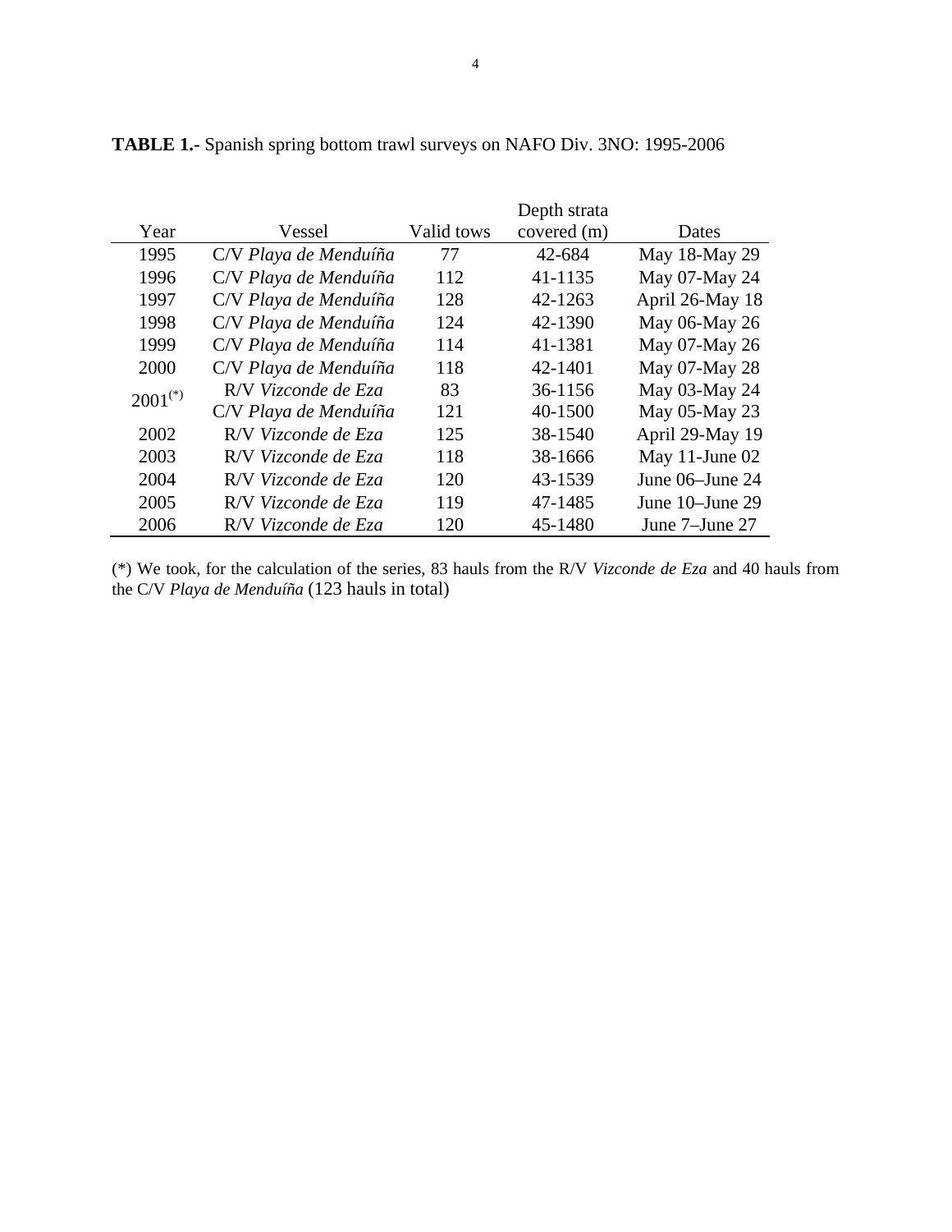**TABLE 1.-** Spanish spring bottom trawl surveys on NAFO Div. 3NO: 1995-2006

| Year | Vessel | Valid tows | Depth strata covered (m) | Dates |
|---|---|---|---|---|
| 1995 | C/V *Playa de Menduíña* | 77 | 42-684 | May 18-May 29 |
| 1996 | C/V *Playa de Menduíña* | 112 | 41-1135 | May 07-May 24 |
| 1997 | C/V *Playa de Menduíña* | 128 | 42-1263 | April 26-May 18 |
| 1998 | C/V *Playa de Menduíña* | 124 | 42-1390 | May 06-May 26 |
| 1999 | C/V *Playa de Menduíña* | 114 | 41-1381 | May 07-May 26 |
| 2000 | C/V *Playa de Menduíña* | 118 | 42-1401 | May 07-May 28 |
| 2001(*) | R/V *Vizconde de Eza* | 83 | 36-1156 | May 03-May 24 |
| | C/V *Playa de Menduíña* | 121 | 40-1500 | May 05-May 23 |
| 2002 | R/V *Vizconde de Eza* | 125 | 38-1540 | April 29-May 19 |
| 2003 | R/V *Vizconde de Eza* | 118 | 38-1666 | May 11-June 02 |
| 2004 | R/V *Vizconde de Eza* | 120 | 43-1539 | June 06–June 24 |
| 2005 | R/V *Vizconde de Eza* | 119 | 47-1485 | June 10–June 29 |
| 2006 | R/V *Vizconde de Eza* | 120 | 45-1480 | June 7–June 27 |

(*) We took, for the calculation of the series, 83 hauls from the R/V *Vizconde de Eza* and 40 hauls from the C/V *Playa de Menduíña* (123 hauls in total)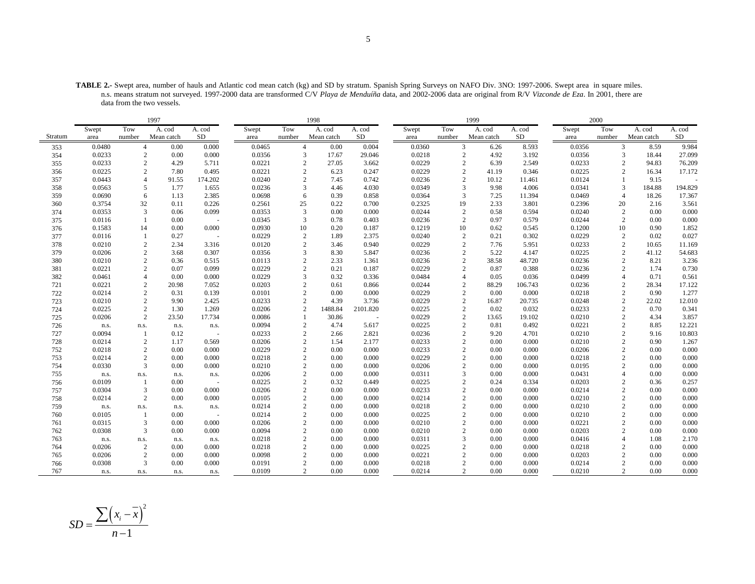**TABLE 2.-** Swept area, number of hauls and Atlantic cod mean catch (kg) and SD by stratum. Spanish Spring Surveys on NAFO Div. 3NO: 1997-2006. Swept area in square miles. n.s. means stratum not surveyed. 1997-2000 data are transformed C/V *Playa de Menduíña* data, and 2002-2006 data are original from R/V *Vizconde de Eza*. In 2001, there are data from the two vessels.

| | 1997 | | | | 1998 | | | | 1999 | | | | 2000 | | | |
|---|---|---|---|---|---|---|---|---|---|---|---|---|---|---|---|---|
| Stratum | Swept area | Tow number | A. cod Mean catch | A. cod SD | Swept area | Tow number | A. cod Mean catch | A. cod SD | Swept area | Tow number | A. cod Mean catch | A. cod SD | Swept area | Tow number | A. cod Mean catch | A. cod SD |
| 353 | 0.0480 | 4 | 0.00 | 0.000 | 0.0465 | 4 | 0.00 | 0.004 | 0.0360 | 3 | 6.26 | 8.593 | 0.0356 | 3 | 8.59 | 9.984 |
| 354 | 0.0233 | 2 | 0.00 | 0.000 | 0.0356 | 3 | 17.67 | 29.046 | 0.0218 | 2 | 4.92 | 3.192 | 0.0356 | 3 | 18.44 | 27.099 |
| 355 | 0.0233 | 2 | 4.29 | 5.711 | 0.0221 | 2 | 27.05 | 3.662 | 0.0229 | 2 | 6.39 | 2.549 | 0.0233 | 2 | 94.83 | 76.209 |
| 356 | 0.0225 | 2 | 7.80 | 0.495 | 0.0221 | 2 | 6.23 | 0.247 | 0.0229 | 2 | 41.19 | 0.346 | 0.0225 | 2 | 16.34 | 17.172 |
| 357 | 0.0443 | 4 | 91.55 | 174.202 | 0.0240 | 2 | 7.45 | 0.742 | 0.0236 | 2 | 10.12 | 11.461 | 0.0124 | 1 | 9.15 | - |
| 358 | 0.0563 | 5 | 1.77 | 1.655 | 0.0236 | 3 | 4.46 | 4.030 | 0.0349 | 3 | 9.98 | 4.006 | 0.0341 | 3 | 184.88 | 194.829 |
| 359 | 0.0690 | 6 | 1.13 | 2.385 | 0.0698 | 6 | 0.39 | 0.858 | 0.0364 | 3 | 7.25 | 11.394 | 0.0469 | 4 | 18.26 | 17.367 |
| 360 | 0.3754 | 32 | 0.11 | 0.226 | 0.2561 | 25 | 0.22 | 0.700 | 0.2325 | 19 | 2.33 | 3.801 | 0.2396 | 20 | 2.16 | 3.561 |
| 374 | 0.0353 | 3 | 0.06 | 0.099 | 0.0353 | 3 | 0.00 | 0.000 | 0.0244 | 2 | 0.58 | 0.594 | 0.0240 | 2 | 0.00 | 0.000 |
| 375 | 0.0116 | 1 | 0.00 | - | 0.0345 | 3 | 0.78 | 0.403 | 0.0236 | 2 | 0.97 | 0.579 | 0.0244 | 2 | 0.00 | 0.000 |
| 376 | 0.1583 | 14 | 0.00 | 0.000 | 0.0930 | 10 | 0.20 | 0.187 | 0.1219 | 10 | 0.62 | 0.545 | 0.1200 | 10 | 0.90 | 1.852 |
| 377 | 0.0116 | 1 | 0.27 | - | 0.0229 | 2 | 1.89 | 2.375 | 0.0240 | 2 | 0.21 | 0.302 | 0.0229 | 2 | 0.02 | 0.027 |
| 378 | 0.0210 | 2 | 2.34 | 3.316 | 0.0120 | 2 | 3.46 | 0.940 | 0.0229 | 2 | 7.76 | 5.951 | 0.0233 | 2 | 10.65 | 11.169 |
| 379 | 0.0206 | 2 | 3.68 | 0.307 | 0.0356 | 3 | 8.30 | 5.847 | 0.0236 | 2 | 5.22 | 4.147 | 0.0225 | 2 | 41.12 | 54.683 |
| 380 | 0.0210 | 2 | 0.36 | 0.515 | 0.0113 | 2 | 2.33 | 1.361 | 0.0236 | 2 | 38.58 | 48.720 | 0.0236 | 2 | 8.21 | 3.236 |
| 381 | 0.0221 | 2 | 0.07 | 0.099 | 0.0229 | 2 | 0.21 | 0.187 | 0.0229 | 2 | 0.87 | 0.388 | 0.0236 | 2 | 1.74 | 0.730 |
| 382 | 0.0461 | 4 | 0.00 | 0.000 | 0.0229 | 3 | 0.32 | 0.336 | 0.0484 | 4 | 0.05 | 0.036 | 0.0499 | 4 | 0.71 | 0.561 |
| 721 | 0.0221 | 2 | 20.98 | 7.052 | 0.0203 | 2 | 0.61 | 0.866 | 0.0244 | 2 | 88.29 | 106.743 | 0.0236 | 2 | 28.34 | 17.122 |
| 722 | 0.0214 | 2 | 0.31 | 0.139 | 0.0101 | 2 | 0.00 | 0.000 | 0.0229 | 2 | 0.00 | 0.000 | 0.0218 | 2 | 0.90 | 1.277 |
| 723 | 0.0210 | 2 | 9.90 | 2.425 | 0.0233 | 2 | 4.39 | 3.736 | 0.0229 | 2 | 16.87 | 20.735 | 0.0248 | 2 | 22.02 | 12.010 |
| 724 | 0.0225 | 2 | 1.30 | 1.269 | 0.0206 | 2 | 1488.84 | 2101.820 | 0.0225 | 2 | 0.02 | 0.032 | 0.0233 | 2 | 0.70 | 0.341 |
| 725 | 0.0206 | 2 | 23.50 | 17.734 | 0.0086 | 1 | 30.86 | - | 0.0229 | 2 | 13.65 | 19.102 | 0.0210 | 2 | 4.34 | 3.857 |
| 726 | n.s. | n.s. | n.s. | n.s. | 0.0094 | 2 | 4.74 | 5.617 | 0.0225 | 2 | 0.81 | 0.492 | 0.0221 | 2 | 8.85 | 12.221 |
| 727 | 0.0094 | 1 | 0.12 | - | 0.0233 | 2 | 2.66 | 2.821 | 0.0236 | 2 | 9.20 | 4.701 | 0.0210 | 2 | 9.16 | 10.803 |
| 728 | 0.0214 | 2 | 1.17 | 0.569 | 0.0206 | 2 | 1.54 | 2.177 | 0.0233 | 2 | 0.00 | 0.000 | 0.0210 | 2 | 0.90 | 1.267 |
| 752 | 0.0218 | 2 | 0.00 | 0.000 | 0.0229 | 2 | 0.00 | 0.000 | 0.0233 | 2 | 0.00 | 0.000 | 0.0206 | 2 | 0.00 | 0.000 |
| 753 | 0.0214 | 2 | 0.00 | 0.000 | 0.0218 | 2 | 0.00 | 0.000 | 0.0229 | 2 | 0.00 | 0.000 | 0.0218 | 2 | 0.00 | 0.000 |
| 754 | 0.0330 | 3 | 0.00 | 0.000 | 0.0210 | 2 | 0.00 | 0.000 | 0.0206 | 2 | 0.00 | 0.000 | 0.0195 | 2 | 0.00 | 0.000 |
| 755 | n.s. | n.s. | n.s. | n.s. | 0.0206 | 2 | 0.00 | 0.000 | 0.0311 | 3 | 0.00 | 0.000 | 0.0431 | 4 | 0.00 | 0.000 |
| 756 | 0.0109 | 1 | 0.00 | - | 0.0225 | 2 | 0.32 | 0.449 | 0.0225 | 2 | 0.24 | 0.334 | 0.0203 | 2 | 0.36 | 0.257 |
| 757 | 0.0304 | 3 | 0.00 | 0.000 | 0.0206 | 2 | 0.00 | 0.000 | 0.0233 | 2 | 0.00 | 0.000 | 0.0214 | 2 | 0.00 | 0.000 |
| 758 | 0.0214 | 2 | 0.00 | 0.000 | 0.0105 | 2 | 0.00 | 0.000 | 0.0214 | 2 | 0.00 | 0.000 | 0.0210 | 2 | 0.00 | 0.000 |
| 759 | n.s. | n.s. | n.s. | n.s. | 0.0214 | 2 | 0.00 | 0.000 | 0.0218 | 2 | 0.00 | 0.000 | 0.0210 | 2 | 0.00 | 0.000 |
| 760 | 0.0105 | 1 | 0.00 | - | 0.0214 | 2 | 0.00 | 0.000 | 0.0225 | 2 | 0.00 | 0.000 | 0.0210 | 2 | 0.00 | 0.000 |
| 761 | 0.0315 | 3 | 0.00 | 0.000 | 0.0206 | 2 | 0.00 | 0.000 | 0.0210 | 2 | 0.00 | 0.000 | 0.0221 | 2 | 0.00 | 0.000 |
| 762 | 0.0308 | 3 | 0.00 | 0.000 | 0.0094 | 2 | 0.00 | 0.000 | 0.0210 | 2 | 0.00 | 0.000 | 0.0203 | 2 | 0.00 | 0.000 |
| 763 | n.s. | n.s. | n.s. | n.s. | 0.0218 | 2 | 0.00 | 0.000 | 0.0311 | 3 | 0.00 | 0.000 | 0.0416 | 4 | 1.08 | 2.170 |
| 764 | 0.0206 | 2 | 0.00 | 0.000 | 0.0218 | 2 | 0.00 | 0.000 | 0.0225 | 2 | 0.00 | 0.000 | 0.0218 | 2 | 0.00 | 0.000 |
| 765 | 0.0206 | 2 | 0.00 | 0.000 | 0.0098 | 2 | 0.00 | 0.000 | 0.0221 | 2 | 0.00 | 0.000 | 0.0203 | 2 | 0.00 | 0.000 |
| 766 | 0.0308 | 3 | 0.00 | 0.000 | 0.0191 | 2 | 0.00 | 0.000 | 0.0218 | 2 | 0.00 | 0.000 | 0.0214 | 2 | 0.00 | 0.000 |
| 767 | n.s. | n.s. | n.s. | n.s. | 0.0109 | 2 | 0.00 | 0.000 | 0.0214 | 2 | 0.00 | 0.000 | 0.0210 | 2 | 0.00 | 0.000 |

$$SD = \frac{\sum \left(x_i - \overline{x}\right)^2}{n-1}$$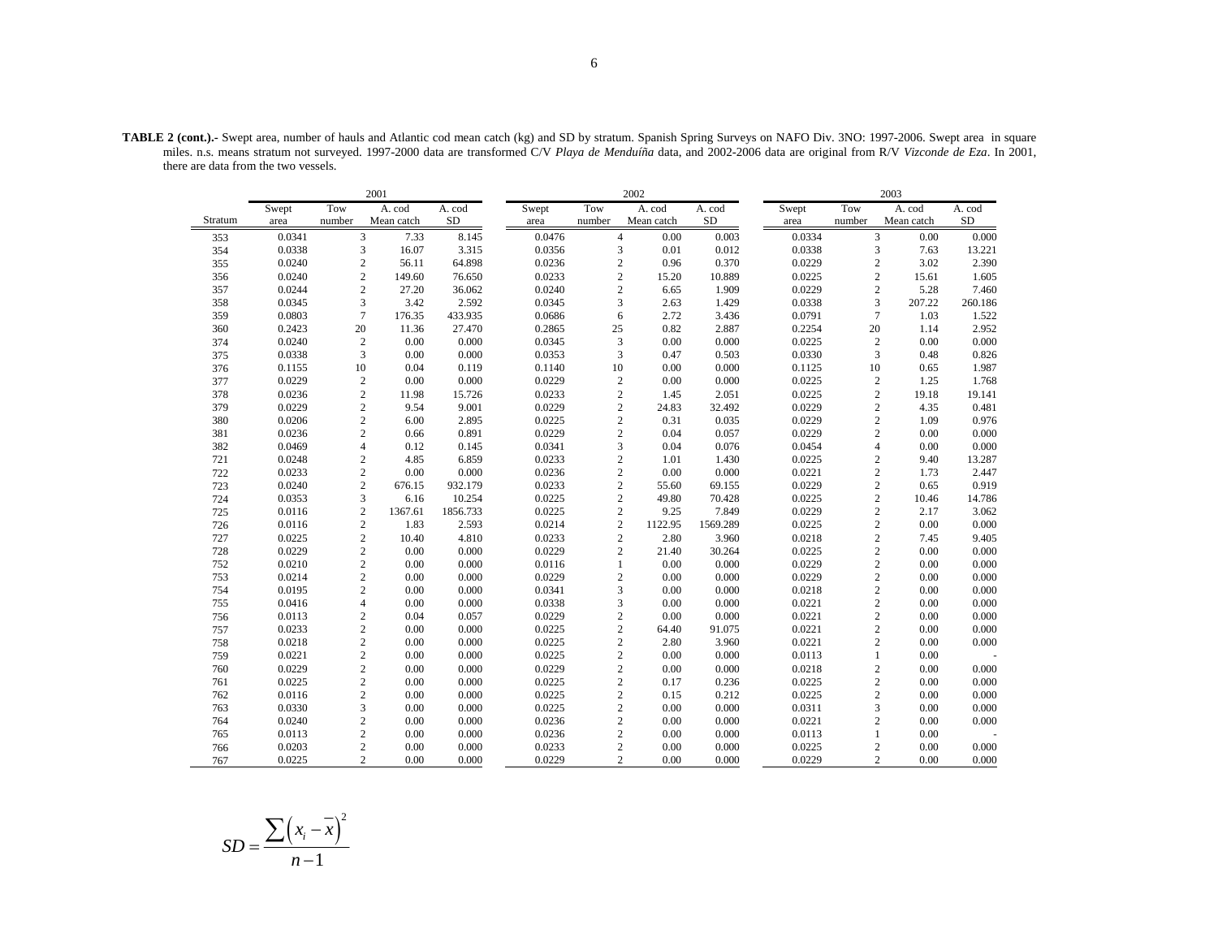**TABLE 2 (cont.).-** Swept area, number of hauls and Atlantic cod mean catch (kg) and SD by stratum. Spanish Spring Surveys on NAFO Div. 3NO: 1997-2006. Swept area in square miles. n.s. means stratum not surveyed. 1997-2000 data are transformed C/V *Playa de Menduíña* data, and 2002-2006 data are original from R/V *Vizconde de Eza*. In 2001, there are data from the two vessels.

| | 2001 | | | | 2002 | | | | 2003 | | | |
|---|---|---|---|---|---|---|---|---|---|---|---|---|
| Stratum | Swept area | Tow number | A. cod Mean catch | A. cod SD | Swept area | Tow number | A. cod Mean catch | A. cod SD | Swept area | Tow number | A. cod Mean catch | A. cod SD |
| 353 | 0.0341 | 3 | 7.33 | 8.145 | 0.0476 | 4 | 0.00 | 0.003 | 0.0334 | 3 | 0.00 | 0.000 |
| 354 | 0.0338 | 3 | 16.07 | 3.315 | 0.0356 | 3 | 0.01 | 0.012 | 0.0338 | 3 | 7.63 | 13.221 |
| 355 | 0.0240 | 2 | 56.11 | 64.898 | 0.0236 | 2 | 0.96 | 0.370 | 0.0229 | 2 | 3.02 | 2.390 |
| 356 | 0.0240 | 2 | 149.60 | 76.650 | 0.0233 | 2 | 15.20 | 10.889 | 0.0225 | 2 | 15.61 | 1.605 |
| 357 | 0.0244 | 2 | 27.20 | 36.062 | 0.0240 | 2 | 6.65 | 1.909 | 0.0229 | 2 | 5.28 | 7.460 |
| 358 | 0.0345 | 3 | 3.42 | 2.592 | 0.0345 | 3 | 2.63 | 1.429 | 0.0338 | 3 | 207.22 | 260.186 |
| 359 | 0.0803 | 7 | 176.35 | 433.935 | 0.0686 | 6 | 2.72 | 3.436 | 0.0791 | 7 | 1.03 | 1.522 |
| 360 | 0.2423 | 20 | 11.36 | 27.470 | 0.2865 | 25 | 0.82 | 2.887 | 0.2254 | 20 | 1.14 | 2.952 |
| 374 | 0.0240 | 2 | 0.00 | 0.000 | 0.0345 | 3 | 0.00 | 0.000 | 0.0225 | 2 | 0.00 | 0.000 |
| 375 | 0.0338 | 3 | 0.00 | 0.000 | 0.0353 | 3 | 0.47 | 0.503 | 0.0330 | 3 | 0.48 | 0.826 |
| 376 | 0.1155 | 10 | 0.04 | 0.119 | 0.1140 | 10 | 0.00 | 0.000 | 0.1125 | 10 | 0.65 | 1.987 |
| 377 | 0.0229 | 2 | 0.00 | 0.000 | 0.0229 | 2 | 0.00 | 0.000 | 0.0225 | 2 | 1.25 | 1.768 |
| 378 | 0.0236 | 2 | 11.98 | 15.726 | 0.0233 | 2 | 1.45 | 2.051 | 0.0225 | 2 | 19.18 | 19.141 |
| 379 | 0.0229 | 2 | 9.54 | 9.001 | 0.0229 | 2 | 24.83 | 32.492 | 0.0229 | 2 | 4.35 | 0.481 |
| 380 | 0.0206 | 2 | 6.00 | 2.895 | 0.0225 | 2 | 0.31 | 0.035 | 0.0229 | 2 | 1.09 | 0.976 |
| 381 | 0.0236 | 2 | 0.66 | 0.891 | 0.0229 | 2 | 0.04 | 0.057 | 0.0229 | 2 | 0.00 | 0.000 |
| 382 | 0.0469 | 4 | 0.12 | 0.145 | 0.0341 | 3 | 0.04 | 0.076 | 0.0454 | 4 | 0.00 | 0.000 |
| 721 | 0.0248 | 2 | 4.85 | 6.859 | 0.0233 | 2 | 1.01 | 1.430 | 0.0225 | 2 | 9.40 | 13.287 |
| 722 | 0.0233 | 2 | 0.00 | 0.000 | 0.0236 | 2 | 0.00 | 0.000 | 0.0221 | 2 | 1.73 | 2.447 |
| 723 | 0.0240 | 2 | 676.15 | 932.179 | 0.0233 | 2 | 55.60 | 69.155 | 0.0229 | 2 | 0.65 | 0.919 |
| 724 | 0.0353 | 3 | 6.16 | 10.254 | 0.0225 | 2 | 49.80 | 70.428 | 0.0225 | 2 | 10.46 | 14.786 |
| 725 | 0.0116 | 2 | 1367.61 | 1856.733 | 0.0225 | 2 | 9.25 | 7.849 | 0.0229 | 2 | 2.17 | 3.062 |
| 726 | 0.0116 | 2 | 1.83 | 2.593 | 0.0214 | 2 | 1122.95 | 1569.289 | 0.0225 | 2 | 0.00 | 0.000 |
| 727 | 0.0225 | 2 | 10.40 | 4.810 | 0.0233 | 2 | 2.80 | 3.960 | 0.0218 | 2 | 7.45 | 9.405 |
| 728 | 0.0229 | 2 | 0.00 | 0.000 | 0.0229 | 2 | 21.40 | 30.264 | 0.0225 | 2 | 0.00 | 0.000 |
| 752 | 0.0210 | 2 | 0.00 | 0.000 | 0.0116 | 1 | 0.00 | 0.000 | 0.0229 | 2 | 0.00 | 0.000 |
| 753 | 0.0214 | 2 | 0.00 | 0.000 | 0.0229 | 2 | 0.00 | 0.000 | 0.0229 | 2 | 0.00 | 0.000 |
| 754 | 0.0195 | 2 | 0.00 | 0.000 | 0.0341 | 3 | 0.00 | 0.000 | 0.0218 | 2 | 0.00 | 0.000 |
| 755 | 0.0416 | 4 | 0.00 | 0.000 | 0.0338 | 3 | 0.00 | 0.000 | 0.0221 | 2 | 0.00 | 0.000 |
| 756 | 0.0113 | 2 | 0.04 | 0.057 | 0.0229 | 2 | 0.00 | 0.000 | 0.0221 | 2 | 0.00 | 0.000 |
| 757 | 0.0233 | 2 | 0.00 | 0.000 | 0.0225 | 2 | 64.40 | 91.075 | 0.0221 | 2 | 0.00 | 0.000 |
| 758 | 0.0218 | 2 | 0.00 | 0.000 | 0.0225 | 2 | 2.80 | 3.960 | 0.0221 | 2 | 0.00 | 0.000 |
| 759 | 0.0221 | 2 | 0.00 | 0.000 | 0.0225 | 2 | 0.00 | 0.000 | 0.0113 | 1 | 0.00 | - |
| 760 | 0.0229 | 2 | 0.00 | 0.000 | 0.0229 | 2 | 0.00 | 0.000 | 0.0218 | 2 | 0.00 | 0.000 |
| 761 | 0.0225 | 2 | 0.00 | 0.000 | 0.0225 | 2 | 0.17 | 0.236 | 0.0225 | 2 | 0.00 | 0.000 |
| 762 | 0.0116 | 2 | 0.00 | 0.000 | 0.0225 | 2 | 0.15 | 0.212 | 0.0225 | 2 | 0.00 | 0.000 |
| 763 | 0.0330 | 3 | 0.00 | 0.000 | 0.0225 | 2 | 0.00 | 0.000 | 0.0311 | 3 | 0.00 | 0.000 |
| 764 | 0.0240 | 2 | 0.00 | 0.000 | 0.0236 | 2 | 0.00 | 0.000 | 0.0221 | 2 | 0.00 | 0.000 |
| 765 | 0.0113 | 2 | 0.00 | 0.000 | 0.0236 | 2 | 0.00 | 0.000 | 0.0113 | 1 | 0.00 | - |
| 766 | 0.0203 | 2 | 0.00 | 0.000 | 0.0233 | 2 | 0.00 | 0.000 | 0.0225 | 2 | 0.00 | 0.000 |
| 767 | 0.0225 | 2 | 0.00 | 0.000 | 0.0229 | 2 | 0.00 | 0.000 | 0.0229 | 2 | 0.00 | 0.000 |

$$SD = \frac{\sum \left( x_i - \bar{x} \right)^2}{n-1}$$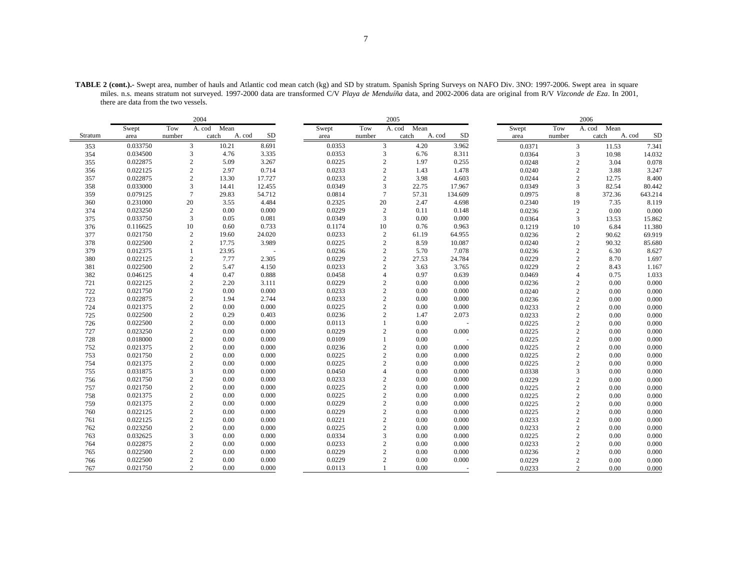**TABLE 2 (cont.).-** Swept area, number of hauls and Atlantic cod mean catch (kg) and SD by stratum. Spanish Spring Surveys on NAFO Div. 3NO: 1997-2006. Swept area in square miles. n.s. means stratum not surveyed. 1997-2000 data are transformed C/V *Playa de Menduíña* data, and 2002-2006 data are original from R/V *Vizconde de Eza*. In 2001, there are data from the two vessels.

| | 2004 | | | | 2005 | | | | 2006 | | | |
|---|---|---|---|---|---|---|---|---|---|---|---|---|
| Stratum | Swept area | Tow number | A. cod Mean catch | A. cod SD | Swept area | Tow number | A. cod Mean catch | A. cod SD | Swept area | Tow number | A. cod Mean catch | A. cod SD |
| 353 | 0.033750 | 3 | 10.21 | 8.691 | 0.0353 | 3 | 4.20 | 3.962 | 0.0371 | 3 | 11.53 | 7.341 |
| 354 | 0.034500 | 3 | 4.76 | 3.335 | 0.0353 | 3 | 6.76 | 8.311 | 0.0364 | 3 | 10.98 | 14.032 |
| 355 | 0.022875 | 2 | 5.09 | 3.267 | 0.0225 | 2 | 1.97 | 0.255 | 0.0248 | 2 | 3.04 | 0.078 |
| 356 | 0.022125 | 2 | 2.97 | 0.714 | 0.0233 | 2 | 1.43 | 1.478 | 0.0240 | 2 | 3.88 | 3.247 |
| 357 | 0.022875 | 2 | 13.30 | 17.727 | 0.0233 | 2 | 3.98 | 4.603 | 0.0244 | 2 | 12.75 | 8.400 |
| 358 | 0.033000 | 3 | 14.41 | 12.455 | 0.0349 | 3 | 22.75 | 17.967 | 0.0349 | 3 | 82.54 | 80.442 |
| 359 | 0.079125 | 7 | 29.83 | 54.712 | 0.0814 | 7 | 57.31 | 134.609 | 0.0975 | 8 | 372.36 | 643.214 |
| 360 | 0.231000 | 20 | 3.55 | 4.484 | 0.2325 | 20 | 2.47 | 4.698 | 0.2340 | 19 | 7.35 | 8.119 |
| 374 | 0.023250 | 2 | 0.00 | 0.000 | 0.0229 | 2 | 0.11 | 0.148 | 0.0236 | 2 | 0.00 | 0.000 |
| 375 | 0.033750 | 3 | 0.05 | 0.081 | 0.0349 | 3 | 0.00 | 0.000 | 0.0364 | 3 | 13.53 | 15.862 |
| 376 | 0.116625 | 10 | 0.60 | 0.733 | 0.1174 | 10 | 0.76 | 0.963 | 0.1219 | 10 | 6.84 | 11.380 |
| 377 | 0.021750 | 2 | 19.60 | 24.020 | 0.0233 | 2 | 61.19 | 64.955 | 0.0236 | 2 | 90.62 | 69.919 |
| 378 | 0.022500 | 2 | 17.75 | 3.989 | 0.0225 | 2 | 8.59 | 10.087 | 0.0240 | 2 | 90.32 | 85.680 |
| 379 | 0.012375 | 1 | 23.95 | - | 0.0236 | 2 | 5.70 | 7.078 | 0.0236 | 2 | 6.30 | 8.627 |
| 380 | 0.022125 | 2 | 7.77 | 2.305 | 0.0229 | 2 | 27.53 | 24.784 | 0.0229 | 2 | 8.70 | 1.697 |
| 381 | 0.022500 | 2 | 5.47 | 4.150 | 0.0233 | 2 | 3.63 | 3.765 | 0.0229 | 2 | 8.43 | 1.167 |
| 382 | 0.046125 | 4 | 0.47 | 0.888 | 0.0458 | 4 | 0.97 | 0.639 | 0.0469 | 4 | 0.75 | 1.033 |
| 721 | 0.022125 | 2 | 2.20 | 3.111 | 0.0229 | 2 | 0.00 | 0.000 | 0.0236 | 2 | 0.00 | 0.000 |
| 722 | 0.021750 | 2 | 0.00 | 0.000 | 0.0233 | 2 | 0.00 | 0.000 | 0.0240 | 2 | 0.00 | 0.000 |
| 723 | 0.022875 | 2 | 1.94 | 2.744 | 0.0233 | 2 | 0.00 | 0.000 | 0.0236 | 2 | 0.00 | 0.000 |
| 724 | 0.021375 | 2 | 0.00 | 0.000 | 0.0225 | 2 | 0.00 | 0.000 | 0.0233 | 2 | 0.00 | 0.000 |
| 725 | 0.022500 | 2 | 0.29 | 0.403 | 0.0236 | 2 | 1.47 | 2.073 | 0.0233 | 2 | 0.00 | 0.000 |
| 726 | 0.022500 | 2 | 0.00 | 0.000 | 0.0113 | 1 | 0.00 | - | 0.0225 | 2 | 0.00 | 0.000 |
| 727 | 0.023250 | 2 | 0.00 | 0.000 | 0.0229 | 2 | 0.00 | 0.000 | 0.0225 | 2 | 0.00 | 0.000 |
| 728 | 0.018000 | 2 | 0.00 | 0.000 | 0.0109 | 1 | 0.00 | - | 0.0225 | 2 | 0.00 | 0.000 |
| 752 | 0.021375 | 2 | 0.00 | 0.000 | 0.0236 | 2 | 0.00 | 0.000 | 0.0225 | 2 | 0.00 | 0.000 |
| 753 | 0.021750 | 2 | 0.00 | 0.000 | 0.0225 | 2 | 0.00 | 0.000 | 0.0225 | 2 | 0.00 | 0.000 |
| 754 | 0.021375 | 2 | 0.00 | 0.000 | 0.0225 | 2 | 0.00 | 0.000 | 0.0225 | 2 | 0.00 | 0.000 |
| 755 | 0.031875 | 3 | 0.00 | 0.000 | 0.0450 | 4 | 0.00 | 0.000 | 0.0338 | 3 | 0.00 | 0.000 |
| 756 | 0.021750 | 2 | 0.00 | 0.000 | 0.0233 | 2 | 0.00 | 0.000 | 0.0229 | 2 | 0.00 | 0.000 |
| 757 | 0.021750 | 2 | 0.00 | 0.000 | 0.0225 | 2 | 0.00 | 0.000 | 0.0225 | 2 | 0.00 | 0.000 |
| 758 | 0.021375 | 2 | 0.00 | 0.000 | 0.0225 | 2 | 0.00 | 0.000 | 0.0225 | 2 | 0.00 | 0.000 |
| 759 | 0.021375 | 2 | 0.00 | 0.000 | 0.0229 | 2 | 0.00 | 0.000 | 0.0225 | 2 | 0.00 | 0.000 |
| 760 | 0.022125 | 2 | 0.00 | 0.000 | 0.0229 | 2 | 0.00 | 0.000 | 0.0225 | 2 | 0.00 | 0.000 |
| 761 | 0.022125 | 2 | 0.00 | 0.000 | 0.0221 | 2 | 0.00 | 0.000 | 0.0233 | 2 | 0.00 | 0.000 |
| 762 | 0.023250 | 2 | 0.00 | 0.000 | 0.0225 | 2 | 0.00 | 0.000 | 0.0233 | 2 | 0.00 | 0.000 |
| 763 | 0.032625 | 3 | 0.00 | 0.000 | 0.0334 | 3 | 0.00 | 0.000 | 0.0225 | 2 | 0.00 | 0.000 |
| 764 | 0.022875 | 2 | 0.00 | 0.000 | 0.0233 | 2 | 0.00 | 0.000 | 0.0233 | 2 | 0.00 | 0.000 |
| 765 | 0.022500 | 2 | 0.00 | 0.000 | 0.0229 | 2 | 0.00 | 0.000 | 0.0236 | 2 | 0.00 | 0.000 |
| 766 | 0.022500 | 2 | 0.00 | 0.000 | 0.0229 | 2 | 0.00 | 0.000 | 0.0229 | 2 | 0.00 | 0.000 |
| 767 | 0.021750 | 2 | 0.00 | 0.000 | 0.0113 | 1 | 0.00 | - | 0.0233 | 2 | 0.00 | 0.000 |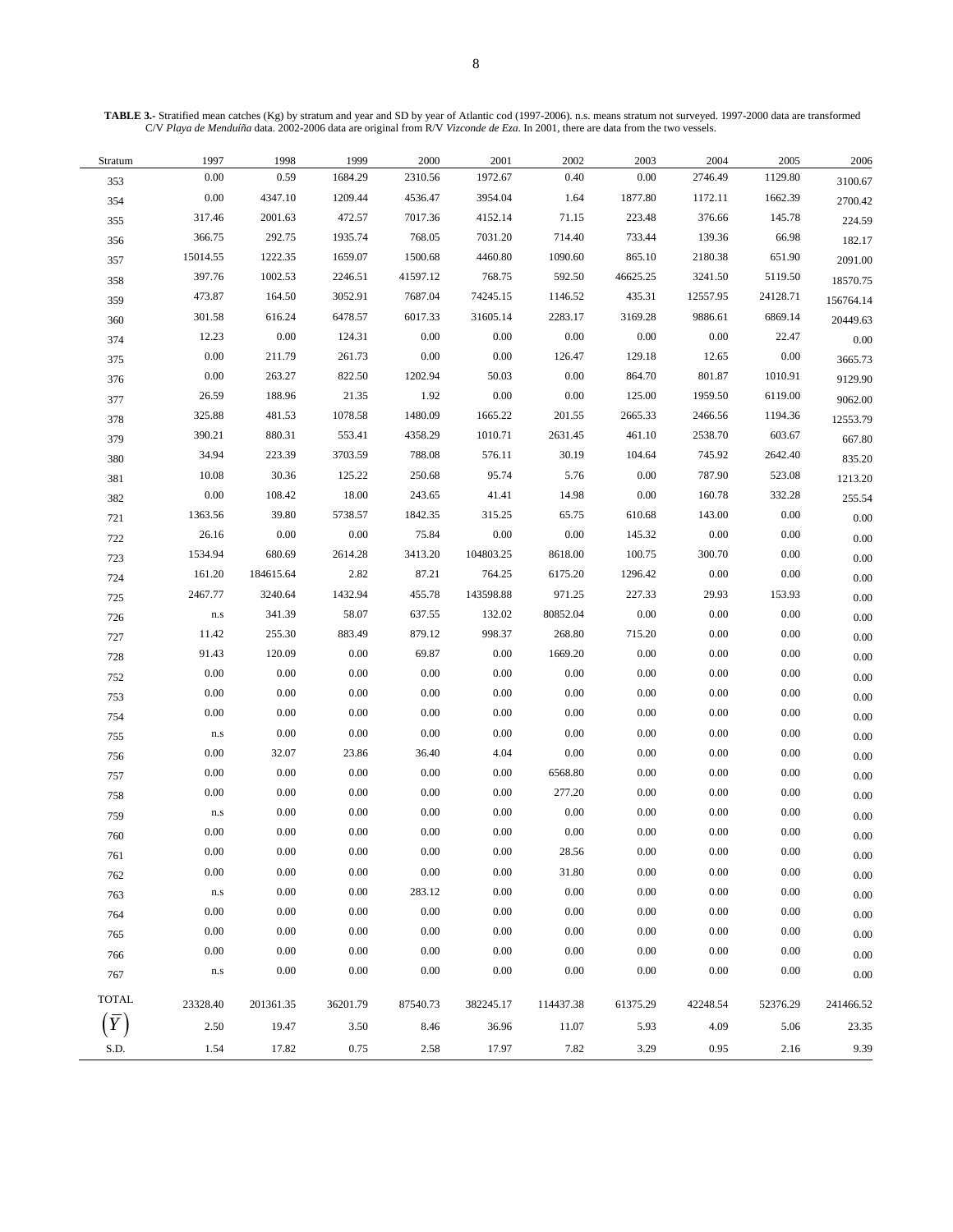**TABLE 3.-** Stratified mean catches (Kg) by stratum and year and SD by year of Atlantic cod (1997-2006). n.s. means stratum not surveyed. 1997-2000 data are transformed C/V *Playa de Menduíña* data. 2002-2006 data are original from R/V *Vizconde de Eza*. In 2001, there are data from the two vessels.

| Stratum | 1997 | 1998 | 1999 | 2000 | 2001 | 2002 | 2003 | 2004 | 2005 | 2006 |
|---|---|---|---|---|---|---|---|---|---|---|
| 353 | 0.00 | 0.59 | 1684.29 | 2310.56 | 1972.67 | 0.40 | 0.00 | 2746.49 | 1129.80 | 3100.67 |
| 354 | 0.00 | 4347.10 | 1209.44 | 4536.47 | 3954.04 | 1.64 | 1877.80 | 1172.11 | 1662.39 | 2700.42 |
| 355 | 317.46 | 2001.63 | 472.57 | 7017.36 | 4152.14 | 71.15 | 223.48 | 376.66 | 145.78 | 224.59 |
| 356 | 366.75 | 292.75 | 1935.74 | 768.05 | 7031.20 | 714.40 | 733.44 | 139.36 | 66.98 | 182.17 |
| 357 | 15014.55 | 1222.35 | 1659.07 | 1500.68 | 4460.80 | 1090.60 | 865.10 | 2180.38 | 651.90 | 2091.00 |
| 358 | 397.76 | 1002.53 | 2246.51 | 41597.12 | 768.75 | 592.50 | 46625.25 | 3241.50 | 5119.50 | 18570.75 |
| 359 | 473.87 | 164.50 | 3052.91 | 7687.04 | 74245.15 | 1146.52 | 435.31 | 12557.95 | 24128.71 | 156764.14 |
| 360 | 301.58 | 616.24 | 6478.57 | 6017.33 | 31605.14 | 2283.17 | 3169.28 | 9886.61 | 6869.14 | 20449.63 |
| 374 | 12.23 | 0.00 | 124.31 | 0.00 | 0.00 | 0.00 | 0.00 | 0.00 | 22.47 | 0.00 |
| 375 | 0.00 | 211.79 | 261.73 | 0.00 | 0.00 | 126.47 | 129.18 | 12.65 | 0.00 | 3665.73 |
| 376 | 0.00 | 263.27 | 822.50 | 1202.94 | 50.03 | 0.00 | 864.70 | 801.87 | 1010.91 | 9129.90 |
| 377 | 26.59 | 188.96 | 21.35 | 1.92 | 0.00 | 0.00 | 125.00 | 1959.50 | 6119.00 | 9062.00 |
| 378 | 325.88 | 481.53 | 1078.58 | 1480.09 | 1665.22 | 201.55 | 2665.33 | 2466.56 | 1194.36 | 12553.79 |
| 379 | 390.21 | 880.31 | 553.41 | 4358.29 | 1010.71 | 2631.45 | 461.10 | 2538.70 | 603.67 | 667.80 |
| 380 | 34.94 | 223.39 | 3703.59 | 788.08 | 576.11 | 30.19 | 104.64 | 745.92 | 2642.40 | 835.20 |
| 381 | 10.08 | 30.36 | 125.22 | 250.68 | 95.74 | 5.76 | 0.00 | 787.90 | 523.08 | 1213.20 |
| 382 | 0.00 | 108.42 | 18.00 | 243.65 | 41.41 | 14.98 | 0.00 | 160.78 | 332.28 | 255.54 |
| 721 | 1363.56 | 39.80 | 5738.57 | 1842.35 | 315.25 | 65.75 | 610.68 | 143.00 | 0.00 | 0.00 |
| 722 | 26.16 | 0.00 | 0.00 | 75.84 | 0.00 | 0.00 | 145.32 | 0.00 | 0.00 | 0.00 |
| 723 | 1534.94 | 680.69 | 2614.28 | 3413.20 | 104803.25 | 8618.00 | 100.75 | 300.70 | 0.00 | 0.00 |
| 724 | 161.20 | 184615.64 | 2.82 | 87.21 | 764.25 | 6175.20 | 1296.42 | 0.00 | 0.00 | 0.00 |
| 725 | 2467.77 | 3240.64 | 1432.94 | 455.78 | 143598.88 | 971.25 | 227.33 | 29.93 | 153.93 | 0.00 |
| 726 | n.s | 341.39 | 58.07 | 637.55 | 132.02 | 80852.04 | 0.00 | 0.00 | 0.00 | 0.00 |
| 727 | 11.42 | 255.30 | 883.49 | 879.12 | 998.37 | 268.80 | 715.20 | 0.00 | 0.00 | 0.00 |
| 728 | 91.43 | 120.09 | 0.00 | 69.87 | 0.00 | 1669.20 | 0.00 | 0.00 | 0.00 | 0.00 |
| 752 | 0.00 | 0.00 | 0.00 | 0.00 | 0.00 | 0.00 | 0.00 | 0.00 | 0.00 | 0.00 |
| 753 | 0.00 | 0.00 | 0.00 | 0.00 | 0.00 | 0.00 | 0.00 | 0.00 | 0.00 | 0.00 |
| 754 | 0.00 | 0.00 | 0.00 | 0.00 | 0.00 | 0.00 | 0.00 | 0.00 | 0.00 | 0.00 |
| 755 | n.s | 0.00 | 0.00 | 0.00 | 0.00 | 0.00 | 0.00 | 0.00 | 0.00 | 0.00 |
| 756 | 0.00 | 32.07 | 23.86 | 36.40 | 4.04 | 0.00 | 0.00 | 0.00 | 0.00 | 0.00 |
| 757 | 0.00 | 0.00 | 0.00 | 0.00 | 0.00 | 6568.80 | 0.00 | 0.00 | 0.00 | 0.00 |
| 758 | 0.00 | 0.00 | 0.00 | 0.00 | 0.00 | 277.20 | 0.00 | 0.00 | 0.00 | 0.00 |
| 759 | n.s | 0.00 | 0.00 | 0.00 | 0.00 | 0.00 | 0.00 | 0.00 | 0.00 | 0.00 |
| 760 | 0.00 | 0.00 | 0.00 | 0.00 | 0.00 | 0.00 | 0.00 | 0.00 | 0.00 | 0.00 |
| 761 | 0.00 | 0.00 | 0.00 | 0.00 | 0.00 | 28.56 | 0.00 | 0.00 | 0.00 | 0.00 |
| 762 | 0.00 | 0.00 | 0.00 | 0.00 | 0.00 | 31.80 | 0.00 | 0.00 | 0.00 | 0.00 |
| 763 | n.s | 0.00 | 0.00 | 283.12 | 0.00 | 0.00 | 0.00 | 0.00 | 0.00 | 0.00 |
| 764 | 0.00 | 0.00 | 0.00 | 0.00 | 0.00 | 0.00 | 0.00 | 0.00 | 0.00 | 0.00 |
| 765 | 0.00 | 0.00 | 0.00 | 0.00 | 0.00 | 0.00 | 0.00 | 0.00 | 0.00 | 0.00 |
| 766 | 0.00 | 0.00 | 0.00 | 0.00 | 0.00 | 0.00 | 0.00 | 0.00 | 0.00 | 0.00 |
| 767 | n.s | 0.00 | 0.00 | 0.00 | 0.00 | 0.00 | 0.00 | 0.00 | 0.00 | 0.00 |
| TOTAL | 23328.40 | 201361.35 | 36201.79 | 87540.73 | 382245.17 | 114437.38 | 61375.29 | 42248.54 | 52376.29 | 241466.52 |
| $\left(\bar{Y}\right)$ | 2.50 | 19.47 | 3.50 | 8.46 | 36.96 | 11.07 | 5.93 | 4.09 | 5.06 | 23.35 |
| S.D. | 1.54 | 17.82 | 0.75 | 2.58 | 17.97 | 7.82 | 3.29 | 0.95 | 2.16 | 9.39 |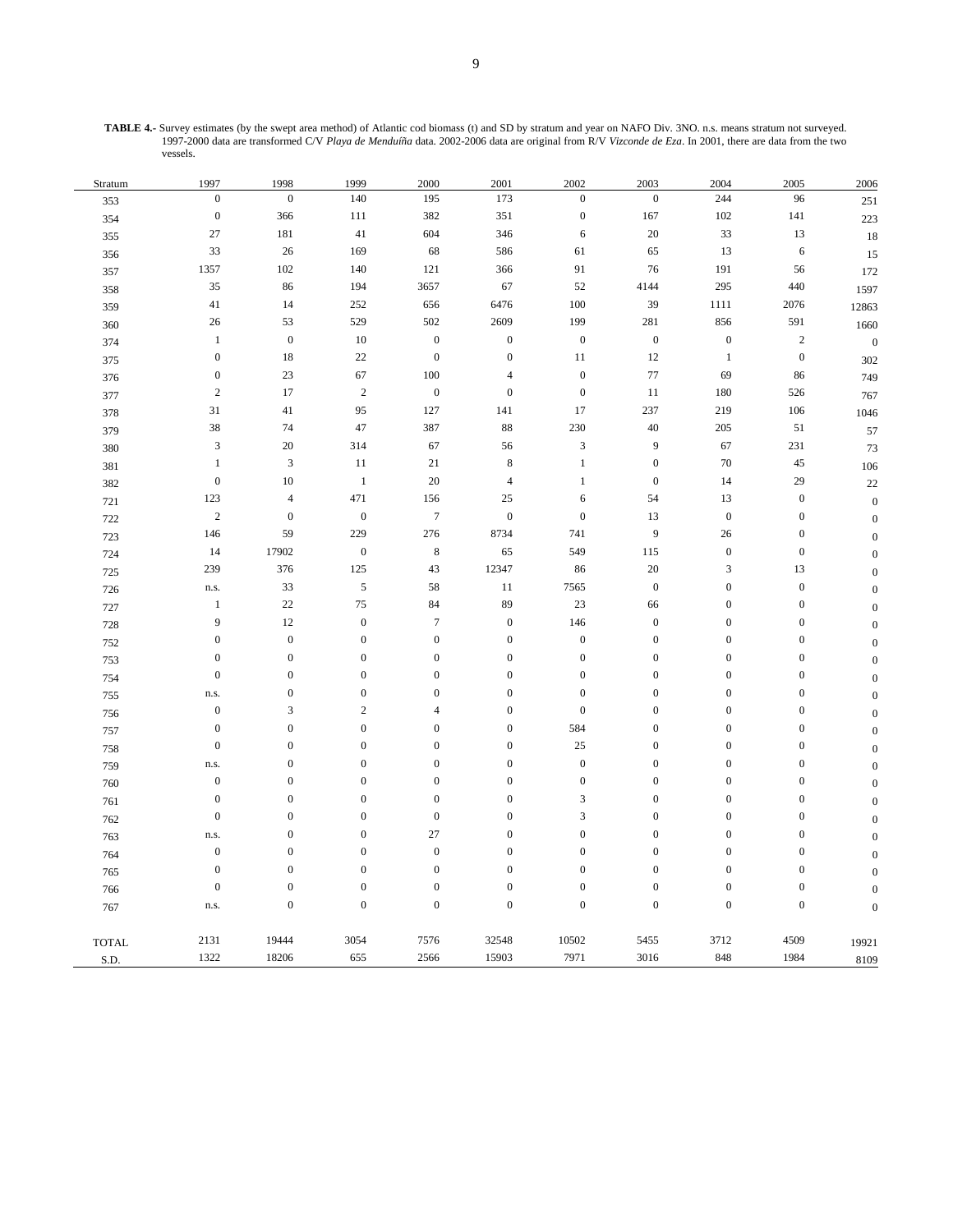**TABLE 4.-** Survey estimates (by the swept area method) of Atlantic cod biomass (t) and SD by stratum and year on NAFO Div. 3NO. n.s. means stratum not surveyed. 1997-2000 data are transformed C/V *Playa de Menduíña* data. 2002-2006 data are original from R/V *Vizconde de Eza*. In 2001, there are data from the two vessels.

| Stratum | 1997 | 1998 | 1999 | 2000 | 2001 | 2002 | 2003 | 2004 | 2005 | 2006 |
|---|---|---|---|---|---|---|---|---|---|---|
| 353 | 0 | 0 | 140 | 195 | 173 | 0 | 0 | 244 | 96 | 251 |
| 354 | 0 | 366 | 111 | 382 | 351 | 0 | 167 | 102 | 141 | 223 |
| 355 | 27 | 181 | 41 | 604 | 346 | 6 | 20 | 33 | 13 | 18 |
| 356 | 33 | 26 | 169 | 68 | 586 | 61 | 65 | 13 | 6 | 15 |
| 357 | 1357 | 102 | 140 | 121 | 366 | 91 | 76 | 191 | 56 | 172 |
| 358 | 35 | 86 | 194 | 3657 | 67 | 52 | 4144 | 295 | 440 | 1597 |
| 359 | 41 | 14 | 252 | 656 | 6476 | 100 | 39 | 1111 | 2076 | 12863 |
| 360 | 26 | 53 | 529 | 502 | 2609 | 199 | 281 | 856 | 591 | 1660 |
| 374 | 1 | 0 | 10 | 0 | 0 | 0 | 0 | 0 | 2 | 0 |
| 375 | 0 | 18 | 22 | 0 | 0 | 11 | 12 | 1 | 0 | 302 |
| 376 | 0 | 23 | 67 | 100 | 4 | 0 | 77 | 69 | 86 | 749 |
| 377 | 2 | 17 | 2 | 0 | 0 | 0 | 11 | 180 | 526 | 767 |
| 378 | 31 | 41 | 95 | 127 | 141 | 17 | 237 | 219 | 106 | 1046 |
| 379 | 38 | 74 | 47 | 387 | 88 | 230 | 40 | 205 | 51 | 57 |
| 380 | 3 | 20 | 314 | 67 | 56 | 3 | 9 | 67 | 231 | 73 |
| 381 | 1 | 3 | 11 | 21 | 8 | 1 | 0 | 70 | 45 | 106 |
| 382 | 0 | 10 | 1 | 20 | 4 | 1 | 0 | 14 | 29 | 22 |
| 721 | 123 | 4 | 471 | 156 | 25 | 6 | 54 | 13 | 0 | 0 |
| 722 | 2 | 0 | 0 | 7 | 0 | 0 | 13 | 0 | 0 | 0 |
| 723 | 146 | 59 | 229 | 276 | 8734 | 741 | 9 | 26 | 0 | 0 |
| 724 | 14 | 17902 | 0 | 8 | 65 | 549 | 115 | 0 | 0 | 0 |
| 725 | 239 | 376 | 125 | 43 | 12347 | 86 | 20 | 3 | 13 | 0 |
| 726 | n.s. | 33 | 5 | 58 | 11 | 7565 | 0 | 0 | 0 | 0 |
| 727 | 1 | 22 | 75 | 84 | 89 | 23 | 66 | 0 | 0 | 0 |
| 728 | 9 | 12 | 0 | 7 | 0 | 146 | 0 | 0 | 0 | 0 |
| 752 | 0 | 0 | 0 | 0 | 0 | 0 | 0 | 0 | 0 | 0 |
| 753 | 0 | 0 | 0 | 0 | 0 | 0 | 0 | 0 | 0 | 0 |
| 754 | 0 | 0 | 0 | 0 | 0 | 0 | 0 | 0 | 0 | 0 |
| 755 | n.s. | 0 | 0 | 0 | 0 | 0 | 0 | 0 | 0 | 0 |
| 756 | 0 | 3 | 2 | 4 | 0 | 0 | 0 | 0 | 0 | 0 |
| 757 | 0 | 0 | 0 | 0 | 0 | 584 | 0 | 0 | 0 | 0 |
| 758 | 0 | 0 | 0 | 0 | 0 | 25 | 0 | 0 | 0 | 0 |
| 759 | n.s. | 0 | 0 | 0 | 0 | 0 | 0 | 0 | 0 | 0 |
| 760 | 0 | 0 | 0 | 0 | 0 | 0 | 0 | 0 | 0 | 0 |
| 761 | 0 | 0 | 0 | 0 | 0 | 3 | 0 | 0 | 0 | 0 |
| 762 | 0 | 0 | 0 | 0 | 0 | 3 | 0 | 0 | 0 | 0 |
| 763 | n.s. | 0 | 0 | 27 | 0 | 0 | 0 | 0 | 0 | 0 |
| 764 | 0 | 0 | 0 | 0 | 0 | 0 | 0 | 0 | 0 | 0 |
| 765 | 0 | 0 | 0 | 0 | 0 | 0 | 0 | 0 | 0 | 0 |
| 766 | 0 | 0 | 0 | 0 | 0 | 0 | 0 | 0 | 0 | 0 |
| 767 | n.s. | 0 | 0 | 0 | 0 | 0 | 0 | 0 | 0 | 0 |
| TOTAL | 2131 | 19444 | 3054 | 7576 | 32548 | 10502 | 5455 | 3712 | 4509 | 19921 |
| S.D. | 1322 | 18206 | 655 | 2566 | 15903 | 7971 | 3016 | 848 | 1984 | 8109 |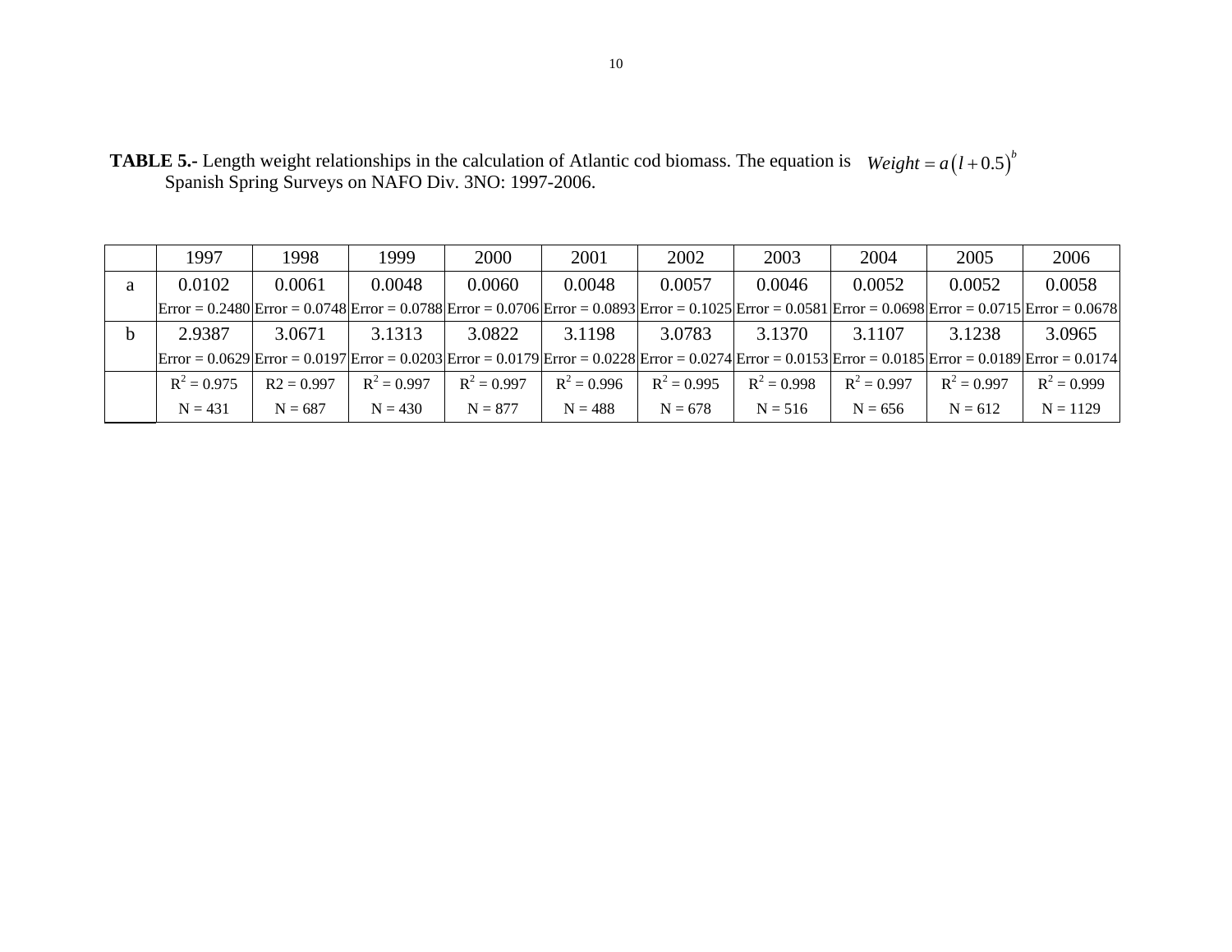**TABLE 5.-** Length weight relationships in the calculation of Atlantic cod biomass. The equation is $Weight = a\left(l + 0.5\right)^b$ Spanish Spring Surveys on NAFO Div. 3NO: 1997-2006.

| | 1997 | 1998 | 1999 | 2000 | 2001 | 2002 | 2003 | 2004 | 2005 | 2006 |
|---|---|---|---|---|---|---|---|---|---|---|
| a | 0.0102 | 0.0061 | 0.0048 | 0.0060 | 0.0048 | 0.0057 | 0.0046 | 0.0052 | 0.0052 | 0.0058 |
| | Error = 0.2480 | Error = 0.0748 | Error = 0.0788 | Error = 0.0706 | Error = 0.0893 | Error = 0.1025 | Error = 0.0581 | Error = 0.0698 | Error = 0.0715 | Error = 0.0678 |
| b | 2.9387 | 3.0671 | 3.1313 | 3.0822 | 3.1198 | 3.0783 | 3.1370 | 3.1107 | 3.1238 | 3.0965 |
| | Error = 0.0629 | Error = 0.0197 | Error = 0.0203 | Error = 0.0179 | Error = 0.0228 | Error = 0.0274 | Error = 0.0153 | Error = 0.0185 | Error = 0.0189 | Error = 0.0174 |
| | $R^2$ = 0.975 | R2 = 0.997 | $R^2$ = 0.997 | $R^2$ = 0.997 | $R^2$ = 0.996 | $R^2$ = 0.995 | $R^2$ = 0.998 | $R^2$ = 0.997 | $R^2$ = 0.997 | $R^2$ = 0.999 |
| | N = 431 | N = 687 | N = 430 | N = 877 | N = 488 | N = 678 | N = 516 | N = 656 | N = 612 | N = 1129 |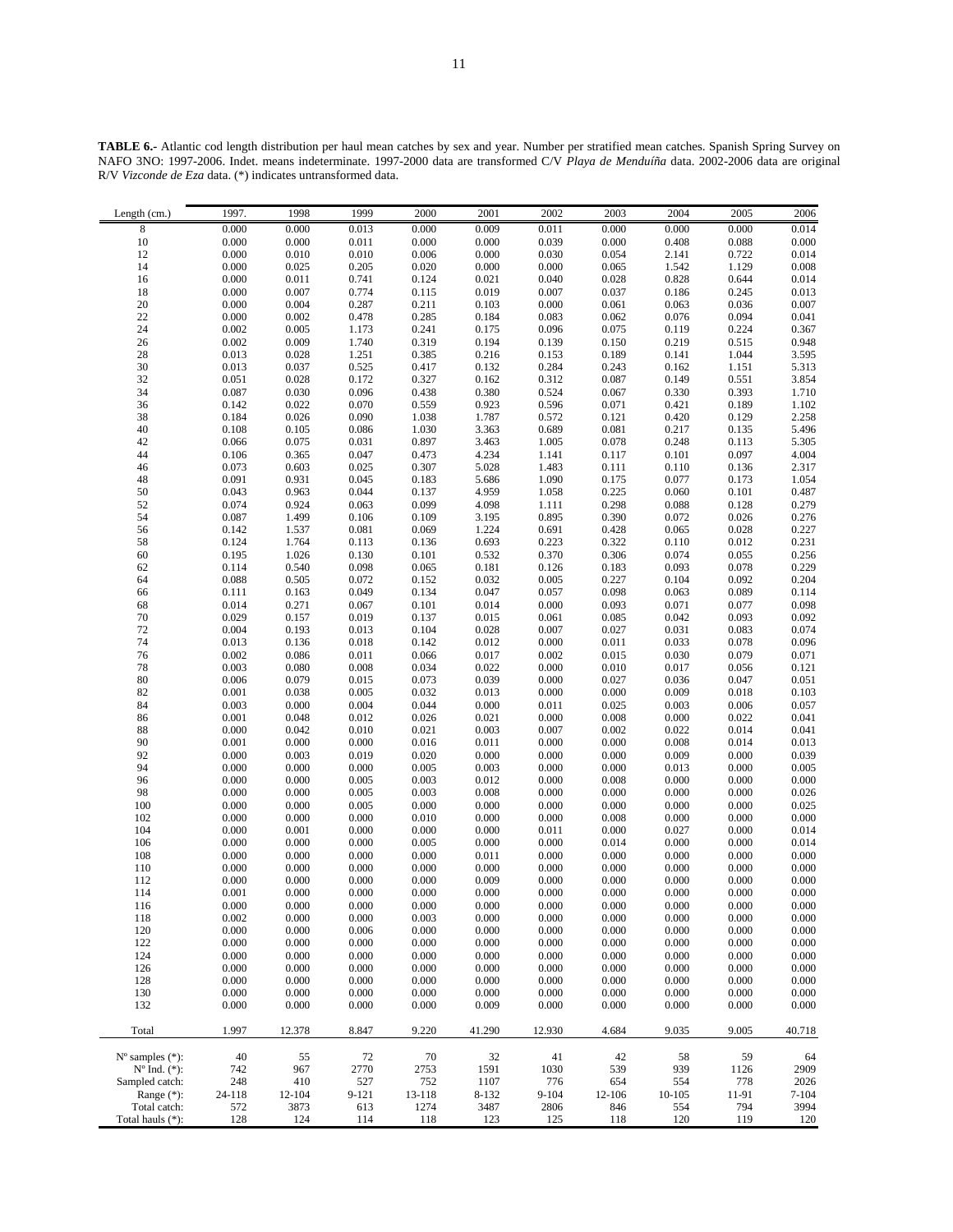**TABLE 6.-** Atlantic cod length distribution per haul mean catches by sex and year. Number per stratified mean catches. Spanish Spring Survey on NAFO 3NO: 1997-2006. Indet. means indeterminate. 1997-2000 data are transformed C/V *Playa de Menduíña* data. 2002-2006 data are original R/V *Vizconde de Eza* data. (*) indicates untransformed data.

| Length (cm.) | 1997. | 1998 | 1999 | 2000 | 2001 | 2002 | 2003 | 2004 | 2005 | 2006 |
|---|---|---|---|---|---|---|---|---|---|---|
| 8 | 0.000 | 0.000 | 0.013 | 0.000 | 0.009 | 0.011 | 0.000 | 0.000 | 0.000 | 0.014 |
| 10 | 0.000 | 0.000 | 0.011 | 0.000 | 0.000 | 0.039 | 0.000 | 0.408 | 0.088 | 0.000 |
| 12 | 0.000 | 0.010 | 0.010 | 0.006 | 0.000 | 0.030 | 0.054 | 2.141 | 0.722 | 0.014 |
| 14 | 0.000 | 0.025 | 0.205 | 0.020 | 0.000 | 0.000 | 0.065 | 1.542 | 1.129 | 0.008 |
| 16 | 0.000 | 0.011 | 0.741 | 0.124 | 0.021 | 0.040 | 0.028 | 0.828 | 0.644 | 0.014 |
| 18 | 0.000 | 0.007 | 0.774 | 0.115 | 0.019 | 0.007 | 0.037 | 0.186 | 0.245 | 0.013 |
| 20 | 0.000 | 0.004 | 0.287 | 0.211 | 0.103 | 0.000 | 0.061 | 0.063 | 0.036 | 0.007 |
| 22 | 0.000 | 0.002 | 0.478 | 0.285 | 0.184 | 0.083 | 0.062 | 0.076 | 0.094 | 0.041 |
| 24 | 0.002 | 0.005 | 1.173 | 0.241 | 0.175 | 0.096 | 0.075 | 0.119 | 0.224 | 0.367 |
| 26 | 0.002 | 0.009 | 1.740 | 0.319 | 0.194 | 0.139 | 0.150 | 0.219 | 0.515 | 0.948 |
| 28 | 0.013 | 0.028 | 1.251 | 0.385 | 0.216 | 0.153 | 0.189 | 0.141 | 1.044 | 3.595 |
| 30 | 0.013 | 0.037 | 0.525 | 0.417 | 0.132 | 0.284 | 0.243 | 0.162 | 1.151 | 5.313 |
| 32 | 0.051 | 0.028 | 0.172 | 0.327 | 0.162 | 0.312 | 0.087 | 0.149 | 0.551 | 3.854 |
| 34 | 0.087 | 0.030 | 0.096 | 0.438 | 0.380 | 0.524 | 0.067 | 0.330 | 0.393 | 1.710 |
| 36 | 0.142 | 0.022 | 0.070 | 0.559 | 0.923 | 0.596 | 0.071 | 0.421 | 0.189 | 1.102 |
| 38 | 0.184 | 0.026 | 0.090 | 1.038 | 1.787 | 0.572 | 0.121 | 0.420 | 0.129 | 2.258 |
| 40 | 0.108 | 0.105 | 0.086 | 1.030 | 3.363 | 0.689 | 0.081 | 0.217 | 0.135 | 5.496 |
| 42 | 0.066 | 0.075 | 0.031 | 0.897 | 3.463 | 1.005 | 0.078 | 0.248 | 0.113 | 5.305 |
| 44 | 0.106 | 0.365 | 0.047 | 0.473 | 4.234 | 1.141 | 0.117 | 0.101 | 0.097 | 4.004 |
| 46 | 0.073 | 0.603 | 0.025 | 0.307 | 5.028 | 1.483 | 0.111 | 0.110 | 0.136 | 2.317 |
| 48 | 0.091 | 0.931 | 0.045 | 0.183 | 5.686 | 1.090 | 0.175 | 0.077 | 0.173 | 1.054 |
| 50 | 0.043 | 0.963 | 0.044 | 0.137 | 4.959 | 1.058 | 0.225 | 0.060 | 0.101 | 0.487 |
| 52 | 0.074 | 0.924 | 0.063 | 0.099 | 4.098 | 1.111 | 0.298 | 0.088 | 0.128 | 0.279 |
| 54 | 0.087 | 1.499 | 0.106 | 0.109 | 3.195 | 0.895 | 0.390 | 0.072 | 0.026 | 0.276 |
| 56 | 0.142 | 1.537 | 0.081 | 0.069 | 1.224 | 0.691 | 0.428 | 0.065 | 0.028 | 0.227 |
| 58 | 0.124 | 1.764 | 0.113 | 0.136 | 0.693 | 0.223 | 0.322 | 0.110 | 0.012 | 0.231 |
| 60 | 0.195 | 1.026 | 0.130 | 0.101 | 0.532 | 0.370 | 0.306 | 0.074 | 0.055 | 0.256 |
| 62 | 0.114 | 0.540 | 0.098 | 0.065 | 0.181 | 0.126 | 0.183 | 0.093 | 0.078 | 0.229 |
| 64 | 0.088 | 0.505 | 0.072 | 0.152 | 0.032 | 0.005 | 0.227 | 0.104 | 0.092 | 0.204 |
| 66 | 0.111 | 0.163 | 0.049 | 0.134 | 0.047 | 0.057 | 0.098 | 0.063 | 0.089 | 0.114 |
| 68 | 0.014 | 0.271 | 0.067 | 0.101 | 0.014 | 0.000 | 0.093 | 0.071 | 0.077 | 0.098 |
| 70 | 0.029 | 0.157 | 0.019 | 0.137 | 0.015 | 0.061 | 0.085 | 0.042 | 0.093 | 0.092 |
| 72 | 0.004 | 0.193 | 0.013 | 0.104 | 0.028 | 0.007 | 0.027 | 0.031 | 0.083 | 0.074 |
| 74 | 0.013 | 0.136 | 0.018 | 0.142 | 0.012 | 0.000 | 0.011 | 0.033 | 0.078 | 0.096 |
| 76 | 0.002 | 0.086 | 0.011 | 0.066 | 0.017 | 0.002 | 0.015 | 0.030 | 0.079 | 0.071 |
| 78 | 0.003 | 0.080 | 0.008 | 0.034 | 0.022 | 0.000 | 0.010 | 0.017 | 0.056 | 0.121 |
| 80 | 0.006 | 0.079 | 0.015 | 0.073 | 0.039 | 0.000 | 0.027 | 0.036 | 0.047 | 0.051 |
| 82 | 0.001 | 0.038 | 0.005 | 0.032 | 0.013 | 0.000 | 0.000 | 0.009 | 0.018 | 0.103 |
| 84 | 0.003 | 0.000 | 0.004 | 0.044 | 0.000 | 0.011 | 0.025 | 0.003 | 0.006 | 0.057 |
| 86 | 0.001 | 0.048 | 0.012 | 0.026 | 0.021 | 0.000 | 0.008 | 0.000 | 0.022 | 0.041 |
| 88 | 0.000 | 0.042 | 0.010 | 0.021 | 0.003 | 0.007 | 0.002 | 0.022 | 0.014 | 0.041 |
| 90 | 0.001 | 0.000 | 0.000 | 0.016 | 0.011 | 0.000 | 0.000 | 0.008 | 0.014 | 0.013 |
| 92 | 0.000 | 0.003 | 0.019 | 0.020 | 0.000 | 0.000 | 0.000 | 0.009 | 0.000 | 0.039 |
| 94 | 0.000 | 0.000 | 0.000 | 0.005 | 0.003 | 0.000 | 0.000 | 0.013 | 0.000 | 0.005 |
| 96 | 0.000 | 0.000 | 0.005 | 0.003 | 0.012 | 0.000 | 0.008 | 0.000 | 0.000 | 0.000 |
| 98 | 0.000 | 0.000 | 0.005 | 0.003 | 0.008 | 0.000 | 0.000 | 0.000 | 0.000 | 0.026 |
| 100 | 0.000 | 0.000 | 0.005 | 0.000 | 0.000 | 0.000 | 0.000 | 0.000 | 0.000 | 0.025 |
| 102 | 0.000 | 0.000 | 0.000 | 0.010 | 0.000 | 0.000 | 0.008 | 0.000 | 0.000 | 0.000 |
| 104 | 0.000 | 0.001 | 0.000 | 0.000 | 0.000 | 0.011 | 0.000 | 0.027 | 0.000 | 0.014 |
| 106 | 0.000 | 0.000 | 0.000 | 0.005 | 0.000 | 0.000 | 0.014 | 0.000 | 0.000 | 0.014 |
| 108 | 0.000 | 0.000 | 0.000 | 0.000 | 0.011 | 0.000 | 0.000 | 0.000 | 0.000 | 0.000 |
| 110 | 0.000 | 0.000 | 0.000 | 0.000 | 0.000 | 0.000 | 0.000 | 0.000 | 0.000 | 0.000 |
| 112 | 0.000 | 0.000 | 0.000 | 0.000 | 0.009 | 0.000 | 0.000 | 0.000 | 0.000 | 0.000 |
| 114 | 0.001 | 0.000 | 0.000 | 0.000 | 0.000 | 0.000 | 0.000 | 0.000 | 0.000 | 0.000 |
| 116 | 0.000 | 0.000 | 0.000 | 0.000 | 0.000 | 0.000 | 0.000 | 0.000 | 0.000 | 0.000 |
| 118 | 0.002 | 0.000 | 0.000 | 0.003 | 0.000 | 0.000 | 0.000 | 0.000 | 0.000 | 0.000 |
| 120 | 0.000 | 0.000 | 0.006 | 0.000 | 0.000 | 0.000 | 0.000 | 0.000 | 0.000 | 0.000 |
| 122 | 0.000 | 0.000 | 0.000 | 0.000 | 0.000 | 0.000 | 0.000 | 0.000 | 0.000 | 0.000 |
| 124 | 0.000 | 0.000 | 0.000 | 0.000 | 0.000 | 0.000 | 0.000 | 0.000 | 0.000 | 0.000 |
| 126 | 0.000 | 0.000 | 0.000 | 0.000 | 0.000 | 0.000 | 0.000 | 0.000 | 0.000 | 0.000 |
| 128 | 0.000 | 0.000 | 0.000 | 0.000 | 0.000 | 0.000 | 0.000 | 0.000 | 0.000 | 0.000 |
| 130 | 0.000 | 0.000 | 0.000 | 0.000 | 0.000 | 0.000 | 0.000 | 0.000 | 0.000 | 0.000 |
| 132 | 0.000 | 0.000 | 0.000 | 0.000 | 0.009 | 0.000 | 0.000 | 0.000 | 0.000 | 0.000 |
| Total | 1.997 | 12.378 | 8.847 | 9.220 | 41.290 | 12.930 | 4.684 | 9.035 | 9.005 | 40.718 |
| Nº samples (*): | 40 | 55 | 72 | 70 | 32 | 41 | 42 | 58 | 59 | 64 |
| Nº Ind. (*): | 742 | 967 | 2770 | 2753 | 1591 | 1030 | 539 | 939 | 1126 | 2909 |
| Sampled catch: | 248 | 410 | 527 | 752 | 1107 | 776 | 654 | 554 | 778 | 2026 |
| Range (*): | 24-118 | 12-104 | 9-121 | 13-118 | 8-132 | 9-104 | 12-106 | 10-105 | 11-91 | 7-104 |
| Total catch: | 572 | 3873 | 613 | 1274 | 3487 | 2806 | 846 | 554 | 794 | 3994 |
| Total hauls (*): | 128 | 124 | 114 | 118 | 123 | 125 | 118 | 120 | 119 | 120 |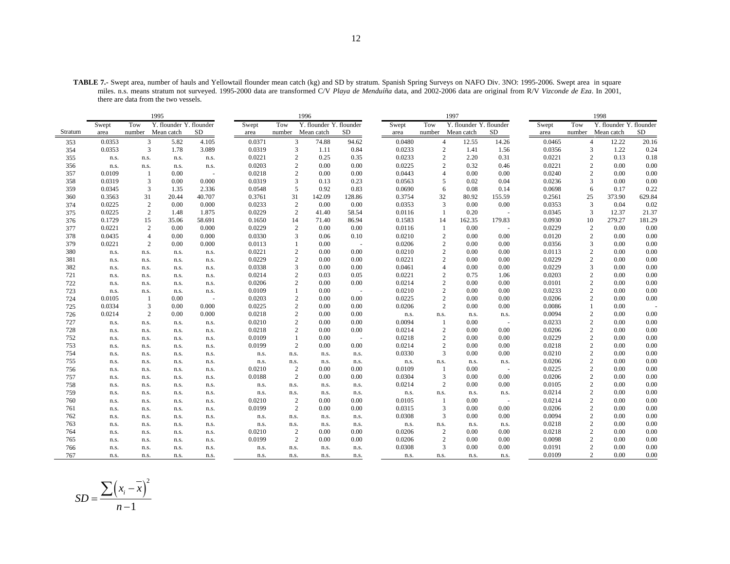**TABLE 7.-** Swept area, number of hauls and Yellowtail flounder mean catch (kg) and SD by stratum. Spanish Spring Surveys on NAFO Div. 3NO: 1995-2006. Swept area in square miles. n.s. means stratum not surveyed. 1995-2000 data are transformed C/V *Playa de Menduíña* data, and 2002-2006 data are original from R/V *Vizconde de Eza*. In 2001, there are data from the two vessels.

| | 1995 | | | | 1996 | | | | 1997 | | | | 1998 | | | |
|---|---|---|---|---|---|---|---|---|---|---|---|---|---|---|---|---|
| Stratum | Swept area | Tow number | Y. flounder Mean catch | Y. flounder SD | Swept area | Tow number | Y. flounder Mean catch | Y. flounder SD | Swept area | Tow number | Y. flounder Mean catch | Y. flounder SD | Swept area | Tow number | Y. flounder Mean catch | Y. flounder SD |
| 353 | 0.0353 | 3 | 5.82 | 4.105 | 0.0371 | 3 | 74.88 | 94.62 | 0.0480 | 4 | 12.55 | 14.26 | 0.0465 | 4 | 12.22 | 20.16 |
| 354 | 0.0353 | 3 | 1.78 | 3.089 | 0.0319 | 3 | 1.11 | 0.84 | 0.0233 | 2 | 1.41 | 1.56 | 0.0356 | 3 | 1.22 | 0.24 |
| 355 | n.s. | n.s. | n.s. | n.s. | 0.0221 | 2 | 0.25 | 0.35 | 0.0233 | 2 | 2.20 | 0.31 | 0.0221 | 2 | 0.13 | 0.18 |
| 356 | n.s. | n.s. | n.s. | n.s. | 0.0203 | 2 | 0.00 | 0.00 | 0.0225 | 2 | 0.32 | 0.46 | 0.0221 | 2 | 0.00 | 0.00 |
| 357 | 0.0109 | 1 | 0.00 | - | 0.0218 | 2 | 0.00 | 0.00 | 0.0443 | 4 | 0.00 | 0.00 | 0.0240 | 2 | 0.00 | 0.00 |
| 358 | 0.0319 | 3 | 0.00 | 0.000 | 0.0319 | 3 | 0.13 | 0.23 | 0.0563 | 5 | 0.02 | 0.04 | 0.0236 | 3 | 0.00 | 0.00 |
| 359 | 0.0345 | 3 | 1.35 | 2.336 | 0.0548 | 5 | 0.92 | 0.83 | 0.0690 | 6 | 0.08 | 0.14 | 0.0698 | 6 | 0.17 | 0.22 |
| 360 | 0.3563 | 31 | 20.44 | 40.707 | 0.3761 | 31 | 142.09 | 128.86 | 0.3754 | 32 | 80.92 | 155.59 | 0.2561 | 25 | 373.90 | 629.84 |
| 374 | 0.0225 | 2 | 0.00 | 0.000 | 0.0233 | 2 | 0.00 | 0.00 | 0.0353 | 3 | 0.00 | 0.00 | 0.0353 | 3 | 0.04 | 0.02 |
| 375 | 0.0225 | 2 | 1.48 | 1.875 | 0.0229 | 2 | 41.40 | 58.54 | 0.0116 | 1 | 0.20 | - | 0.0345 | 3 | 12.37 | 21.37 |
| 376 | 0.1729 | 15 | 35.06 | 58.691 | 0.1650 | 14 | 71.40 | 86.94 | 0.1583 | 14 | 162.35 | 179.83 | 0.0930 | 10 | 279.27 | 181.29 |
| 377 | 0.0221 | 2 | 0.00 | 0.000 | 0.0229 | 2 | 0.00 | 0.00 | 0.0116 | 1 | 0.00 | - | 0.0229 | 2 | 0.00 | 0.00 |
| 378 | 0.0435 | 4 | 0.00 | 0.000 | 0.0330 | 3 | 0.06 | 0.10 | 0.0210 | 2 | 0.00 | 0.00 | 0.0120 | 2 | 0.00 | 0.00 |
| 379 | 0.0221 | 2 | 0.00 | 0.000 | 0.0113 | 1 | 0.00 | - | 0.0206 | 2 | 0.00 | 0.00 | 0.0356 | 3 | 0.00 | 0.00 |
| 380 | n.s. | n.s. | n.s. | n.s. | 0.0221 | 2 | 0.00 | 0.00 | 0.0210 | 2 | 0.00 | 0.00 | 0.0113 | 2 | 0.00 | 0.00 |
| 381 | n.s. | n.s. | n.s. | n.s. | 0.0229 | 2 | 0.00 | 0.00 | 0.0221 | 2 | 0.00 | 0.00 | 0.0229 | 2 | 0.00 | 0.00 |
| 382 | n.s. | n.s. | n.s. | n.s. | 0.0338 | 3 | 0.00 | 0.00 | 0.0461 | 4 | 0.00 | 0.00 | 0.0229 | 3 | 0.00 | 0.00 |
| 721 | n.s. | n.s. | n.s. | n.s. | 0.0214 | 2 | 0.03 | 0.05 | 0.0221 | 2 | 0.75 | 1.06 | 0.0203 | 2 | 0.00 | 0.00 |
| 722 | n.s. | n.s. | n.s. | n.s. | 0.0206 | 2 | 0.00 | 0.00 | 0.0214 | 2 | 0.00 | 0.00 | 0.0101 | 2 | 0.00 | 0.00 |
| 723 | n.s. | n.s. | n.s. | n.s. | 0.0109 | 1 | 0.00 | - | 0.0210 | 2 | 0.00 | 0.00 | 0.0233 | 2 | 0.00 | 0.00 |
| 724 | 0.0105 | 1 | 0.00 | - | 0.0203 | 2 | 0.00 | 0.00 | 0.0225 | 2 | 0.00 | 0.00 | 0.0206 | 2 | 0.00 | 0.00 |
| 725 | 0.0334 | 3 | 0.00 | 0.000 | 0.0225 | 2 | 0.00 | 0.00 | 0.0206 | 2 | 0.00 | 0.00 | 0.0086 | 1 | 0.00 | - |
| 726 | 0.0214 | 2 | 0.00 | 0.000 | 0.0218 | 2 | 0.00 | 0.00 | n.s. | n.s. | n.s. | n.s. | 0.0094 | 2 | 0.00 | 0.00 |
| 727 | n.s. | n.s. | n.s. | n.s. | 0.0210 | 2 | 0.00 | 0.00 | 0.0094 | 1 | 0.00 | - | 0.0233 | 2 | 0.00 | 0.00 |
| 728 | n.s. | n.s. | n.s. | n.s. | 0.0218 | 2 | 0.00 | 0.00 | 0.0214 | 2 | 0.00 | 0.00 | 0.0206 | 2 | 0.00 | 0.00 |
| 752 | n.s. | n.s. | n.s. | n.s. | 0.0109 | 1 | 0.00 | - | 0.0218 | 2 | 0.00 | 0.00 | 0.0229 | 2 | 0.00 | 0.00 |
| 753 | n.s. | n.s. | n.s. | n.s. | 0.0199 | 2 | 0.00 | 0.00 | 0.0214 | 2 | 0.00 | 0.00 | 0.0218 | 2 | 0.00 | 0.00 |
| 754 | n.s. | n.s. | n.s. | n.s. | n.s. | n.s. | n.s. | n.s. | 0.0330 | 3 | 0.00 | 0.00 | 0.0210 | 2 | 0.00 | 0.00 |
| 755 | n.s. | n.s. | n.s. | n.s. | n.s. | n.s. | n.s. | n.s. | n.s. | n.s. | n.s. | n.s. | 0.0206 | 2 | 0.00 | 0.00 |
| 756 | n.s. | n.s. | n.s. | n.s. | 0.0210 | 2 | 0.00 | 0.00 | 0.0109 | 1 | 0.00 | - | 0.0225 | 2 | 0.00 | 0.00 |
| 757 | n.s. | n.s. | n.s. | n.s. | 0.0188 | 2 | 0.00 | 0.00 | 0.0304 | 3 | 0.00 | 0.00 | 0.0206 | 2 | 0.00 | 0.00 |
| 758 | n.s. | n.s. | n.s. | n.s. | n.s. | n.s. | n.s. | n.s. | 0.0214 | 2 | 0.00 | 0.00 | 0.0105 | 2 | 0.00 | 0.00 |
| 759 | n.s. | n.s. | n.s. | n.s. | n.s. | n.s. | n.s. | n.s. | n.s. | n.s. | n.s. | n.s. | 0.0214 | 2 | 0.00 | 0.00 |
| 760 | n.s. | n.s. | n.s. | n.s. | 0.0210 | 2 | 0.00 | 0.00 | 0.0105 | 1 | 0.00 | - | 0.0214 | 2 | 0.00 | 0.00 |
| 761 | n.s. | n.s. | n.s. | n.s. | 0.0199 | 2 | 0.00 | 0.00 | 0.0315 | 3 | 0.00 | 0.00 | 0.0206 | 2 | 0.00 | 0.00 |
| 762 | n.s. | n.s. | n.s. | n.s. | n.s. | n.s. | n.s. | n.s. | 0.0308 | 3 | 0.00 | 0.00 | 0.0094 | 2 | 0.00 | 0.00 |
| 763 | n.s. | n.s. | n.s. | n.s. | n.s. | n.s. | n.s. | n.s. | n.s. | n.s. | n.s. | n.s. | 0.0218 | 2 | 0.00 | 0.00 |
| 764 | n.s. | n.s. | n.s. | n.s. | 0.0210 | 2 | 0.00 | 0.00 | 0.0206 | 2 | 0.00 | 0.00 | 0.0218 | 2 | 0.00 | 0.00 |
| 765 | n.s. | n.s. | n.s. | n.s. | 0.0199 | 2 | 0.00 | 0.00 | 0.0206 | 2 | 0.00 | 0.00 | 0.0098 | 2 | 0.00 | 0.00 |
| 766 | n.s. | n.s. | n.s. | n.s. | n.s. | n.s. | n.s. | n.s. | 0.0308 | 3 | 0.00 | 0.00 | 0.0191 | 2 | 0.00 | 0.00 |
| 767 | n.s. | n.s. | n.s. | n.s. | n.s. | n.s. | n.s. | n.s. | n.s. | n.s. | n.s. | n.s. | 0.0109 | 2 | 0.00 | 0.00 |

$$SD = \frac{\sum \left(x_i - \overline{x}\right)^2}{n-1}$$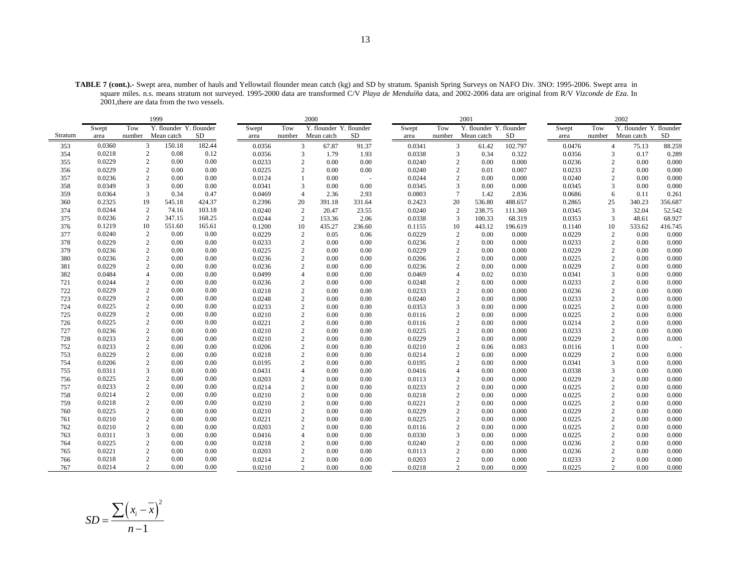**TABLE 7 (cont.).-** Swept area, number of hauls and Yellowtail flounder mean catch (kg) and SD by stratum. Spanish Spring Surveys on NAFO Div. 3NO: 1995-2006. Swept area in square miles. n.s. means stratum not surveyed. 1995-2000 data are transformed C/V *Playa de Menduíña* data, and 2002-2006 data are original from R/V *Vizconde de Eza*. In 2001,there are data from the two vessels.

| | 1999 | | | | 2000 | | | | 2001 | | | | 2002 | | | |
|---|---|---|---|---|---|---|---|---|---|---|---|---|---|---|---|---|
| Stratum | Swept area | Tow number | Y. flounder Mean catch | Y. flounder SD | Swept area | Tow number | Y. flounder Mean catch | Y. flounder SD | Swept area | Tow number | Y. flounder Mean catch | Y. flounder SD | Swept area | Tow number | Y. flounder Mean catch | Y. flounder SD |
| 353 | 0.0360 | 3 | 150.18 | 182.44 | 0.0356 | 3 | 67.87 | 91.37 | 0.0341 | 3 | 61.42 | 102.797 | 0.0476 | 4 | 75.13 | 88.259 |
| 354 | 0.0218 | 2 | 0.08 | 0.12 | 0.0356 | 3 | 1.79 | 1.93 | 0.0338 | 3 | 0.34 | 0.322 | 0.0356 | 3 | 0.17 | 0.289 |
| 355 | 0.0229 | 2 | 0.00 | 0.00 | 0.0233 | 2 | 0.00 | 0.00 | 0.0240 | 2 | 0.00 | 0.000 | 0.0236 | 2 | 0.00 | 0.000 |
| 356 | 0.0229 | 2 | 0.00 | 0.00 | 0.0225 | 2 | 0.00 | 0.00 | 0.0240 | 2 | 0.01 | 0.007 | 0.0233 | 2 | 0.00 | 0.000 |
| 357 | 0.0236 | 2 | 0.00 | 0.00 | 0.0124 | 1 | 0.00 | - | 0.0244 | 2 | 0.00 | 0.000 | 0.0240 | 2 | 0.00 | 0.000 |
| 358 | 0.0349 | 3 | 0.00 | 0.00 | 0.0341 | 3 | 0.00 | 0.00 | 0.0345 | 3 | 0.00 | 0.000 | 0.0345 | 3 | 0.00 | 0.000 |
| 359 | 0.0364 | 3 | 0.34 | 0.47 | 0.0469 | 4 | 2.36 | 2.93 | 0.0803 | 7 | 1.42 | 2.836 | 0.0686 | 6 | 0.11 | 0.261 |
| 360 | 0.2325 | 19 | 545.18 | 424.37 | 0.2396 | 20 | 391.18 | 331.64 | 0.2423 | 20 | 536.80 | 488.657 | 0.2865 | 25 | 340.23 | 356.687 |
| 374 | 0.0244 | 2 | 74.16 | 103.18 | 0.0240 | 2 | 20.47 | 23.55 | 0.0240 | 2 | 238.75 | 111.369 | 0.0345 | 3 | 32.04 | 52.542 |
| 375 | 0.0236 | 2 | 347.15 | 168.25 | 0.0244 | 2 | 153.36 | 2.06 | 0.0338 | 3 | 100.33 | 68.319 | 0.0353 | 3 | 48.61 | 68.927 |
| 376 | 0.1219 | 10 | 551.60 | 165.61 | 0.1200 | 10 | 435.27 | 236.60 | 0.1155 | 10 | 443.12 | 196.619 | 0.1140 | 10 | 533.62 | 416.745 |
| 377 | 0.0240 | 2 | 0.00 | 0.00 | 0.0229 | 2 | 0.05 | 0.06 | 0.0229 | 2 | 0.00 | 0.000 | 0.0229 | 2 | 0.00 | 0.000 |
| 378 | 0.0229 | 2 | 0.00 | 0.00 | 0.0233 | 2 | 0.00 | 0.00 | 0.0236 | 2 | 0.00 | 0.000 | 0.0233 | 2 | 0.00 | 0.000 |
| 379 | 0.0236 | 2 | 0.00 | 0.00 | 0.0225 | 2 | 0.00 | 0.00 | 0.0229 | 2 | 0.00 | 0.000 | 0.0229 | 2 | 0.00 | 0.000 |
| 380 | 0.0236 | 2 | 0.00 | 0.00 | 0.0236 | 2 | 0.00 | 0.00 | 0.0206 | 2 | 0.00 | 0.000 | 0.0225 | 2 | 0.00 | 0.000 |
| 381 | 0.0229 | 2 | 0.00 | 0.00 | 0.0236 | 2 | 0.00 | 0.00 | 0.0236 | 2 | 0.00 | 0.000 | 0.0229 | 2 | 0.00 | 0.000 |
| 382 | 0.0484 | 4 | 0.00 | 0.00 | 0.0499 | 4 | 0.00 | 0.00 | 0.0469 | 4 | 0.02 | 0.030 | 0.0341 | 3 | 0.00 | 0.000 |
| 721 | 0.0244 | 2 | 0.00 | 0.00 | 0.0236 | 2 | 0.00 | 0.00 | 0.0248 | 2 | 0.00 | 0.000 | 0.0233 | 2 | 0.00 | 0.000 |
| 722 | 0.0229 | 2 | 0.00 | 0.00 | 0.0218 | 2 | 0.00 | 0.00 | 0.0233 | 2 | 0.00 | 0.000 | 0.0236 | 2 | 0.00 | 0.000 |
| 723 | 0.0229 | 2 | 0.00 | 0.00 | 0.0248 | 2 | 0.00 | 0.00 | 0.0240 | 2 | 0.00 | 0.000 | 0.0233 | 2 | 0.00 | 0.000 |
| 724 | 0.0225 | 2 | 0.00 | 0.00 | 0.0233 | 2 | 0.00 | 0.00 | 0.0353 | 3 | 0.00 | 0.000 | 0.0225 | 2 | 0.00 | 0.000 |
| 725 | 0.0229 | 2 | 0.00 | 0.00 | 0.0210 | 2 | 0.00 | 0.00 | 0.0116 | 2 | 0.00 | 0.000 | 0.0225 | 2 | 0.00 | 0.000 |
| 726 | 0.0225 | 2 | 0.00 | 0.00 | 0.0221 | 2 | 0.00 | 0.00 | 0.0116 | 2 | 0.00 | 0.000 | 0.0214 | 2 | 0.00 | 0.000 |
| 727 | 0.0236 | 2 | 0.00 | 0.00 | 0.0210 | 2 | 0.00 | 0.00 | 0.0225 | 2 | 0.00 | 0.000 | 0.0233 | 2 | 0.00 | 0.000 |
| 728 | 0.0233 | 2 | 0.00 | 0.00 | 0.0210 | 2 | 0.00 | 0.00 | 0.0229 | 2 | 0.00 | 0.000 | 0.0229 | 2 | 0.00 | 0.000 |
| 752 | 0.0233 | 2 | 0.00 | 0.00 | 0.0206 | 2 | 0.00 | 0.00 | 0.0210 | 2 | 0.06 | 0.083 | 0.0116 | 1 | 0.00 | - |
| 753 | 0.0229 | 2 | 0.00 | 0.00 | 0.0218 | 2 | 0.00 | 0.00 | 0.0214 | 2 | 0.00 | 0.000 | 0.0229 | 2 | 0.00 | 0.000 |
| 754 | 0.0206 | 2 | 0.00 | 0.00 | 0.0195 | 2 | 0.00 | 0.00 | 0.0195 | 2 | 0.00 | 0.000 | 0.0341 | 3 | 0.00 | 0.000 |
| 755 | 0.0311 | 3 | 0.00 | 0.00 | 0.0431 | 4 | 0.00 | 0.00 | 0.0416 | 4 | 0.00 | 0.000 | 0.0338 | 3 | 0.00 | 0.000 |
| 756 | 0.0225 | 2 | 0.00 | 0.00 | 0.0203 | 2 | 0.00 | 0.00 | 0.0113 | 2 | 0.00 | 0.000 | 0.0229 | 2 | 0.00 | 0.000 |
| 757 | 0.0233 | 2 | 0.00 | 0.00 | 0.0214 | 2 | 0.00 | 0.00 | 0.0233 | 2 | 0.00 | 0.000 | 0.0225 | 2 | 0.00 | 0.000 |
| 758 | 0.0214 | 2 | 0.00 | 0.00 | 0.0210 | 2 | 0.00 | 0.00 | 0.0218 | 2 | 0.00 | 0.000 | 0.0225 | 2 | 0.00 | 0.000 |
| 759 | 0.0218 | 2 | 0.00 | 0.00 | 0.0210 | 2 | 0.00 | 0.00 | 0.0221 | 2 | 0.00 | 0.000 | 0.0225 | 2 | 0.00 | 0.000 |
| 760 | 0.0225 | 2 | 0.00 | 0.00 | 0.0210 | 2 | 0.00 | 0.00 | 0.0229 | 2 | 0.00 | 0.000 | 0.0229 | 2 | 0.00 | 0.000 |
| 761 | 0.0210 | 2 | 0.00 | 0.00 | 0.0221 | 2 | 0.00 | 0.00 | 0.0225 | 2 | 0.00 | 0.000 | 0.0225 | 2 | 0.00 | 0.000 |
| 762 | 0.0210 | 2 | 0.00 | 0.00 | 0.0203 | 2 | 0.00 | 0.00 | 0.0116 | 2 | 0.00 | 0.000 | 0.0225 | 2 | 0.00 | 0.000 |
| 763 | 0.0311 | 3 | 0.00 | 0.00 | 0.0416 | 4 | 0.00 | 0.00 | 0.0330 | 3 | 0.00 | 0.000 | 0.0225 | 2 | 0.00 | 0.000 |
| 764 | 0.0225 | 2 | 0.00 | 0.00 | 0.0218 | 2 | 0.00 | 0.00 | 0.0240 | 2 | 0.00 | 0.000 | 0.0236 | 2 | 0.00 | 0.000 |
| 765 | 0.0221 | 2 | 0.00 | 0.00 | 0.0203 | 2 | 0.00 | 0.00 | 0.0113 | 2 | 0.00 | 0.000 | 0.0236 | 2 | 0.00 | 0.000 |
| 766 | 0.0218 | 2 | 0.00 | 0.00 | 0.0214 | 2 | 0.00 | 0.00 | 0.0203 | 2 | 0.00 | 0.000 | 0.0233 | 2 | 0.00 | 0.000 |
| 767 | 0.0214 | 2 | 0.00 | 0.00 | 0.0210 | 2 | 0.00 | 0.00 | 0.0218 | 2 | 0.00 | 0.000 | 0.0225 | 2 | 0.00 | 0.000 |

$$SD = \frac{\sum \left(x_i - \overline{x}\right)^2}{n-1}$$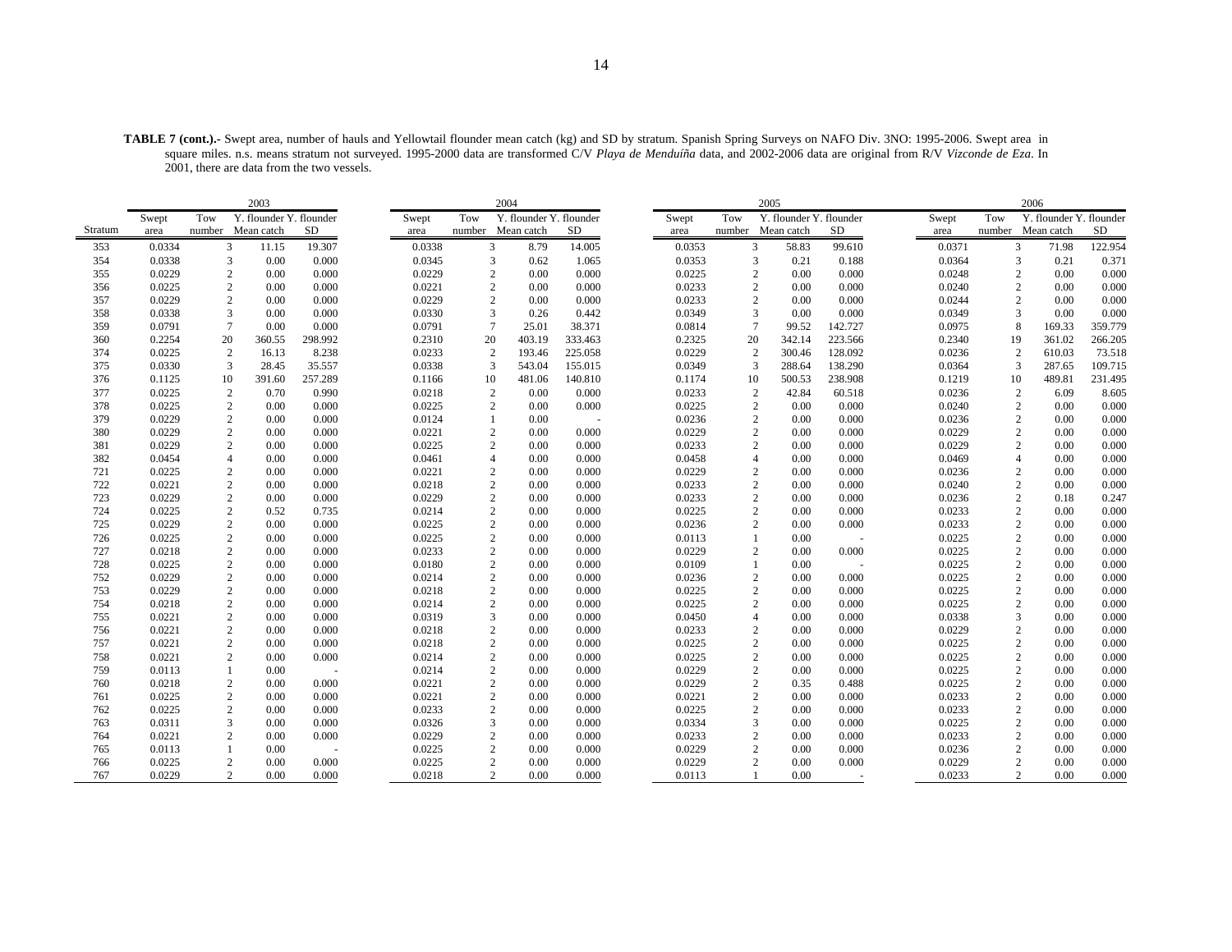**TABLE 7 (cont.).-** Swept area, number of hauls and Yellowtail flounder mean catch (kg) and SD by stratum. Spanish Spring Surveys on NAFO Div. 3NO: 1995-2006. Swept area in square miles. n.s. means stratum not surveyed. 1995-2000 data are transformed C/V *Playa de Menduíña* data, and 2002-2006 data are original from R/V *Vizconde de Eza*. In 2001, there are data from the two vessels.

| | 2003 | | | | 2004 | | | | 2005 | | | | 2006 | | | |
|---|---|---|---|---|---|---|---|---|---|---|---|---|---|---|---|---|
| Stratum | Swept area | Tow number | Y. flounder Mean catch | Y. flounder SD | Swept area | Tow number | Y. flounder Mean catch | Y. flounder SD | Swept area | Tow number | Y. flounder Mean catch | Y. flounder SD | Swept area | Tow number | Y. flounder Mean catch | Y. flounder SD |
| 353 | 0.0334 | 3 | 11.15 | 19.307 | 0.0338 | 3 | 8.79 | 14.005 | 0.0353 | 3 | 58.83 | 99.610 | 0.0371 | 3 | 71.98 | 122.954 |
| 354 | 0.0338 | 3 | 0.00 | 0.000 | 0.0345 | 3 | 0.62 | 1.065 | 0.0353 | 3 | 0.21 | 0.188 | 0.0364 | 3 | 0.21 | 0.371 |
| 355 | 0.0229 | 2 | 0.00 | 0.000 | 0.0229 | 2 | 0.00 | 0.000 | 0.0225 | 2 | 0.00 | 0.000 | 0.0248 | 2 | 0.00 | 0.000 |
| 356 | 0.0225 | 2 | 0.00 | 0.000 | 0.0221 | 2 | 0.00 | 0.000 | 0.0233 | 2 | 0.00 | 0.000 | 0.0240 | 2 | 0.00 | 0.000 |
| 357 | 0.0229 | 2 | 0.00 | 0.000 | 0.0229 | 2 | 0.00 | 0.000 | 0.0233 | 2 | 0.00 | 0.000 | 0.0244 | 2 | 0.00 | 0.000 |
| 358 | 0.0338 | 3 | 0.00 | 0.000 | 0.0330 | 3 | 0.26 | 0.442 | 0.0349 | 3 | 0.00 | 0.000 | 0.0349 | 3 | 0.00 | 0.000 |
| 359 | 0.0791 | 7 | 0.00 | 0.000 | 0.0791 | 7 | 25.01 | 38.371 | 0.0814 | 7 | 99.52 | 142.727 | 0.0975 | 8 | 169.33 | 359.779 |
| 360 | 0.2254 | 20 | 360.55 | 298.992 | 0.2310 | 20 | 403.19 | 333.463 | 0.2325 | 20 | 342.14 | 223.566 | 0.2340 | 19 | 361.02 | 266.205 |
| 374 | 0.0225 | 2 | 16.13 | 8.238 | 0.0233 | 2 | 193.46 | 225.058 | 0.0229 | 2 | 300.46 | 128.092 | 0.0236 | 2 | 610.03 | 73.518 |
| 375 | 0.0330 | 3 | 28.45 | 35.557 | 0.0338 | 3 | 543.04 | 155.015 | 0.0349 | 3 | 288.64 | 138.290 | 0.0364 | 3 | 287.65 | 109.715 |
| 376 | 0.1125 | 10 | 391.60 | 257.289 | 0.1166 | 10 | 481.06 | 140.810 | 0.1174 | 10 | 500.53 | 238.908 | 0.1219 | 10 | 489.81 | 231.495 |
| 377 | 0.0225 | 2 | 0.70 | 0.990 | 0.0218 | 2 | 0.00 | 0.000 | 0.0233 | 2 | 42.84 | 60.518 | 0.0236 | 2 | 6.09 | 8.605 |
| 378 | 0.0225 | 2 | 0.00 | 0.000 | 0.0225 | 2 | 0.00 | 0.000 | 0.0225 | 2 | 0.00 | 0.000 | 0.0240 | 2 | 0.00 | 0.000 |
| 379 | 0.0229 | 2 | 0.00 | 0.000 | 0.0124 | 1 | 0.00 | - | 0.0236 | 2 | 0.00 | 0.000 | 0.0236 | 2 | 0.00 | 0.000 |
| 380 | 0.0229 | 2 | 0.00 | 0.000 | 0.0221 | 2 | 0.00 | 0.000 | 0.0229 | 2 | 0.00 | 0.000 | 0.0229 | 2 | 0.00 | 0.000 |
| 381 | 0.0229 | 2 | 0.00 | 0.000 | 0.0225 | 2 | 0.00 | 0.000 | 0.0233 | 2 | 0.00 | 0.000 | 0.0229 | 2 | 0.00 | 0.000 |
| 382 | 0.0454 | 4 | 0.00 | 0.000 | 0.0461 | 4 | 0.00 | 0.000 | 0.0458 | 4 | 0.00 | 0.000 | 0.0469 | 4 | 0.00 | 0.000 |
| 721 | 0.0225 | 2 | 0.00 | 0.000 | 0.0221 | 2 | 0.00 | 0.000 | 0.0229 | 2 | 0.00 | 0.000 | 0.0236 | 2 | 0.00 | 0.000 |
| 722 | 0.0221 | 2 | 0.00 | 0.000 | 0.0218 | 2 | 0.00 | 0.000 | 0.0233 | 2 | 0.00 | 0.000 | 0.0240 | 2 | 0.00 | 0.000 |
| 723 | 0.0229 | 2 | 0.00 | 0.000 | 0.0229 | 2 | 0.00 | 0.000 | 0.0233 | 2 | 0.00 | 0.000 | 0.0236 | 2 | 0.18 | 0.247 |
| 724 | 0.0225 | 2 | 0.52 | 0.735 | 0.0214 | 2 | 0.00 | 0.000 | 0.0225 | 2 | 0.00 | 0.000 | 0.0233 | 2 | 0.00 | 0.000 |
| 725 | 0.0229 | 2 | 0.00 | 0.000 | 0.0225 | 2 | 0.00 | 0.000 | 0.0236 | 2 | 0.00 | 0.000 | 0.0233 | 2 | 0.00 | 0.000 |
| 726 | 0.0225 | 2 | 0.00 | 0.000 | 0.0225 | 2 | 0.00 | 0.000 | 0.0113 | 1 | 0.00 | - | 0.0225 | 2 | 0.00 | 0.000 |
| 727 | 0.0218 | 2 | 0.00 | 0.000 | 0.0233 | 2 | 0.00 | 0.000 | 0.0229 | 2 | 0.00 | 0.000 | 0.0225 | 2 | 0.00 | 0.000 |
| 728 | 0.0225 | 2 | 0.00 | 0.000 | 0.0180 | 2 | 0.00 | 0.000 | 0.0109 | 1 | 0.00 | - | 0.0225 | 2 | 0.00 | 0.000 |
| 752 | 0.0229 | 2 | 0.00 | 0.000 | 0.0214 | 2 | 0.00 | 0.000 | 0.0236 | 2 | 0.00 | 0.000 | 0.0225 | 2 | 0.00 | 0.000 |
| 753 | 0.0229 | 2 | 0.00 | 0.000 | 0.0218 | 2 | 0.00 | 0.000 | 0.0225 | 2 | 0.00 | 0.000 | 0.0225 | 2 | 0.00 | 0.000 |
| 754 | 0.0218 | 2 | 0.00 | 0.000 | 0.0214 | 2 | 0.00 | 0.000 | 0.0225 | 2 | 0.00 | 0.000 | 0.0225 | 2 | 0.00 | 0.000 |
| 755 | 0.0221 | 2 | 0.00 | 0.000 | 0.0319 | 3 | 0.00 | 0.000 | 0.0450 | 4 | 0.00 | 0.000 | 0.0338 | 3 | 0.00 | 0.000 |
| 756 | 0.0221 | 2 | 0.00 | 0.000 | 0.0218 | 2 | 0.00 | 0.000 | 0.0233 | 2 | 0.00 | 0.000 | 0.0229 | 2 | 0.00 | 0.000 |
| 757 | 0.0221 | 2 | 0.00 | 0.000 | 0.0218 | 2 | 0.00 | 0.000 | 0.0225 | 2 | 0.00 | 0.000 | 0.0225 | 2 | 0.00 | 0.000 |
| 758 | 0.0221 | 2 | 0.00 | 0.000 | 0.0214 | 2 | 0.00 | 0.000 | 0.0225 | 2 | 0.00 | 0.000 | 0.0225 | 2 | 0.00 | 0.000 |
| 759 | 0.0113 | 1 | 0.00 | - | 0.0214 | 2 | 0.00 | 0.000 | 0.0229 | 2 | 0.00 | 0.000 | 0.0225 | 2 | 0.00 | 0.000 |
| 760 | 0.0218 | 2 | 0.00 | 0.000 | 0.0221 | 2 | 0.00 | 0.000 | 0.0229 | 2 | 0.35 | 0.488 | 0.0225 | 2 | 0.00 | 0.000 |
| 761 | 0.0225 | 2 | 0.00 | 0.000 | 0.0221 | 2 | 0.00 | 0.000 | 0.0221 | 2 | 0.00 | 0.000 | 0.0233 | 2 | 0.00 | 0.000 |
| 762 | 0.0225 | 2 | 0.00 | 0.000 | 0.0233 | 2 | 0.00 | 0.000 | 0.0225 | 2 | 0.00 | 0.000 | 0.0233 | 2 | 0.00 | 0.000 |
| 763 | 0.0311 | 3 | 0.00 | 0.000 | 0.0326 | 3 | 0.00 | 0.000 | 0.0334 | 3 | 0.00 | 0.000 | 0.0225 | 2 | 0.00 | 0.000 |
| 764 | 0.0221 | 2 | 0.00 | 0.000 | 0.0229 | 2 | 0.00 | 0.000 | 0.0233 | 2 | 0.00 | 0.000 | 0.0233 | 2 | 0.00 | 0.000 |
| 765 | 0.0113 | 1 | 0.00 | - | 0.0225 | 2 | 0.00 | 0.000 | 0.0229 | 2 | 0.00 | 0.000 | 0.0236 | 2 | 0.00 | 0.000 |
| 766 | 0.0225 | 2 | 0.00 | 0.000 | 0.0225 | 2 | 0.00 | 0.000 | 0.0229 | 2 | 0.00 | 0.000 | 0.0229 | 2 | 0.00 | 0.000 |
| 767 | 0.0229 | 2 | 0.00 | 0.000 | 0.0218 | 2 | 0.00 | 0.000 | 0.0113 | 1 | 0.00 | - | 0.0233 | 2 | 0.00 | 0.000 |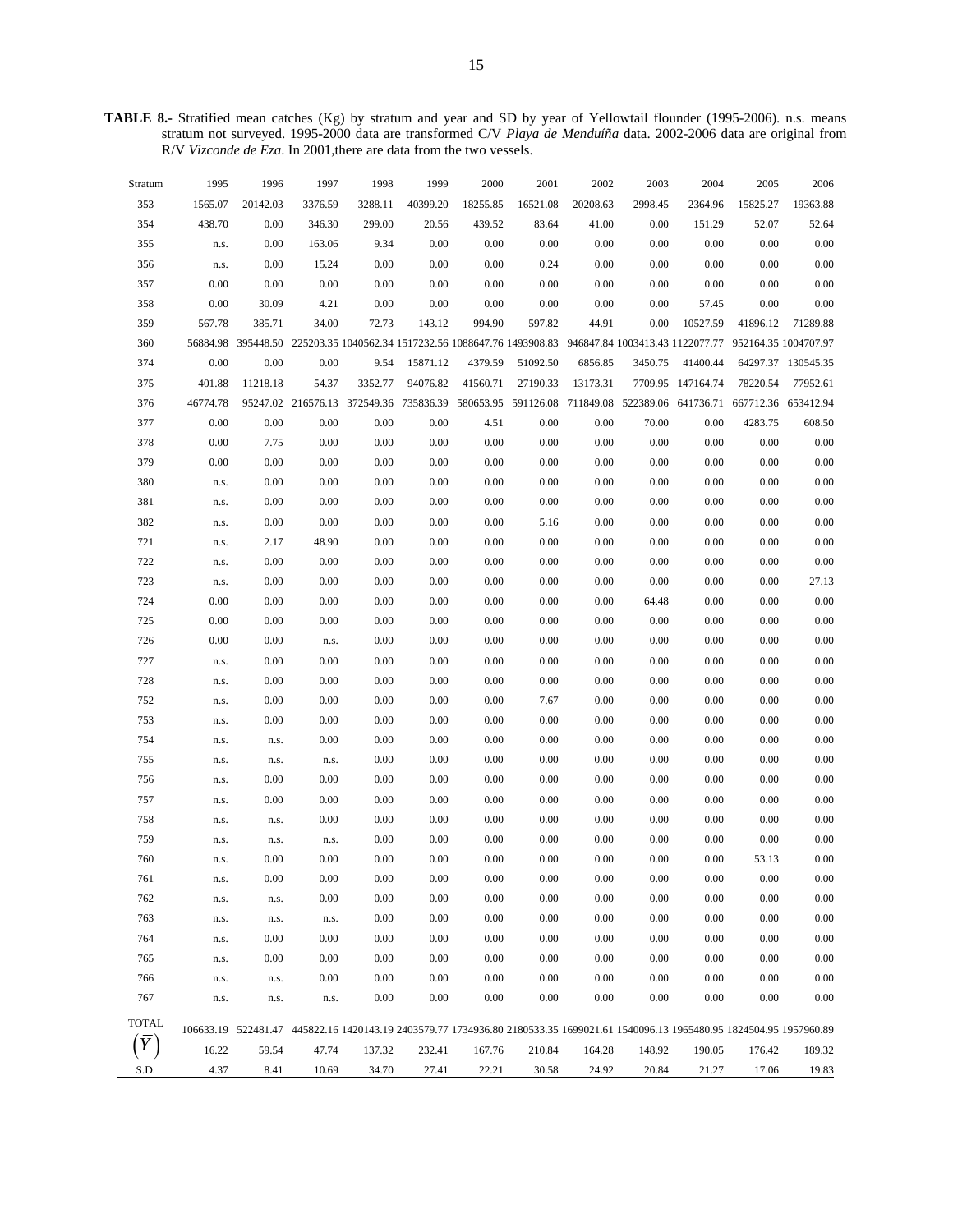**TABLE 8.-** Stratified mean catches (Kg) by stratum and year and SD by year of Yellowtail flounder (1995-2006). n.s. means stratum not surveyed. 1995-2000 data are transformed C/V *Playa de Menduíña* data. 2002-2006 data are original from R/V *Vizconde de Eza*. In 2001,there are data from the two vessels.

| Stratum | 1995 | 1996 | 1997 | 1998 | 1999 | 2000 | 2001 | 2002 | 2003 | 2004 | 2005 | 2006 |
|---|---|---|---|---|---|---|---|---|---|---|---|---|
| 353 | 1565.07 | 20142.03 | 3376.59 | 3288.11 | 40399.20 | 18255.85 | 16521.08 | 20208.63 | 2998.45 | 2364.96 | 15825.27 | 19363.88 |
| 354 | 438.70 | 0.00 | 346.30 | 299.00 | 20.56 | 439.52 | 83.64 | 41.00 | 0.00 | 151.29 | 52.07 | 52.64 |
| 355 | n.s. | 0.00 | 163.06 | 9.34 | 0.00 | 0.00 | 0.00 | 0.00 | 0.00 | 0.00 | 0.00 | 0.00 |
| 356 | n.s. | 0.00 | 15.24 | 0.00 | 0.00 | 0.00 | 0.24 | 0.00 | 0.00 | 0.00 | 0.00 | 0.00 |
| 357 | 0.00 | 0.00 | 0.00 | 0.00 | 0.00 | 0.00 | 0.00 | 0.00 | 0.00 | 0.00 | 0.00 | 0.00 |
| 358 | 0.00 | 30.09 | 4.21 | 0.00 | 0.00 | 0.00 | 0.00 | 0.00 | 0.00 | 57.45 | 0.00 | 0.00 |
| 359 | 567.78 | 385.71 | 34.00 | 72.73 | 143.12 | 994.90 | 597.82 | 44.91 | 0.00 | 10527.59 | 41896.12 | 71289.88 |
| 360 | 56884.98 | 395448.50 | 225203.35 | 1040562.34 | 1517232.56 | 1088647.76 | 1493908.83 | 946847.84 | 1003413.43 | 1122077.77 | 952164.35 | 1004707.97 |
| 374 | 0.00 | 0.00 | 0.00 | 9.54 | 15871.12 | 4379.59 | 51092.50 | 6856.85 | 3450.75 | 41400.44 | 64297.37 | 130545.35 |
| 375 | 401.88 | 11218.18 | 54.37 | 3352.77 | 94076.82 | 41560.71 | 27190.33 | 13173.31 | 7709.95 | 147164.74 | 78220.54 | 77952.61 |
| 376 | 46774.78 | 95247.02 | 216576.13 | 372549.36 | 735836.39 | 580653.95 | 591126.08 | 711849.08 | 522389.06 | 641736.71 | 667712.36 | 653412.94 |
| 377 | 0.00 | 0.00 | 0.00 | 0.00 | 0.00 | 4.51 | 0.00 | 0.00 | 70.00 | 0.00 | 4283.75 | 608.50 |
| 378 | 0.00 | 7.75 | 0.00 | 0.00 | 0.00 | 0.00 | 0.00 | 0.00 | 0.00 | 0.00 | 0.00 | 0.00 |
| 379 | 0.00 | 0.00 | 0.00 | 0.00 | 0.00 | 0.00 | 0.00 | 0.00 | 0.00 | 0.00 | 0.00 | 0.00 |
| 380 | n.s. | 0.00 | 0.00 | 0.00 | 0.00 | 0.00 | 0.00 | 0.00 | 0.00 | 0.00 | 0.00 | 0.00 |
| 381 | n.s. | 0.00 | 0.00 | 0.00 | 0.00 | 0.00 | 0.00 | 0.00 | 0.00 | 0.00 | 0.00 | 0.00 |
| 382 | n.s. | 0.00 | 0.00 | 0.00 | 0.00 | 0.00 | 5.16 | 0.00 | 0.00 | 0.00 | 0.00 | 0.00 |
| 721 | n.s. | 2.17 | 48.90 | 0.00 | 0.00 | 0.00 | 0.00 | 0.00 | 0.00 | 0.00 | 0.00 | 0.00 |
| 722 | n.s. | 0.00 | 0.00 | 0.00 | 0.00 | 0.00 | 0.00 | 0.00 | 0.00 | 0.00 | 0.00 | 0.00 |
| 723 | n.s. | 0.00 | 0.00 | 0.00 | 0.00 | 0.00 | 0.00 | 0.00 | 0.00 | 0.00 | 0.00 | 27.13 |
| 724 | 0.00 | 0.00 | 0.00 | 0.00 | 0.00 | 0.00 | 0.00 | 0.00 | 64.48 | 0.00 | 0.00 | 0.00 |
| 725 | 0.00 | 0.00 | 0.00 | 0.00 | 0.00 | 0.00 | 0.00 | 0.00 | 0.00 | 0.00 | 0.00 | 0.00 |
| 726 | 0.00 | 0.00 | n.s. | 0.00 | 0.00 | 0.00 | 0.00 | 0.00 | 0.00 | 0.00 | 0.00 | 0.00 |
| 727 | n.s. | 0.00 | 0.00 | 0.00 | 0.00 | 0.00 | 0.00 | 0.00 | 0.00 | 0.00 | 0.00 | 0.00 |
| 728 | n.s. | 0.00 | 0.00 | 0.00 | 0.00 | 0.00 | 0.00 | 0.00 | 0.00 | 0.00 | 0.00 | 0.00 |
| 752 | n.s. | 0.00 | 0.00 | 0.00 | 0.00 | 0.00 | 7.67 | 0.00 | 0.00 | 0.00 | 0.00 | 0.00 |
| 753 | n.s. | 0.00 | 0.00 | 0.00 | 0.00 | 0.00 | 0.00 | 0.00 | 0.00 | 0.00 | 0.00 | 0.00 |
| 754 | n.s. | n.s. | 0.00 | 0.00 | 0.00 | 0.00 | 0.00 | 0.00 | 0.00 | 0.00 | 0.00 | 0.00 |
| 755 | n.s. | n.s. | n.s. | 0.00 | 0.00 | 0.00 | 0.00 | 0.00 | 0.00 | 0.00 | 0.00 | 0.00 |
| 756 | n.s. | 0.00 | 0.00 | 0.00 | 0.00 | 0.00 | 0.00 | 0.00 | 0.00 | 0.00 | 0.00 | 0.00 |
| 757 | n.s. | 0.00 | 0.00 | 0.00 | 0.00 | 0.00 | 0.00 | 0.00 | 0.00 | 0.00 | 0.00 | 0.00 |
| 758 | n.s. | n.s. | 0.00 | 0.00 | 0.00 | 0.00 | 0.00 | 0.00 | 0.00 | 0.00 | 0.00 | 0.00 |
| 759 | n.s. | n.s. | n.s. | 0.00 | 0.00 | 0.00 | 0.00 | 0.00 | 0.00 | 0.00 | 0.00 | 0.00 |
| 760 | n.s. | 0.00 | 0.00 | 0.00 | 0.00 | 0.00 | 0.00 | 0.00 | 0.00 | 0.00 | 53.13 | 0.00 |
| 761 | n.s. | 0.00 | 0.00 | 0.00 | 0.00 | 0.00 | 0.00 | 0.00 | 0.00 | 0.00 | 0.00 | 0.00 |
| 762 | n.s. | n.s. | 0.00 | 0.00 | 0.00 | 0.00 | 0.00 | 0.00 | 0.00 | 0.00 | 0.00 | 0.00 |
| 763 | n.s. | n.s. | n.s. | 0.00 | 0.00 | 0.00 | 0.00 | 0.00 | 0.00 | 0.00 | 0.00 | 0.00 |
| 764 | n.s. | 0.00 | 0.00 | 0.00 | 0.00 | 0.00 | 0.00 | 0.00 | 0.00 | 0.00 | 0.00 | 0.00 |
| 765 | n.s. | 0.00 | 0.00 | 0.00 | 0.00 | 0.00 | 0.00 | 0.00 | 0.00 | 0.00 | 0.00 | 0.00 |
| 766 | n.s. | n.s. | 0.00 | 0.00 | 0.00 | 0.00 | 0.00 | 0.00 | 0.00 | 0.00 | 0.00 | 0.00 |
| 767 | n.s. | n.s. | n.s. | 0.00 | 0.00 | 0.00 | 0.00 | 0.00 | 0.00 | 0.00 | 0.00 | 0.00 |
| TOTAL | 106633.19 | 522481.47 | 445822.16 | 1420143.19 | 2403579.77 | 1734936.80 | 2180533.35 | 1699021.61 | 1540096.13 | 1965480.95 | 1824504.95 | 1957960.89 |
| $\left(\bar{Y}\right)$ | 16.22 | 59.54 | 47.74 | 137.32 | 232.41 | 167.76 | 210.84 | 164.28 | 148.92 | 190.05 | 176.42 | 189.32 |
| S.D. | 4.37 | 8.41 | 10.69 | 34.70 | 27.41 | 22.21 | 30.58 | 24.92 | 20.84 | 21.27 | 17.06 | 19.83 |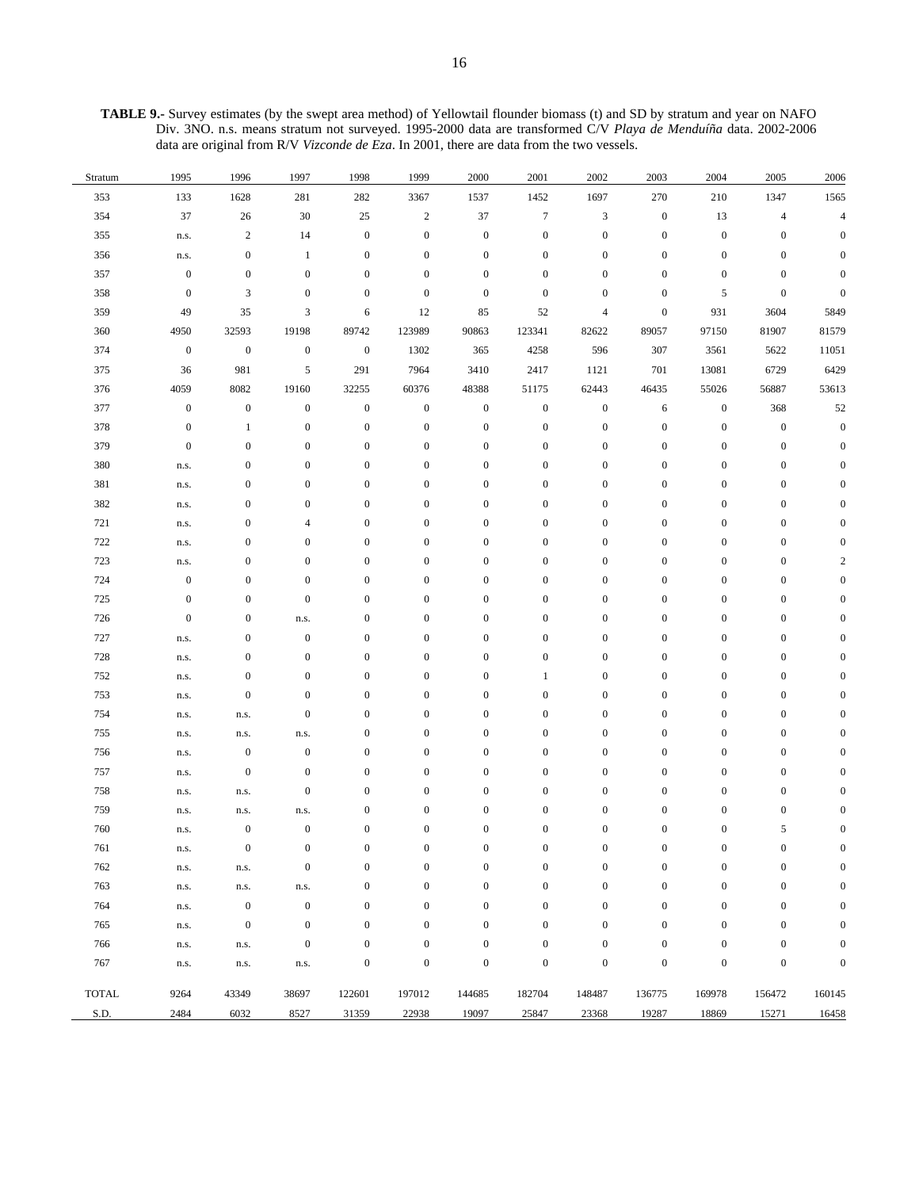**TABLE 9.-** Survey estimates (by the swept area method) of Yellowtail flounder biomass (t) and SD by stratum and year on NAFO Div. 3NO. n.s. means stratum not surveyed. 1995-2000 data are transformed C/V *Playa de Menduíña* data. 2002-2006 data are original from R/V *Vizconde de Eza*. In 2001, there are data from the two vessels.

| Stratum | 1995 | 1996 | 1997 | 1998 | 1999 | 2000 | 2001 | 2002 | 2003 | 2004 | 2005 | 2006 |
|---|---|---|---|---|---|---|---|---|---|---|---|---|
| 353 | 133 | 1628 | 281 | 282 | 3367 | 1537 | 1452 | 1697 | 270 | 210 | 1347 | 1565 |
| 354 | 37 | 26 | 30 | 25 | 2 | 37 | 7 | 3 | 0 | 13 | 4 | 4 |
| 355 | n.s. | 2 | 14 | 0 | 0 | 0 | 0 | 0 | 0 | 0 | 0 | 0 |
| 356 | n.s. | 0 | 1 | 0 | 0 | 0 | 0 | 0 | 0 | 0 | 0 | 0 |
| 357 | 0 | 0 | 0 | 0 | 0 | 0 | 0 | 0 | 0 | 0 | 0 | 0 |
| 358 | 0 | 3 | 0 | 0 | 0 | 0 | 0 | 0 | 0 | 5 | 0 | 0 |
| 359 | 49 | 35 | 3 | 6 | 12 | 85 | 52 | 4 | 0 | 931 | 3604 | 5849 |
| 360 | 4950 | 32593 | 19198 | 89742 | 123989 | 90863 | 123341 | 82622 | 89057 | 97150 | 81907 | 81579 |
| 374 | 0 | 0 | 0 | 0 | 1302 | 365 | 4258 | 596 | 307 | 3561 | 5622 | 11051 |
| 375 | 36 | 981 | 5 | 291 | 7964 | 3410 | 2417 | 1121 | 701 | 13081 | 6729 | 6429 |
| 376 | 4059 | 8082 | 19160 | 32255 | 60376 | 48388 | 51175 | 62443 | 46435 | 55026 | 56887 | 53613 |
| 377 | 0 | 0 | 0 | 0 | 0 | 0 | 0 | 0 | 6 | 0 | 368 | 52 |
| 378 | 0 | 1 | 0 | 0 | 0 | 0 | 0 | 0 | 0 | 0 | 0 | 0 |
| 379 | 0 | 0 | 0 | 0 | 0 | 0 | 0 | 0 | 0 | 0 | 0 | 0 |
| 380 | n.s. | 0 | 0 | 0 | 0 | 0 | 0 | 0 | 0 | 0 | 0 | 0 |
| 381 | n.s. | 0 | 0 | 0 | 0 | 0 | 0 | 0 | 0 | 0 | 0 | 0 |
| 382 | n.s. | 0 | 0 | 0 | 0 | 0 | 0 | 0 | 0 | 0 | 0 | 0 |
| 721 | n.s. | 0 | 4 | 0 | 0 | 0 | 0 | 0 | 0 | 0 | 0 | 0 |
| 722 | n.s. | 0 | 0 | 0 | 0 | 0 | 0 | 0 | 0 | 0 | 0 | 0 |
| 723 | n.s. | 0 | 0 | 0 | 0 | 0 | 0 | 0 | 0 | 0 | 0 | 2 |
| 724 | 0 | 0 | 0 | 0 | 0 | 0 | 0 | 0 | 0 | 0 | 0 | 0 |
| 725 | 0 | 0 | 0 | 0 | 0 | 0 | 0 | 0 | 0 | 0 | 0 | 0 |
| 726 | 0 | 0 | n.s. | 0 | 0 | 0 | 0 | 0 | 0 | 0 | 0 | 0 |
| 727 | n.s. | 0 | 0 | 0 | 0 | 0 | 0 | 0 | 0 | 0 | 0 | 0 |
| 728 | n.s. | 0 | 0 | 0 | 0 | 0 | 0 | 0 | 0 | 0 | 0 | 0 |
| 752 | n.s. | 0 | 0 | 0 | 0 | 0 | 1 | 0 | 0 | 0 | 0 | 0 |
| 753 | n.s. | 0 | 0 | 0 | 0 | 0 | 0 | 0 | 0 | 0 | 0 | 0 |
| 754 | n.s. | n.s. | 0 | 0 | 0 | 0 | 0 | 0 | 0 | 0 | 0 | 0 |
| 755 | n.s. | n.s. | n.s. | 0 | 0 | 0 | 0 | 0 | 0 | 0 | 0 | 0 |
| 756 | n.s. | 0 | 0 | 0 | 0 | 0 | 0 | 0 | 0 | 0 | 0 | 0 |
| 757 | n.s. | 0 | 0 | 0 | 0 | 0 | 0 | 0 | 0 | 0 | 0 | 0 |
| 758 | n.s. | n.s. | 0 | 0 | 0 | 0 | 0 | 0 | 0 | 0 | 0 | 0 |
| 759 | n.s. | n.s. | n.s. | 0 | 0 | 0 | 0 | 0 | 0 | 0 | 0 | 0 |
| 760 | n.s. | 0 | 0 | 0 | 0 | 0 | 0 | 0 | 0 | 0 | 5 | 0 |
| 761 | n.s. | 0 | 0 | 0 | 0 | 0 | 0 | 0 | 0 | 0 | 0 | 0 |
| 762 | n.s. | n.s. | 0 | 0 | 0 | 0 | 0 | 0 | 0 | 0 | 0 | 0 |
| 763 | n.s. | n.s. | n.s. | 0 | 0 | 0 | 0 | 0 | 0 | 0 | 0 | 0 |
| 764 | n.s. | 0 | 0 | 0 | 0 | 0 | 0 | 0 | 0 | 0 | 0 | 0 |
| 765 | n.s. | 0 | 0 | 0 | 0 | 0 | 0 | 0 | 0 | 0 | 0 | 0 |
| 766 | n.s. | n.s. | 0 | 0 | 0 | 0 | 0 | 0 | 0 | 0 | 0 | 0 |
| 767 | n.s. | n.s. | n.s. | 0 | 0 | 0 | 0 | 0 | 0 | 0 | 0 | 0 |
| TOTAL | 9264 | 43349 | 38697 | 122601 | 197012 | 144685 | 182704 | 148487 | 136775 | 169978 | 156472 | 160145 |
| S.D. | 2484 | 6032 | 8527 | 31359 | 22938 | 19097 | 25847 | 23368 | 19287 | 18869 | 15271 | 16458 |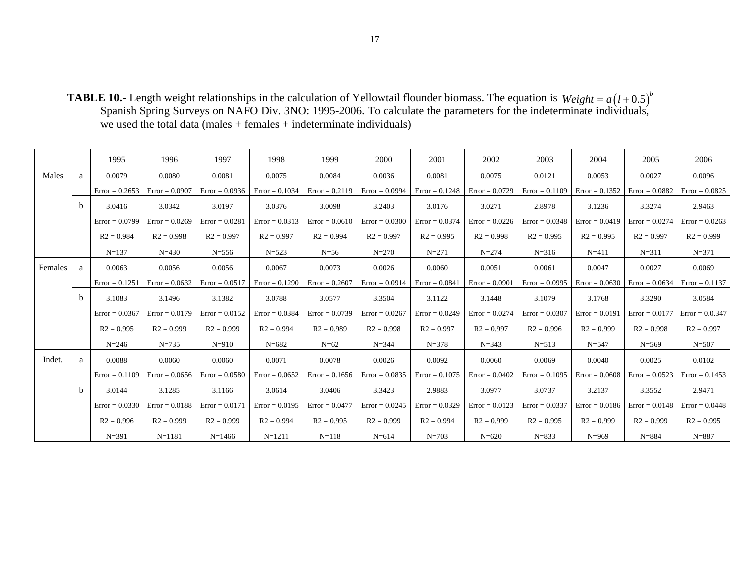**TABLE 10.-** Length weight relationships in the calculation of Yellowtail flounder biomass. The equation is $Weight = a(l+0.5)^b$ Spanish Spring Surveys on NAFO Div. 3NO: 1995-2006. To calculate the parameters for the indeterminate individuals, we used the total data (males + females + indeterminate individuals)

| | | 1995 | 1996 | 1997 | 1998 | 1999 | 2000 | 2001 | 2002 | 2003 | 2004 | 2005 | 2006 |
|---|---|---|---|---|---|---|---|---|---|---|---|---|---|
| Males | a | 0.0079 | 0.0080 | 0.0081 | 0.0075 | 0.0084 | 0.0036 | 0.0081 | 0.0075 | 0.0121 | 0.0053 | 0.0027 | 0.0096 |
| | | Error = 0.2653 | Error = 0.0907 | Error = 0.0936 | Error = 0.1034 | Error = 0.2119 | Error = 0.0994 | Error = 0.1248 | Error = 0.0729 | Error = 0.1109 | Error = 0.1352 | Error = 0.0882 | Error = 0.0825 |
| | b | 3.0416 | 3.0342 | 3.0197 | 3.0376 | 3.0098 | 3.2403 | 3.0176 | 3.0271 | 2.8978 | 3.1236 | 3.3274 | 2.9463 |
| | | Error = 0.0799 | Error = 0.0269 | Error = 0.0281 | Error = 0.0313 | Error = 0.0610 | Error = 0.0300 | Error = 0.0374 | Error = 0.0226 | Error = 0.0348 | Error = 0.0419 | Error = 0.0274 | Error = 0.0263 |
| | | R2 = 0.984 | R2 = 0.998 | R2 = 0.997 | R2 = 0.997 | R2 = 0.994 | R2 = 0.997 | R2 = 0.995 | R2 = 0.998 | R2 = 0.995 | R2 = 0.995 | R2 = 0.997 | R2 = 0.999 |
| | | N=137 | N=430 | N=556 | N=523 | N=56 | N=270 | N=271 | N=274 | N=316 | N=411 | N=311 | N=371 |
| Females | a | 0.0063 | 0.0056 | 0.0056 | 0.0067 | 0.0073 | 0.0026 | 0.0060 | 0.0051 | 0.0061 | 0.0047 | 0.0027 | 0.0069 |
| | | Error = 0.1251 | Error = 0.0632 | Error = 0.0517 | Error = 0.1290 | Error = 0.2607 | Error = 0.0914 | Error = 0.0841 | Error = 0.0901 | Error = 0.0995 | Error = 0.0630 | Error = 0.0634 | Error = 0.1137 |
| | b | 3.1083 | 3.1496 | 3.1382 | 3.0788 | 3.0577 | 3.3504 | 3.1122 | 3.1448 | 3.1079 | 3.1768 | 3.3290 | 3.0584 |
| | | Error = 0.0367 | Error = 0.0179 | Error = 0.0152 | Error = 0.0384 | Error = 0.0739 | Error = 0.0267 | Error = 0.0249 | Error = 0.0274 | Error = 0.0307 | Error = 0.0191 | Error = 0.0177 | Error = 0.0.347 |
| | | R2 = 0.995 | R2 = 0.999 | R2 = 0.999 | R2 = 0.994 | R2 = 0.989 | R2 = 0.998 | R2 = 0.997 | R2 = 0.997 | R2 = 0.996 | R2 = 0.999 | R2 = 0.998 | R2 = 0.997 |
| | | N=246 | N=735 | N=910 | N=682 | N=62 | N=344 | N=378 | N=343 | N=513 | N=547 | N=569 | N=507 |
| Indet. | a | 0.0088 | 0.0060 | 0.0060 | 0.0071 | 0.0078 | 0.0026 | 0.0092 | 0.0060 | 0.0069 | 0.0040 | 0.0025 | 0.0102 |
| | | Error = 0.1109 | Error = 0.0656 | Error = 0.0580 | Error = 0.0652 | Error = 0.1656 | Error = 0.0835 | Error = 0.1075 | Error = 0.0402 | Error = 0.1095 | Error = 0.0608 | Error = 0.0523 | Error = 0.1453 |
| | b | 3.0144 | 3.1285 | 3.1166 | 3.0614 | 3.0406 | 3.3423 | 2.9883 | 3.0977 | 3.0737 | 3.2137 | 3.3552 | 2.9471 |
| | | Error = 0.0330 | Error = 0.0188 | Error = 0.0171 | Error = 0.0195 | Error = 0.0477 | Error = 0.0245 | Error = 0.0329 | Error = 0.0123 | Error = 0.0337 | Error = 0.0186 | Error = 0.0148 | Error = 0.0448 |
| | | R2 = 0.996 | R2 = 0.999 | R2 = 0.999 | R2 = 0.994 | R2 = 0.995 | R2 = 0.999 | R2 = 0.994 | R2 = 0.999 | R2 = 0.995 | R2 = 0.999 | R2 = 0.999 | R2 = 0.995 |
| | | N=391 | N=1181 | N=1466 | N=1211 | N=118 | N=614 | N=703 | N=620 | N=833 | N=969 | N=884 | N=887 |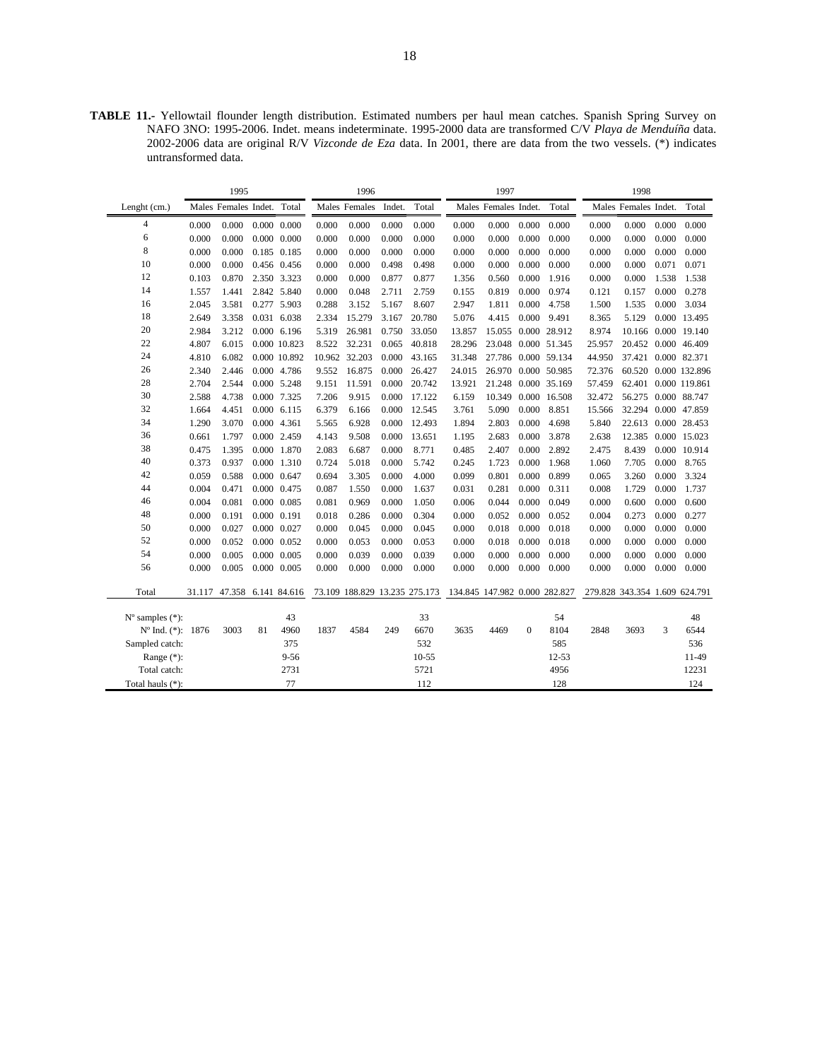**TABLE 11.-** Yellowtail flounder length distribution. Estimated numbers per haul mean catches. Spanish Spring Survey on NAFO 3NO: 1995-2006. Indet. means indeterminate. 1995-2000 data are transformed C/V *Playa de Menduíña* data. 2002-2006 data are original R/V *Vizconde de Eza* data. In 2001, there are data from the two vessels. (*) indicates untransformed data.

| | 1995 | | | | 1996 | | | | 1997 | | | | 1998 | | | |
|---|---|---|---|---|---|---|---|---|---|---|---|---|---|---|---|---|
| Lenght (cm.) | Males | Females | Indet. | Total | Males | Females | Indet. | Total | Males | Females | Indet. | Total | Males | Females | Indet. | Total |
| 4 | 0.000 | 0.000 | 0.000 | 0.000 | 0.000 | 0.000 | 0.000 | 0.000 | 0.000 | 0.000 | 0.000 | 0.000 | 0.000 | 0.000 | 0.000 | 0.000 |
| 6 | 0.000 | 0.000 | 0.000 | 0.000 | 0.000 | 0.000 | 0.000 | 0.000 | 0.000 | 0.000 | 0.000 | 0.000 | 0.000 | 0.000 | 0.000 | 0.000 |
| 8 | 0.000 | 0.000 | 0.185 | 0.185 | 0.000 | 0.000 | 0.000 | 0.000 | 0.000 | 0.000 | 0.000 | 0.000 | 0.000 | 0.000 | 0.000 | 0.000 |
| 10 | 0.000 | 0.000 | 0.456 | 0.456 | 0.000 | 0.000 | 0.498 | 0.498 | 0.000 | 0.000 | 0.000 | 0.000 | 0.000 | 0.000 | 0.071 | 0.071 |
| 12 | 0.103 | 0.870 | 2.350 | 3.323 | 0.000 | 0.000 | 0.877 | 0.877 | 1.356 | 0.560 | 0.000 | 1.916 | 0.000 | 0.000 | 1.538 | 1.538 |
| 14 | 1.557 | 1.441 | 2.842 | 5.840 | 0.000 | 0.048 | 2.711 | 2.759 | 0.155 | 0.819 | 0.000 | 0.974 | 0.121 | 0.157 | 0.000 | 0.278 |
| 16 | 2.045 | 3.581 | 0.277 | 5.903 | 0.288 | 3.152 | 5.167 | 8.607 | 2.947 | 1.811 | 0.000 | 4.758 | 1.500 | 1.535 | 0.000 | 3.034 |
| 18 | 2.649 | 3.358 | 0.031 | 6.038 | 2.334 | 15.279 | 3.167 | 20.780 | 5.076 | 4.415 | 0.000 | 9.491 | 8.365 | 5.129 | 0.000 | 13.495 |
| 20 | 2.984 | 3.212 | 0.000 | 6.196 | 5.319 | 26.981 | 0.750 | 33.050 | 13.857 | 15.055 | 0.000 | 28.912 | 8.974 | 10.166 | 0.000 | 19.140 |
| 22 | 4.807 | 6.015 | 0.000 | 10.823 | 8.522 | 32.231 | 0.065 | 40.818 | 28.296 | 23.048 | 0.000 | 51.345 | 25.957 | 20.452 | 0.000 | 46.409 |
| 24 | 4.810 | 6.082 | 0.000 | 10.892 | 10.962 | 32.203 | 0.000 | 43.165 | 31.348 | 27.786 | 0.000 | 59.134 | 44.950 | 37.421 | 0.000 | 82.371 |
| 26 | 2.340 | 2.446 | 0.000 | 4.786 | 9.552 | 16.875 | 0.000 | 26.427 | 24.015 | 26.970 | 0.000 | 50.985 | 72.376 | 60.520 | 0.000 | 132.896 |
| 28 | 2.704 | 2.544 | 0.000 | 5.248 | 9.151 | 11.591 | 0.000 | 20.742 | 13.921 | 21.248 | 0.000 | 35.169 | 57.459 | 62.401 | 0.000 | 119.861 |
| 30 | 2.588 | 4.738 | 0.000 | 7.325 | 7.206 | 9.915 | 0.000 | 17.122 | 6.159 | 10.349 | 0.000 | 16.508 | 32.472 | 56.275 | 0.000 | 88.747 |
| 32 | 1.664 | 4.451 | 0.000 | 6.115 | 6.379 | 6.166 | 0.000 | 12.545 | 3.761 | 5.090 | 0.000 | 8.851 | 15.566 | 32.294 | 0.000 | 47.859 |
| 34 | 1.290 | 3.070 | 0.000 | 4.361 | 5.565 | 6.928 | 0.000 | 12.493 | 1.894 | 2.803 | 0.000 | 4.698 | 5.840 | 22.613 | 0.000 | 28.453 |
| 36 | 0.661 | 1.797 | 0.000 | 2.459 | 4.143 | 9.508 | 0.000 | 13.651 | 1.195 | 2.683 | 0.000 | 3.878 | 2.638 | 12.385 | 0.000 | 15.023 |
| 38 | 0.475 | 1.395 | 0.000 | 1.870 | 2.083 | 6.687 | 0.000 | 8.771 | 0.485 | 2.407 | 0.000 | 2.892 | 2.475 | 8.439 | 0.000 | 10.914 |
| 40 | 0.373 | 0.937 | 0.000 | 1.310 | 0.724 | 5.018 | 0.000 | 5.742 | 0.245 | 1.723 | 0.000 | 1.968 | 1.060 | 7.705 | 0.000 | 8.765 |
| 42 | 0.059 | 0.588 | 0.000 | 0.647 | 0.694 | 3.305 | 0.000 | 4.000 | 0.099 | 0.801 | 0.000 | 0.899 | 0.065 | 3.260 | 0.000 | 3.324 |
| 44 | 0.004 | 0.471 | 0.000 | 0.475 | 0.087 | 1.550 | 0.000 | 1.637 | 0.031 | 0.281 | 0.000 | 0.311 | 0.008 | 1.729 | 0.000 | 1.737 |
| 46 | 0.004 | 0.081 | 0.000 | 0.085 | 0.081 | 0.969 | 0.000 | 1.050 | 0.006 | 0.044 | 0.000 | 0.049 | 0.000 | 0.600 | 0.000 | 0.600 |
| 48 | 0.000 | 0.191 | 0.000 | 0.191 | 0.018 | 0.286 | 0.000 | 0.304 | 0.000 | 0.052 | 0.000 | 0.052 | 0.004 | 0.273 | 0.000 | 0.277 |
| 50 | 0.000 | 0.027 | 0.000 | 0.027 | 0.000 | 0.045 | 0.000 | 0.045 | 0.000 | 0.018 | 0.000 | 0.018 | 0.000 | 0.000 | 0.000 | 0.000 |
| 52 | 0.000 | 0.052 | 0.000 | 0.052 | 0.000 | 0.053 | 0.000 | 0.053 | 0.000 | 0.018 | 0.000 | 0.018 | 0.000 | 0.000 | 0.000 | 0.000 |
| 54 | 0.000 | 0.005 | 0.000 | 0.005 | 0.000 | 0.039 | 0.000 | 0.039 | 0.000 | 0.000 | 0.000 | 0.000 | 0.000 | 0.000 | 0.000 | 0.000 |
| 56 | 0.000 | 0.005 | 0.000 | 0.005 | 0.000 | 0.000 | 0.000 | 0.000 | 0.000 | 0.000 | 0.000 | 0.000 | 0.000 | 0.000 | 0.000 | 0.000 |
| Total | 31.117 | 47.358 | 6.141 | 84.616 | 73.109 | 188.829 | 13.235 | 275.173 | 134.845 | 147.982 | 0.000 | 282.827 | 279.828 | 343.354 | 1.609 | 624.791 |
| Nº samples (*): | | | | 43 | | | | 33 | | | | 54 | | | | 48 |
| Nº Ind. (*): | 1876 | 3003 | 81 | 4960 | 1837 | 4584 | 249 | 6670 | 3635 | 4469 | 0 | 8104 | 2848 | 3693 | 3 | 6544 |
| Sampled catch: | | | | 375 | | | | 532 | | | | 585 | | | | 536 |
| Range (*): | | | | 9-56 | | | | 10-55 | | | | 12-53 | | | | 11-49 |
| Total catch: | | | | 2731 | | | | 5721 | | | | 4956 | | | | 12231 |
| Total hauls (*): | | | | 77 | | | | 112 | | | | 128 | | | | 124 |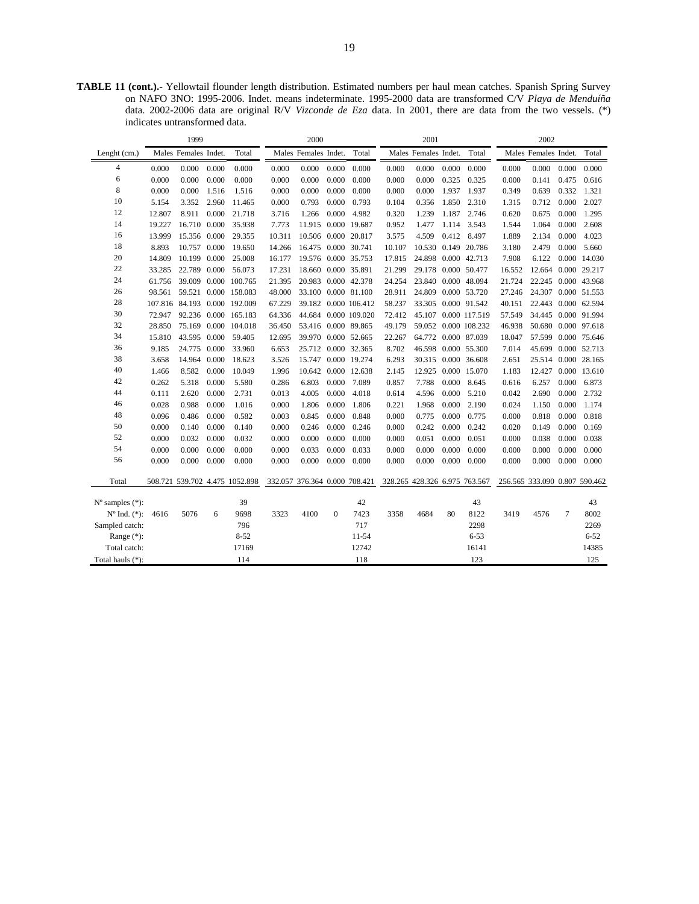**TABLE 11 (cont.).-** Yellowtail flounder length distribution. Estimated numbers per haul mean catches. Spanish Spring Survey on NAFO 3NO: 1995-2006. Indet. means indeterminate. 1995-2000 data are transformed C/V *Playa de Menduíña* data. 2002-2006 data are original R/V *Vizconde de Eza* data. In 2001, there are data from the two vessels. (*) indicates untransformed data.

| | 1999 | | | | 2000 | | | | 2001 | | | | 2002 | | | |
|---|---|---|---|---|---|---|---|---|---|---|---|---|---|---|---|---|
| Lenght (cm.) | Males | Females | Indet. | Total | Males | Females | Indet. | Total | Males | Females | Indet. | Total | Males | Females | Indet. | Total |
| 4 | 0.000 | 0.000 | 0.000 | 0.000 | 0.000 | 0.000 | 0.000 | 0.000 | 0.000 | 0.000 | 0.000 | 0.000 | 0.000 | 0.000 | 0.000 | 0.000 |
| 6 | 0.000 | 0.000 | 0.000 | 0.000 | 0.000 | 0.000 | 0.000 | 0.000 | 0.000 | 0.000 | 0.325 | 0.325 | 0.000 | 0.141 | 0.475 | 0.616 |
| 8 | 0.000 | 0.000 | 1.516 | 1.516 | 0.000 | 0.000 | 0.000 | 0.000 | 0.000 | 0.000 | 1.937 | 1.937 | 0.349 | 0.639 | 0.332 | 1.321 |
| 10 | 5.154 | 3.352 | 2.960 | 11.465 | 0.000 | 0.793 | 0.000 | 0.793 | 0.104 | 0.356 | 1.850 | 2.310 | 1.315 | 0.712 | 0.000 | 2.027 |
| 12 | 12.807 | 8.911 | 0.000 | 21.718 | 3.716 | 1.266 | 0.000 | 4.982 | 0.320 | 1.239 | 1.187 | 2.746 | 0.620 | 0.675 | 0.000 | 1.295 |
| 14 | 19.227 | 16.710 | 0.000 | 35.938 | 7.773 | 11.915 | 0.000 | 19.687 | 0.952 | 1.477 | 1.114 | 3.543 | 1.544 | 1.064 | 0.000 | 2.608 |
| 16 | 13.999 | 15.356 | 0.000 | 29.355 | 10.311 | 10.506 | 0.000 | 20.817 | 3.575 | 4.509 | 0.412 | 8.497 | 1.889 | 2.134 | 0.000 | 4.023 |
| 18 | 8.893 | 10.757 | 0.000 | 19.650 | 14.266 | 16.475 | 0.000 | 30.741 | 10.107 | 10.530 | 0.149 | 20.786 | 3.180 | 2.479 | 0.000 | 5.660 |
| 20 | 14.809 | 10.199 | 0.000 | 25.008 | 16.177 | 19.576 | 0.000 | 35.753 | 17.815 | 24.898 | 0.000 | 42.713 | 7.908 | 6.122 | 0.000 | 14.030 |
| 22 | 33.285 | 22.789 | 0.000 | 56.073 | 17.231 | 18.660 | 0.000 | 35.891 | 21.299 | 29.178 | 0.000 | 50.477 | 16.552 | 12.664 | 0.000 | 29.217 |
| 24 | 61.756 | 39.009 | 0.000 | 100.765 | 21.395 | 20.983 | 0.000 | 42.378 | 24.254 | 23.840 | 0.000 | 48.094 | 21.724 | 22.245 | 0.000 | 43.968 |
| 26 | 98.561 | 59.521 | 0.000 | 158.083 | 48.000 | 33.100 | 0.000 | 81.100 | 28.911 | 24.809 | 0.000 | 53.720 | 27.246 | 24.307 | 0.000 | 51.553 |
| 28 | 107.816 | 84.193 | 0.000 | 192.009 | 67.229 | 39.182 | 0.000 | 106.412 | 58.237 | 33.305 | 0.000 | 91.542 | 40.151 | 22.443 | 0.000 | 62.594 |
| 30 | 72.947 | 92.236 | 0.000 | 165.183 | 64.336 | 44.684 | 0.000 | 109.020 | 72.412 | 45.107 | 0.000 | 117.519 | 57.549 | 34.445 | 0.000 | 91.994 |
| 32 | 28.850 | 75.169 | 0.000 | 104.018 | 36.450 | 53.416 | 0.000 | 89.865 | 49.179 | 59.052 | 0.000 | 108.232 | 46.938 | 50.680 | 0.000 | 97.618 |
| 34 | 15.810 | 43.595 | 0.000 | 59.405 | 12.695 | 39.970 | 0.000 | 52.665 | 22.267 | 64.772 | 0.000 | 87.039 | 18.047 | 57.599 | 0.000 | 75.646 |
| 36 | 9.185 | 24.775 | 0.000 | 33.960 | 6.653 | 25.712 | 0.000 | 32.365 | 8.702 | 46.598 | 0.000 | 55.300 | 7.014 | 45.699 | 0.000 | 52.713 |
| 38 | 3.658 | 14.964 | 0.000 | 18.623 | 3.526 | 15.747 | 0.000 | 19.274 | 6.293 | 30.315 | 0.000 | 36.608 | 2.651 | 25.514 | 0.000 | 28.165 |
| 40 | 1.466 | 8.582 | 0.000 | 10.049 | 1.996 | 10.642 | 0.000 | 12.638 | 2.145 | 12.925 | 0.000 | 15.070 | 1.183 | 12.427 | 0.000 | 13.610 |
| 42 | 0.262 | 5.318 | 0.000 | 5.580 | 0.286 | 6.803 | 0.000 | 7.089 | 0.857 | 7.788 | 0.000 | 8.645 | 0.616 | 6.257 | 0.000 | 6.873 |
| 44 | 0.111 | 2.620 | 0.000 | 2.731 | 0.013 | 4.005 | 0.000 | 4.018 | 0.614 | 4.596 | 0.000 | 5.210 | 0.042 | 2.690 | 0.000 | 2.732 |
| 46 | 0.028 | 0.988 | 0.000 | 1.016 | 0.000 | 1.806 | 0.000 | 1.806 | 0.221 | 1.968 | 0.000 | 2.190 | 0.024 | 1.150 | 0.000 | 1.174 |
| 48 | 0.096 | 0.486 | 0.000 | 0.582 | 0.003 | 0.845 | 0.000 | 0.848 | 0.000 | 0.775 | 0.000 | 0.775 | 0.000 | 0.818 | 0.000 | 0.818 |
| 50 | 0.000 | 0.140 | 0.000 | 0.140 | 0.000 | 0.246 | 0.000 | 0.246 | 0.000 | 0.242 | 0.000 | 0.242 | 0.020 | 0.149 | 0.000 | 0.169 |
| 52 | 0.000 | 0.032 | 0.000 | 0.032 | 0.000 | 0.000 | 0.000 | 0.000 | 0.000 | 0.051 | 0.000 | 0.051 | 0.000 | 0.038 | 0.000 | 0.038 |
| 54 | 0.000 | 0.000 | 0.000 | 0.000 | 0.000 | 0.033 | 0.000 | 0.033 | 0.000 | 0.000 | 0.000 | 0.000 | 0.000 | 0.000 | 0.000 | 0.000 |
| 56 | 0.000 | 0.000 | 0.000 | 0.000 | 0.000 | 0.000 | 0.000 | 0.000 | 0.000 | 0.000 | 0.000 | 0.000 | 0.000 | 0.000 | 0.000 | 0.000 |
| Total | 508.721 | 539.702 | 4.475 | 1052.898 | 332.057 | 376.364 | 0.000 | 708.421 | 328.265 | 428.326 | 6.975 | 763.567 | 256.565 | 333.090 | 0.807 | 590.462 |
| Nº samples (*): | | | | 39 | | | | 42 | | | | 43 | | | | 43 |
| Nº Ind. (*): | 4616 | 5076 | 6 | 9698 | 3323 | 4100 | 0 | 7423 | 3358 | 4684 | 80 | 8122 | 3419 | 4576 | 7 | 8002 |
| Sampled catch: | | | | 796 | | | | 717 | | | | 2298 | | | | 2269 |
| Range (*): | | | | 8-52 | | | | 11-54 | | | | 6-53 | | | | 6-52 |
| Total catch: | | | | 17169 | | | | 12742 | | | | 16141 | | | | 14385 |
| Total hauls (*): | | | | 114 | | | | 118 | | | | 123 | | | | 125 |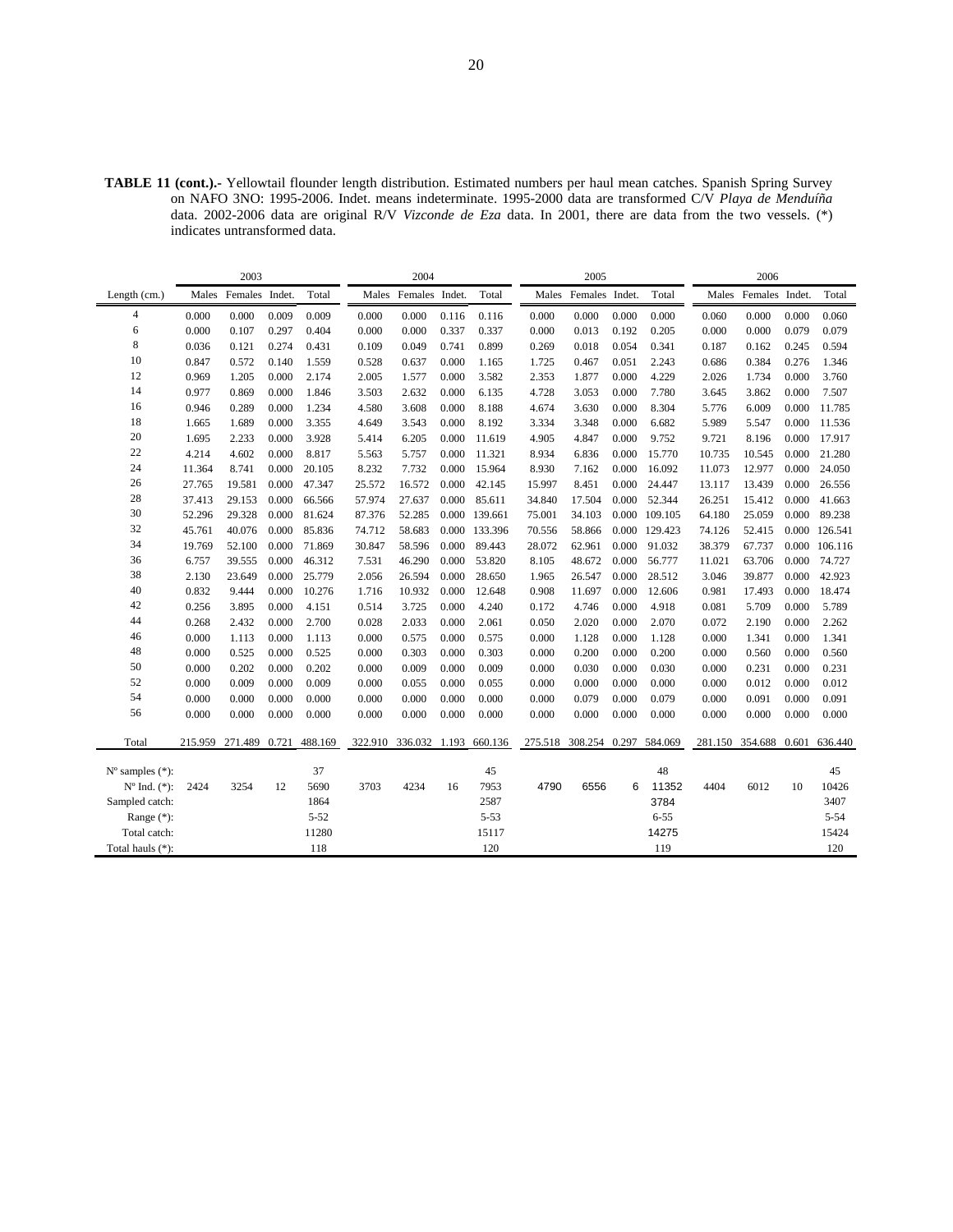**TABLE 11 (cont.).-** Yellowtail flounder length distribution. Estimated numbers per haul mean catches. Spanish Spring Survey on NAFO 3NO: 1995-2006. Indet. means indeterminate. 1995-2000 data are transformed C/V *Playa de Menduíña* data. 2002-2006 data are original R/V *Vizconde de Eza* data. In 2001, there are data from the two vessels. (*) indicates untransformed data.

| | 2003 | | | | 2004 | | | | 2005 | | | | 2006 | | | |
|---|---|---|---|---|---|---|---|---|---|---|---|---|---|---|---|---|
| Length (cm.) | Males | Females | Indet. | Total | Males | Females | Indet. | Total | Males | Females | Indet. | Total | Males | Females | Indet. | Total |
| 4 | 0.000 | 0.000 | 0.009 | 0.009 | 0.000 | 0.000 | 0.116 | 0.116 | 0.000 | 0.000 | 0.000 | 0.000 | 0.060 | 0.000 | 0.000 | 0.060 |
| 6 | 0.000 | 0.107 | 0.297 | 0.404 | 0.000 | 0.000 | 0.337 | 0.337 | 0.000 | 0.013 | 0.192 | 0.205 | 0.000 | 0.000 | 0.079 | 0.079 |
| 8 | 0.036 | 0.121 | 0.274 | 0.431 | 0.109 | 0.049 | 0.741 | 0.899 | 0.269 | 0.018 | 0.054 | 0.341 | 0.187 | 0.162 | 0.245 | 0.594 |
| 10 | 0.847 | 0.572 | 0.140 | 1.559 | 0.528 | 0.637 | 0.000 | 1.165 | 1.725 | 0.467 | 0.051 | 2.243 | 0.686 | 0.384 | 0.276 | 1.346 |
| 12 | 0.969 | 1.205 | 0.000 | 2.174 | 2.005 | 1.577 | 0.000 | 3.582 | 2.353 | 1.877 | 0.000 | 4.229 | 2.026 | 1.734 | 0.000 | 3.760 |
| 14 | 0.977 | 0.869 | 0.000 | 1.846 | 3.503 | 2.632 | 0.000 | 6.135 | 4.728 | 3.053 | 0.000 | 7.780 | 3.645 | 3.862 | 0.000 | 7.507 |
| 16 | 0.946 | 0.289 | 0.000 | 1.234 | 4.580 | 3.608 | 0.000 | 8.188 | 4.674 | 3.630 | 0.000 | 8.304 | 5.776 | 6.009 | 0.000 | 11.785 |
| 18 | 1.665 | 1.689 | 0.000 | 3.355 | 4.649 | 3.543 | 0.000 | 8.192 | 3.334 | 3.348 | 0.000 | 6.682 | 5.989 | 5.547 | 0.000 | 11.536 |
| 20 | 1.695 | 2.233 | 0.000 | 3.928 | 5.414 | 6.205 | 0.000 | 11.619 | 4.905 | 4.847 | 0.000 | 9.752 | 9.721 | 8.196 | 0.000 | 17.917 |
| 22 | 4.214 | 4.602 | 0.000 | 8.817 | 5.563 | 5.757 | 0.000 | 11.321 | 8.934 | 6.836 | 0.000 | 15.770 | 10.735 | 10.545 | 0.000 | 21.280 |
| 24 | 11.364 | 8.741 | 0.000 | 20.105 | 8.232 | 7.732 | 0.000 | 15.964 | 8.930 | 7.162 | 0.000 | 16.092 | 11.073 | 12.977 | 0.000 | 24.050 |
| 26 | 27.765 | 19.581 | 0.000 | 47.347 | 25.572 | 16.572 | 0.000 | 42.145 | 15.997 | 8.451 | 0.000 | 24.447 | 13.117 | 13.439 | 0.000 | 26.556 |
| 28 | 37.413 | 29.153 | 0.000 | 66.566 | 57.974 | 27.637 | 0.000 | 85.611 | 34.840 | 17.504 | 0.000 | 52.344 | 26.251 | 15.412 | 0.000 | 41.663 |
| 30 | 52.296 | 29.328 | 0.000 | 81.624 | 87.376 | 52.285 | 0.000 | 139.661 | 75.001 | 34.103 | 0.000 | 109.105 | 64.180 | 25.059 | 0.000 | 89.238 |
| 32 | 45.761 | 40.076 | 0.000 | 85.836 | 74.712 | 58.683 | 0.000 | 133.396 | 70.556 | 58.866 | 0.000 | 129.423 | 74.126 | 52.415 | 0.000 | 126.541 |
| 34 | 19.769 | 52.100 | 0.000 | 71.869 | 30.847 | 58.596 | 0.000 | 89.443 | 28.072 | 62.961 | 0.000 | 91.032 | 38.379 | 67.737 | 0.000 | 106.116 |
| 36 | 6.757 | 39.555 | 0.000 | 46.312 | 7.531 | 46.290 | 0.000 | 53.820 | 8.105 | 48.672 | 0.000 | 56.777 | 11.021 | 63.706 | 0.000 | 74.727 |
| 38 | 2.130 | 23.649 | 0.000 | 25.779 | 2.056 | 26.594 | 0.000 | 28.650 | 1.965 | 26.547 | 0.000 | 28.512 | 3.046 | 39.877 | 0.000 | 42.923 |
| 40 | 0.832 | 9.444 | 0.000 | 10.276 | 1.716 | 10.932 | 0.000 | 12.648 | 0.908 | 11.697 | 0.000 | 12.606 | 0.981 | 17.493 | 0.000 | 18.474 |
| 42 | 0.256 | 3.895 | 0.000 | 4.151 | 0.514 | 3.725 | 0.000 | 4.240 | 0.172 | 4.746 | 0.000 | 4.918 | 0.081 | 5.709 | 0.000 | 5.789 |
| 44 | 0.268 | 2.432 | 0.000 | 2.700 | 0.028 | 2.033 | 0.000 | 2.061 | 0.050 | 2.020 | 0.000 | 2.070 | 0.072 | 2.190 | 0.000 | 2.262 |
| 46 | 0.000 | 1.113 | 0.000 | 1.113 | 0.000 | 0.575 | 0.000 | 0.575 | 0.000 | 1.128 | 0.000 | 1.128 | 0.000 | 1.341 | 0.000 | 1.341 |
| 48 | 0.000 | 0.525 | 0.000 | 0.525 | 0.000 | 0.303 | 0.000 | 0.303 | 0.000 | 0.200 | 0.000 | 0.200 | 0.000 | 0.560 | 0.000 | 0.560 |
| 50 | 0.000 | 0.202 | 0.000 | 0.202 | 0.000 | 0.009 | 0.000 | 0.009 | 0.000 | 0.030 | 0.000 | 0.030 | 0.000 | 0.231 | 0.000 | 0.231 |
| 52 | 0.000 | 0.009 | 0.000 | 0.009 | 0.000 | 0.055 | 0.000 | 0.055 | 0.000 | 0.000 | 0.000 | 0.000 | 0.000 | 0.012 | 0.000 | 0.012 |
| 54 | 0.000 | 0.000 | 0.000 | 0.000 | 0.000 | 0.000 | 0.000 | 0.000 | 0.000 | 0.079 | 0.000 | 0.079 | 0.000 | 0.091 | 0.000 | 0.091 |
| 56 | 0.000 | 0.000 | 0.000 | 0.000 | 0.000 | 0.000 | 0.000 | 0.000 | 0.000 | 0.000 | 0.000 | 0.000 | 0.000 | 0.000 | 0.000 | 0.000 |
| Total | 215.959 | 271.489 | 0.721 | 488.169 | 322.910 | 336.032 | 1.193 | 660.136 | 275.518 | 308.254 | 0.297 | 584.069 | 281.150 | 354.688 | 0.601 | 636.440 |
| Nº samples (*): | | | | 37 | | | | 45 | | | | 48 | | | | 45 |
| Nº Ind. (*): | 2424 | 3254 | 12 | 5690 | 3703 | 4234 | 16 | 7953 | 4790 | 6556 | 6 | 11352 | 4404 | 6012 | 10 | 10426 |
| Sampled catch: | | | | 1864 | | | | 2587 | | | | 3784 | | | | 3407 |
| Range (*): | | | | 5-52 | | | | 5-53 | | | | 6-55 | | | | 5-54 |
| Total catch: | | | | 11280 | | | | 15117 | | | | 14275 | | | | 15424 |
| Total hauls (*): | | | | 118 | | | | 120 | | | | 119 | | | | 120 |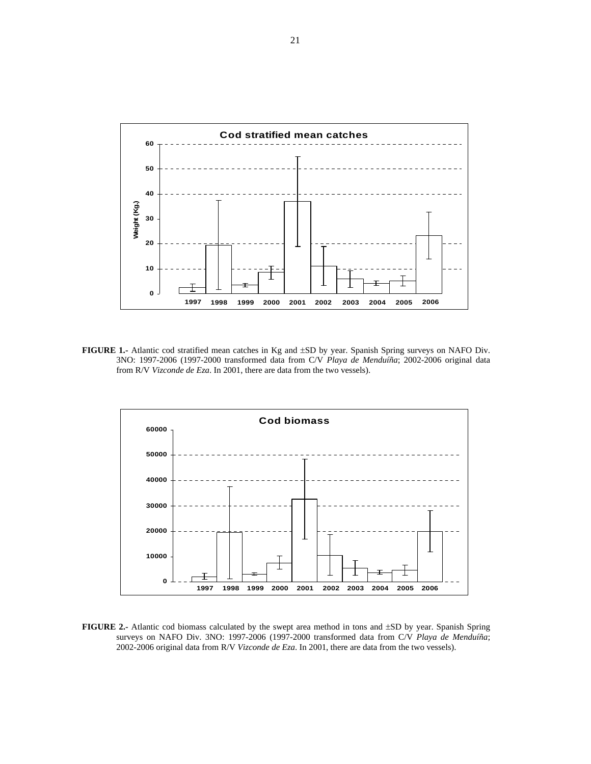**FIGURE 1.-** Atlantic cod stratified mean catches in Kg and ±SD by year. Spanish Spring surveys on NAFO Div. 3NO: 1997-2006 (1997-2000 transformed data from C/V *Playa de Menduíña*; 2002-2006 original data from R/V *Vizconde de Eza*. In 2001, there are data from the two vessels).

**FIGURE 2.-** Atlantic cod biomass calculated by the swept area method in tons and ±SD by year. Spanish Spring surveys on NAFO Div. 3NO: 1997-2006 (1997-2000 transformed data from C/V *Playa de Menduíña*; 2002-2006 original data from R/V *Vizconde de Eza*. In 2001, there are data from the two vessels).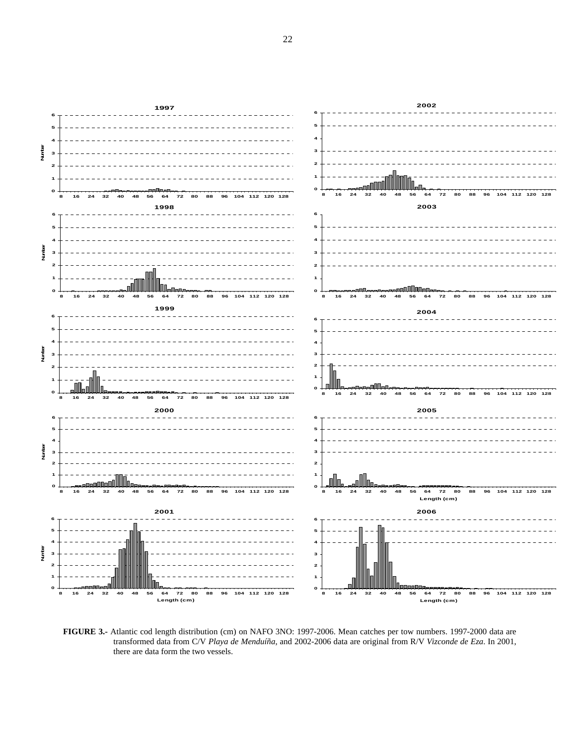**FIGURE 3.-** Atlantic cod length distribution (cm) on NAFO 3NO: 1997-2006. Mean catches per tow numbers. 1997-2000 data are transformed data from C/V *Playa de Menduíña*, and 2002-2006 data are original from R/V *Vizconde de Eza*. In 2001, there are data form the two vessels.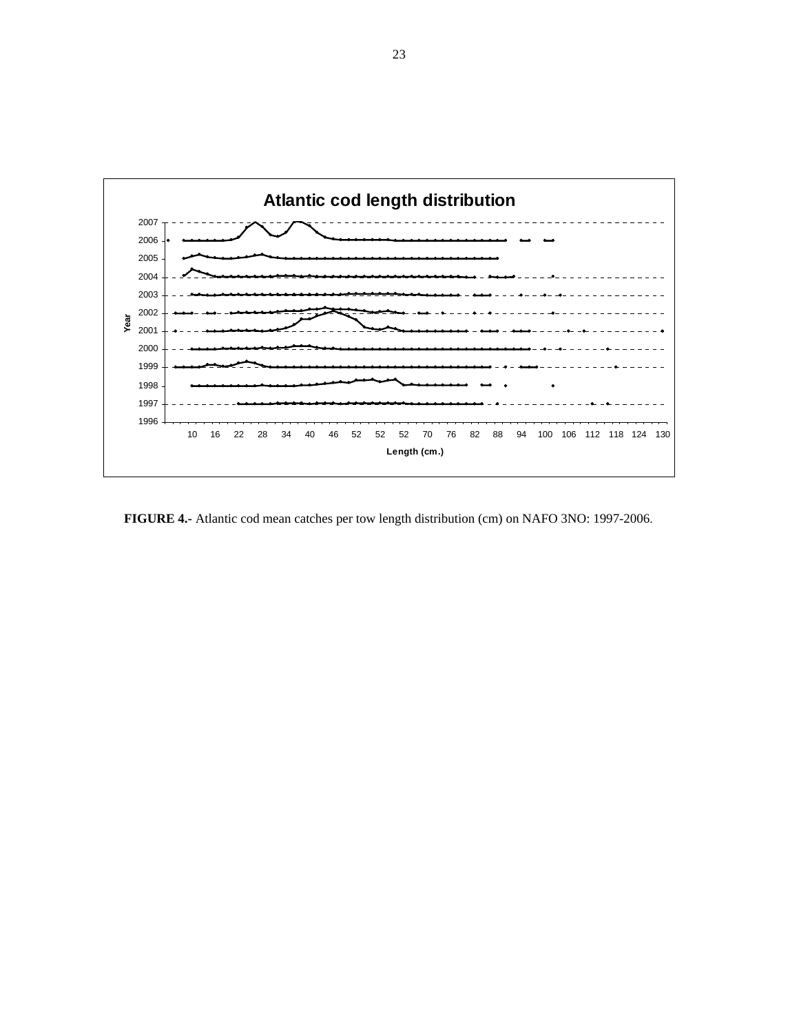**FIGURE 4.-** Atlantic cod mean catches per tow length distribution (cm) on NAFO 3NO: 1997-2006.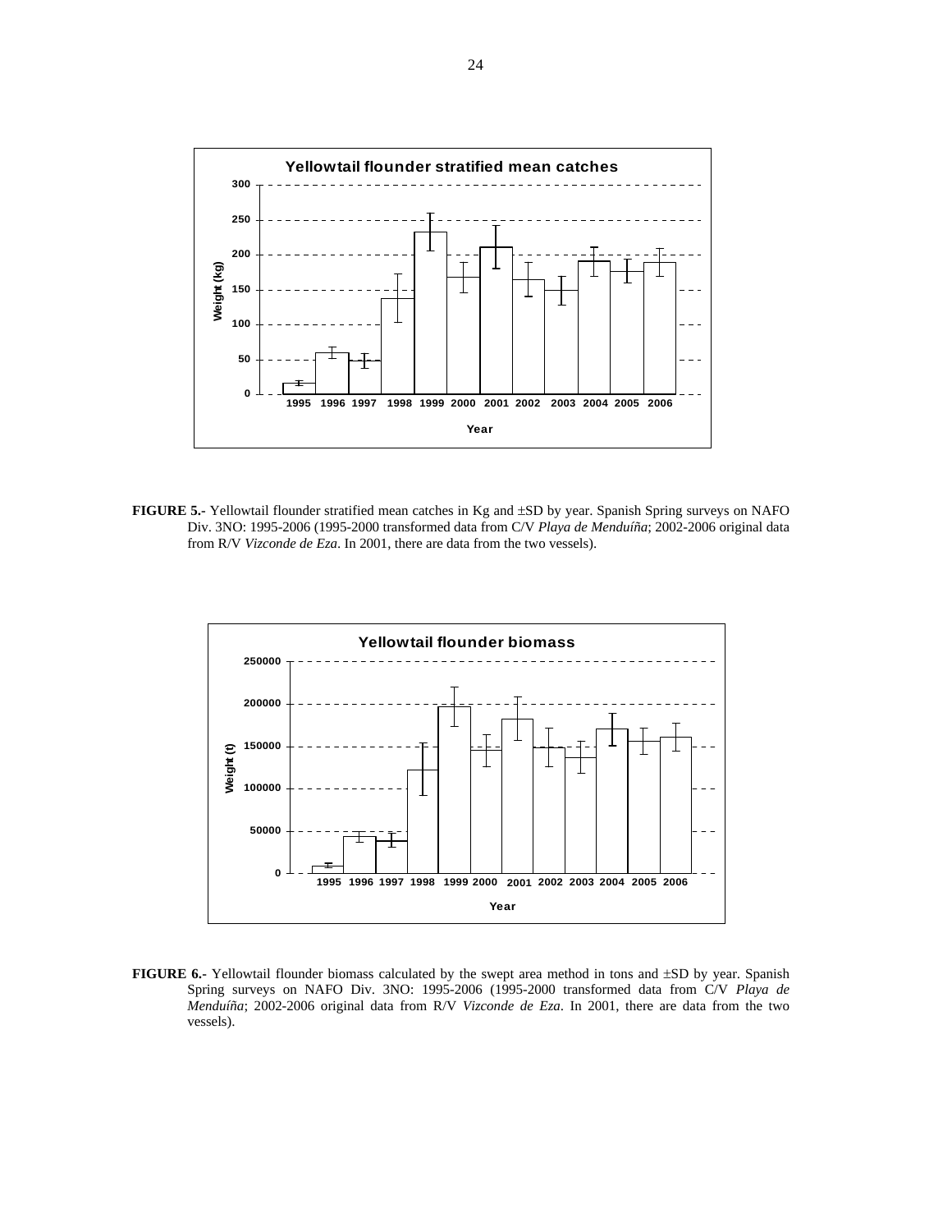**FIGURE 5.-** Yellowtail flounder stratified mean catches in Kg and ±SD by year. Spanish Spring surveys on NAFO Div. 3NO: 1995-2006 (1995-2000 transformed data from C/V *Playa de Menduíña*; 2002-2006 original data from R/V *Vizconde de Eza*. In 2001, there are data from the two vessels).

**FIGURE 6.-** Yellowtail flounder biomass calculated by the swept area method in tons and ±SD by year. Spanish Spring surveys on NAFO Div. 3NO: 1995-2006 (1995-2000 transformed data from C/V *Playa de Menduíña*; 2002-2006 original data from R/V *Vizconde de Eza*. In 2001, there are data from the two vessels).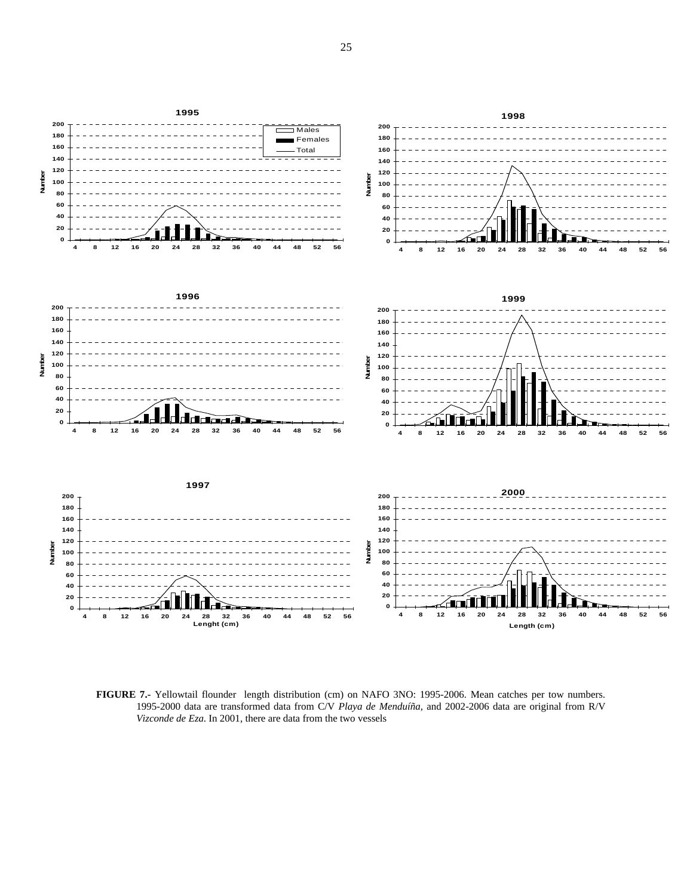**FIGURE 7.-** Yellowtail flounder length distribution (cm) on NAFO 3NO: 1995-2006. Mean catches per tow numbers. 1995-2000 data are transformed data from C/V *Playa de Menduíña*, and 2002-2006 data are original from R/V *Vizconde de Eza*. In 2001, there are data from the two vessels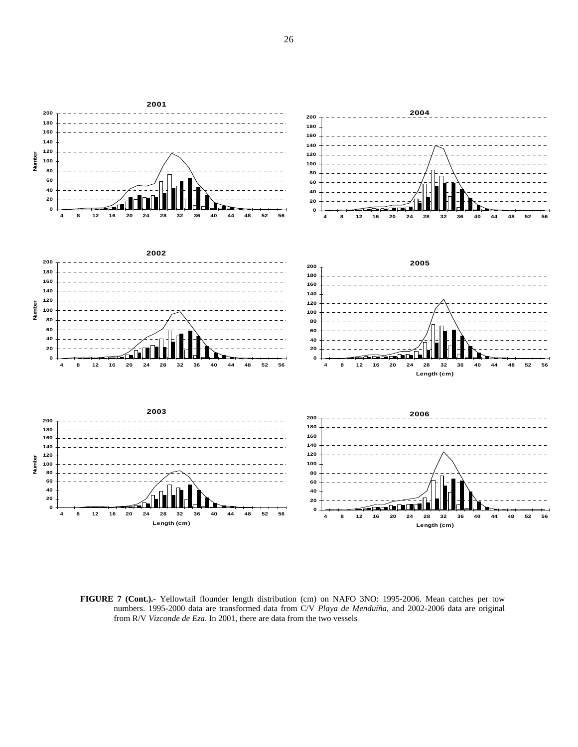**FIGURE 7 (Cont.).-** Yellowtail flounder length distribution (cm) on NAFO 3NO: 1995-2006. Mean catches per tow numbers. 1995-2000 data are transformed data from C/V *Playa de Menduíña*, and 2002-2006 data are original from R/V *Vizconde de Eza*. In 2001, there are data from the two vessels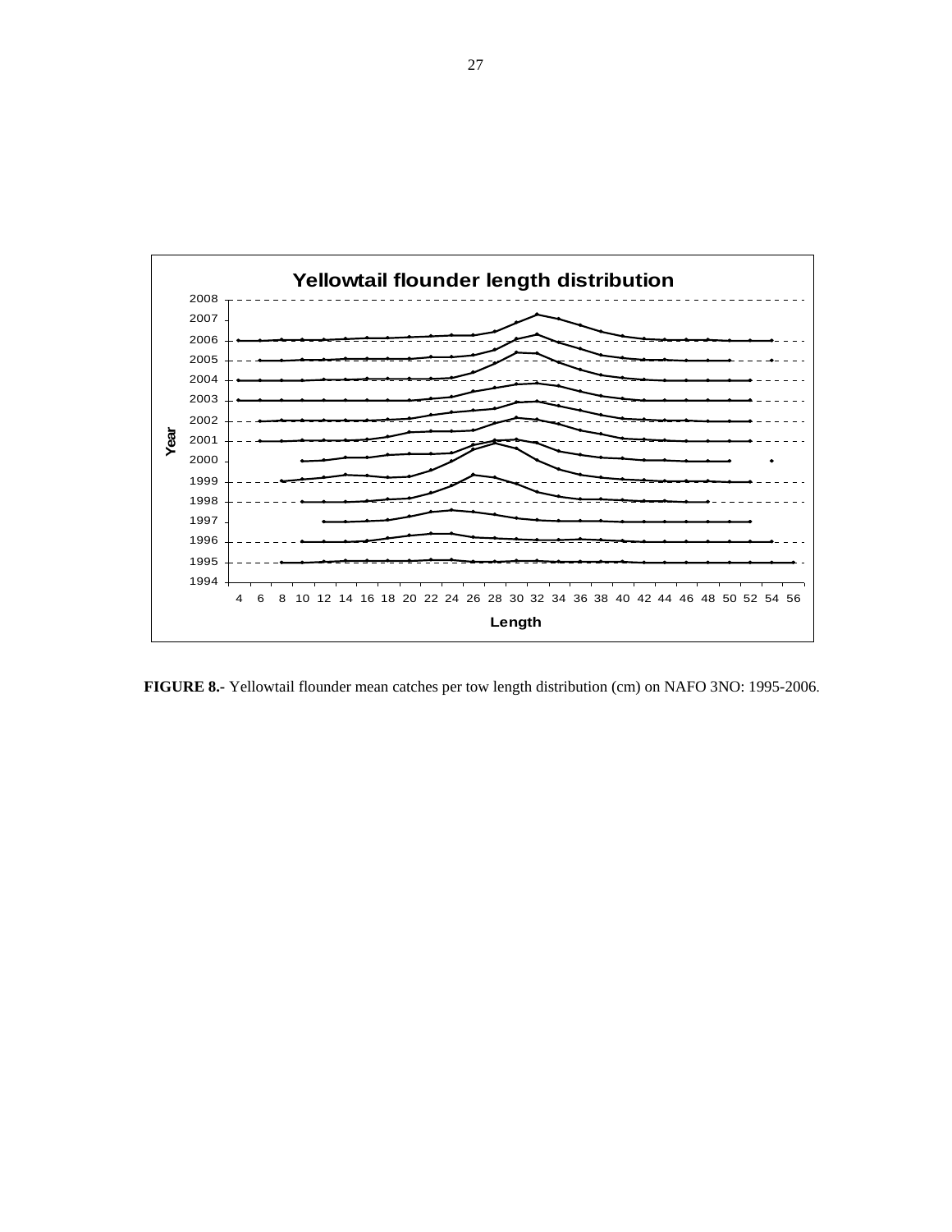Yellowtail flounder length distribution

2008
2007
2006
2005
2004
2003
2002
2001
2000
1999
1998
1997
1996
1995
1994

Year

4 6 8 10 12 14 16 18 20 22 24 26 28 30 32 34 36 38 40 42 44 46 48 50 52 54 56

Length

**FIGURE 8.-** Yellowtail flounder mean catches per tow length distribution (cm) on NAFO 3NO: 1995-2006.